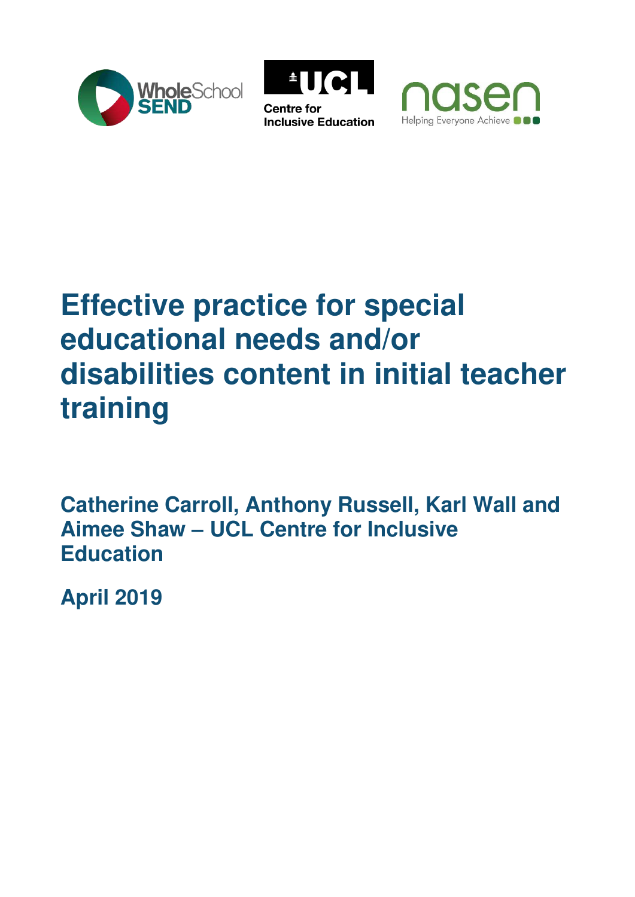# Effective practice for special educational needs and/or disabilities content in initial teacher training

**Catherine Carroll, Anthony Russell, Karl Wall and Aimee Shaw – UCL Centre for Inclusive Education**

**April 2019**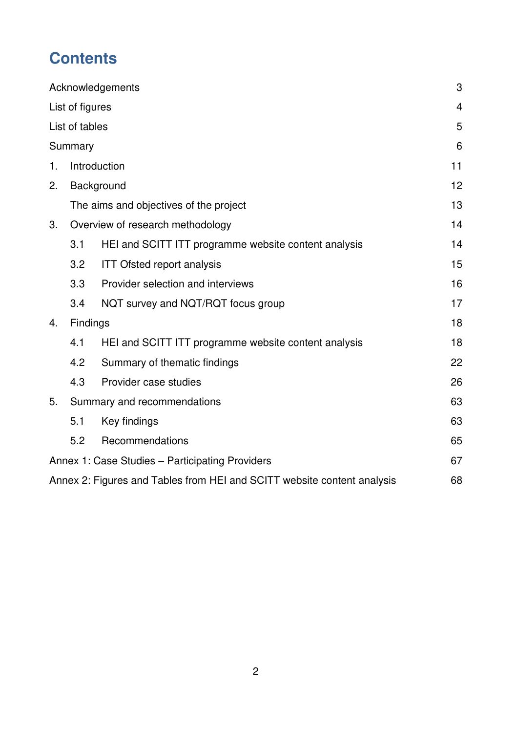# Contents

| | |
|---|---|
| Acknowledgements | 3 |
| List of figures | 4 |
| List of tables | 5 |
| Summary | 6 |
| 1. Introduction | 11 |
| 2. Background | 12 |
| The aims and objectives of the project | 13 |
| 3. Overview of research methodology | 14 |
| 3.1 HEI and SCITT ITT programme website content analysis | 14 |
| 3.2 ITT Ofsted report analysis | 15 |
| 3.3 Provider selection and interviews | 16 |
| 3.4 NQT survey and NQT/RQT focus group | 17 |
| 4. Findings | 18 |
| 4.1 HEI and SCITT ITT programme website content analysis | 18 |
| 4.2 Summary of thematic findings | 22 |
| 4.3 Provider case studies | 26 |
| 5. Summary and recommendations | 63 |
| 5.1 Key findings | 63 |
| 5.2 Recommendations | 65 |
| Annex 1: Case Studies – Participating Providers | 67 |
| Annex 2: Figures and Tables from HEI and SCITT website content analysis | 68 |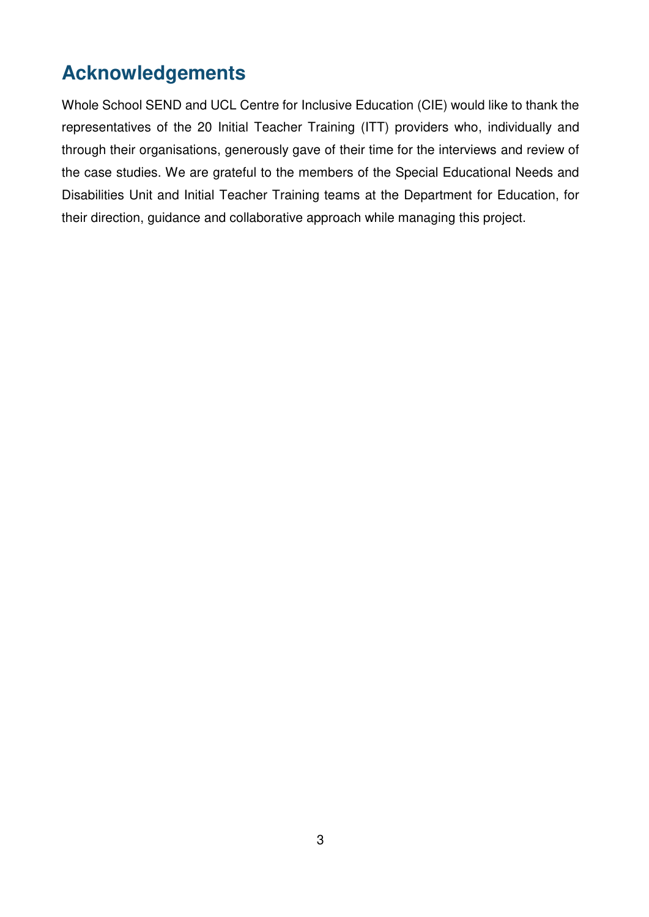## Acknowledgements

Whole School SEND and UCL Centre for Inclusive Education (CIE) would like to thank the representatives of the 20 Initial Teacher Training (ITT) providers who, individually and through their organisations, generously gave of their time for the interviews and review of the case studies. We are grateful to the members of the Special Educational Needs and Disabilities Unit and Initial Teacher Training teams at the Department for Education, for their direction, guidance and collaborative approach while managing this project.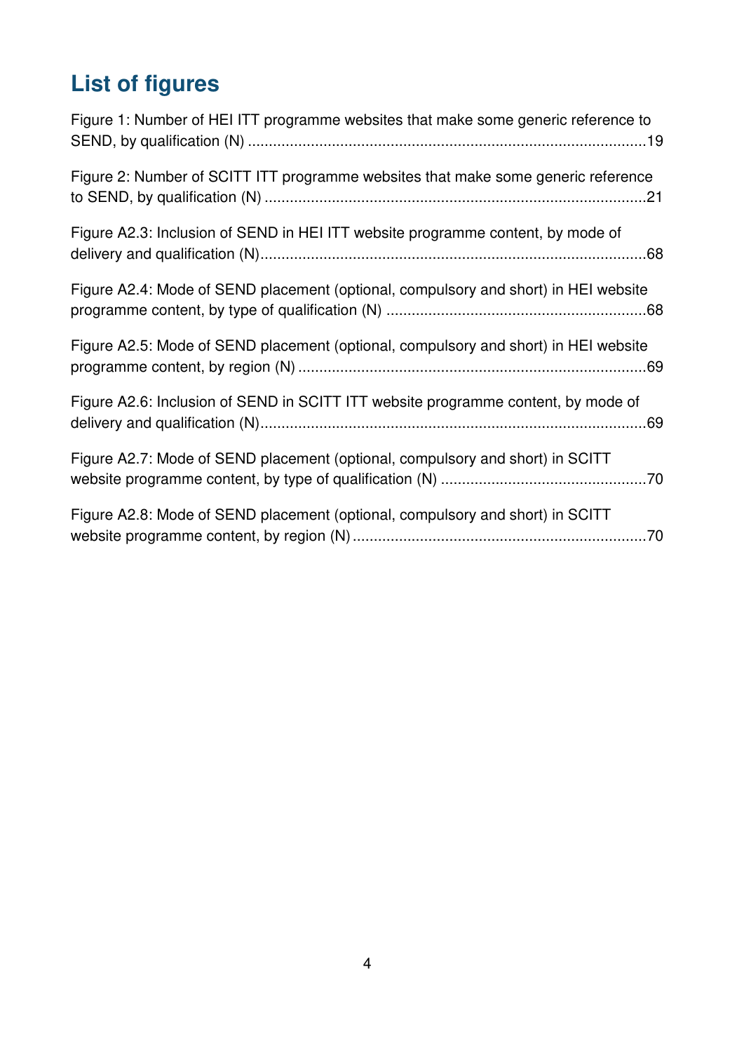## List of figures

Figure 1: Number of HEI ITT programme websites that make some generic reference to SEND, by qualification (N) .....19

Figure 2: Number of SCITT ITT programme websites that make some generic reference to SEND, by qualification (N) .....21

Figure A2.3: Inclusion of SEND in HEI ITT website programme content, by mode of delivery and qualification (N).....68

Figure A2.4: Mode of SEND placement (optional, compulsory and short) in HEI website programme content, by type of qualification (N) .....68

Figure A2.5: Mode of SEND placement (optional, compulsory and short) in HEI website programme content, by region (N) .....69

Figure A2.6: Inclusion of SEND in SCITT ITT website programme content, by mode of delivery and qualification (N).....69

Figure A2.7: Mode of SEND placement (optional, compulsory and short) in SCITT website programme content, by type of qualification (N) .....70

Figure A2.8: Mode of SEND placement (optional, compulsory and short) in SCITT website programme content, by region (N) .....70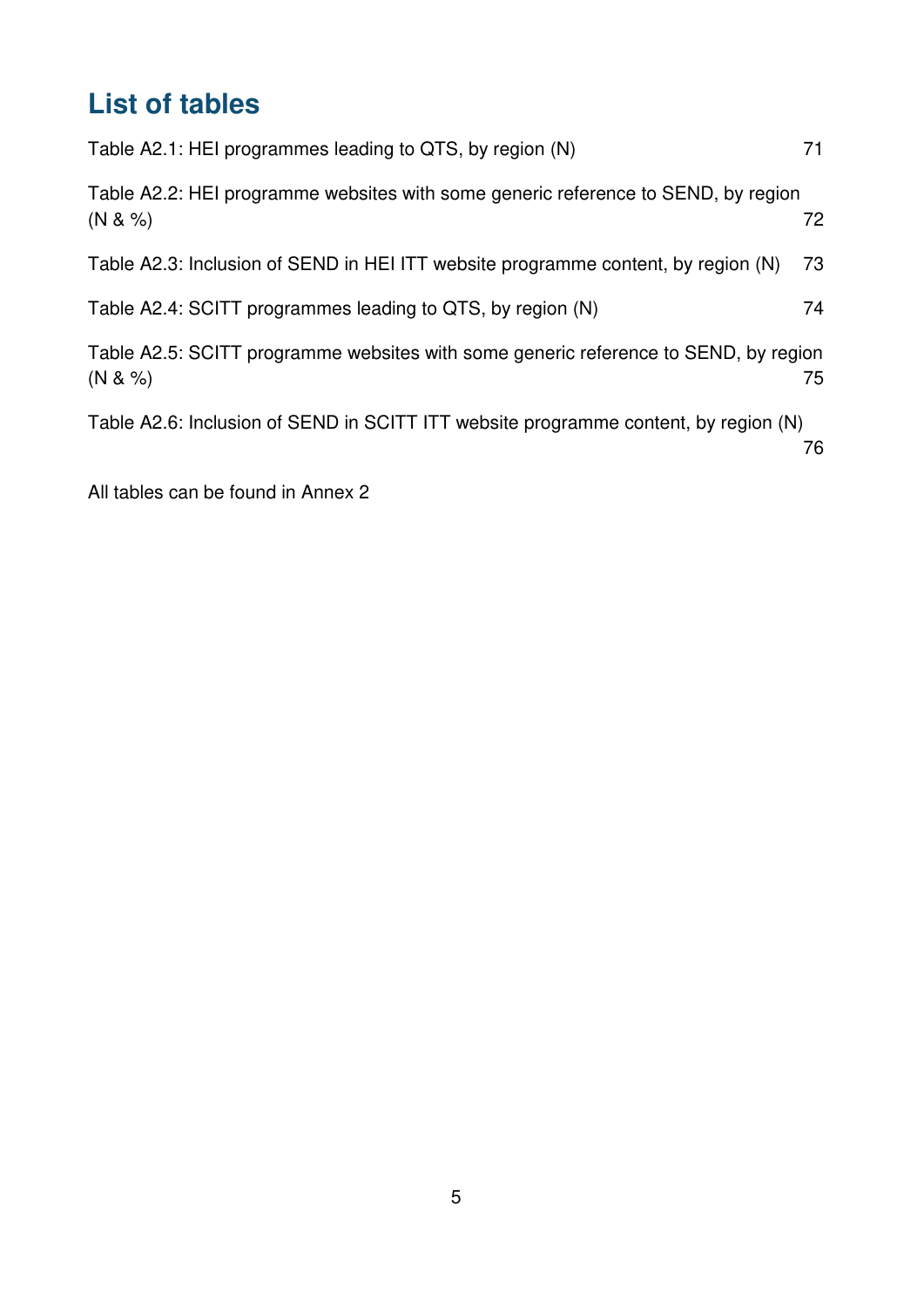## List of tables

Table A2.1: HEI programmes leading to QTS, by region (N) 71

Table A2.2: HEI programme websites with some generic reference to SEND, by region (N & %) 72

Table A2.3: Inclusion of SEND in HEI ITT website programme content, by region (N) 73

Table A2.4: SCITT programmes leading to QTS, by region (N) 74

Table A2.5: SCITT programme websites with some generic reference to SEND, by region (N & %) 75

Table A2.6: Inclusion of SEND in SCITT ITT website programme content, by region (N) 76

All tables can be found in Annex 2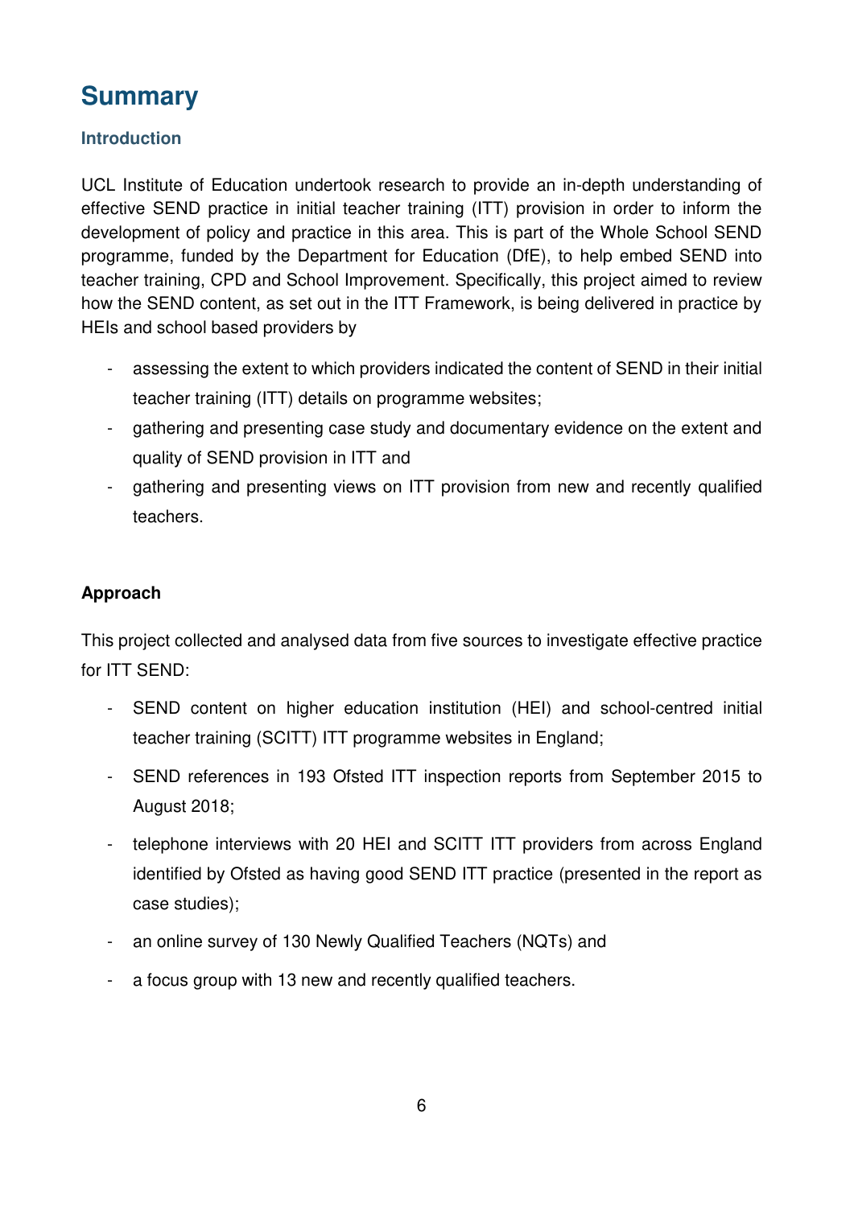# Summary

### Introduction

UCL Institute of Education undertook research to provide an in-depth understanding of effective SEND practice in initial teacher training (ITT) provision in order to inform the development of policy and practice in this area. This is part of the Whole School SEND programme, funded by the Department for Education (DfE), to help embed SEND into teacher training, CPD and School Improvement. Specifically, this project aimed to review how the SEND content, as set out in the ITT Framework, is being delivered in practice by HEIs and school based providers by

- assessing the extent to which providers indicated the content of SEND in their initial teacher training (ITT) details on programme websites;
- gathering and presenting case study and documentary evidence on the extent and quality of SEND provision in ITT and
- gathering and presenting views on ITT provision from new and recently qualified teachers.

**Approach**

This project collected and analysed data from five sources to investigate effective practice for ITT SEND:

- SEND content on higher education institution (HEI) and school-centred initial teacher training (SCITT) ITT programme websites in England;
- SEND references in 193 Ofsted ITT inspection reports from September 2015 to August 2018;
- telephone interviews with 20 HEI and SCITT ITT providers from across England identified by Ofsted as having good SEND ITT practice (presented in the report as case studies);
- an online survey of 130 Newly Qualified Teachers (NQTs) and
- a focus group with 13 new and recently qualified teachers.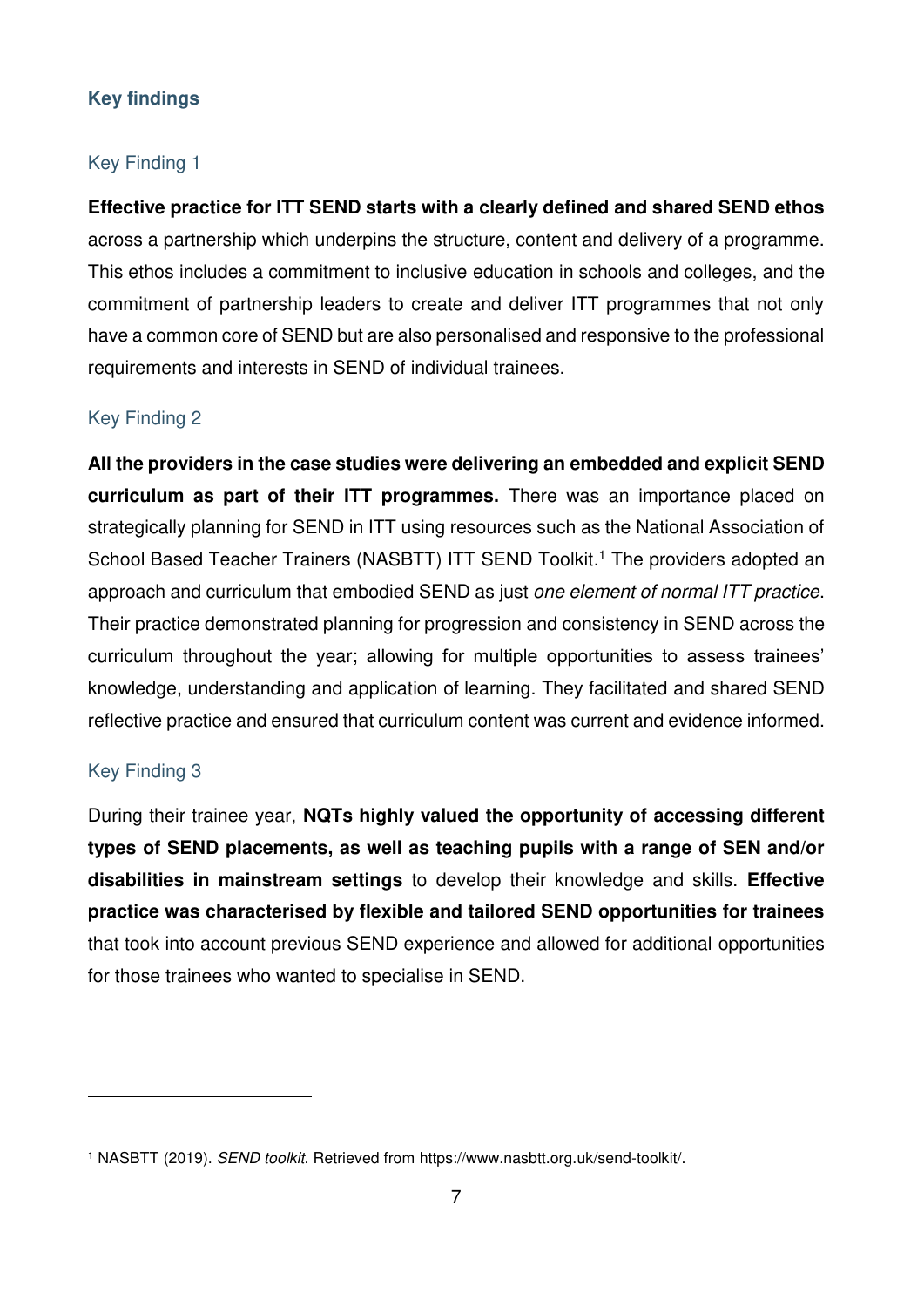## Key findings

### Key Finding 1

**Effective practice for ITT SEND starts with a clearly defined and shared SEND ethos** across a partnership which underpins the structure, content and delivery of a programme. This ethos includes a commitment to inclusive education in schools and colleges, and the commitment of partnership leaders to create and deliver ITT programmes that not only have a common core of SEND but are also personalised and responsive to the professional requirements and interests in SEND of individual trainees.

### Key Finding 2

**All the providers in the case studies were delivering an embedded and explicit SEND curriculum as part of their ITT programmes.** There was an importance placed on strategically planning for SEND in ITT using resources such as the National Association of School Based Teacher Trainers (NASBTT) ITT SEND Toolkit.[1] The providers adopted an approach and curriculum that embodied SEND as just *one element of normal ITT practice*. Their practice demonstrated planning for progression and consistency in SEND across the curriculum throughout the year; allowing for multiple opportunities to assess trainees' knowledge, understanding and application of learning. They facilitated and shared SEND reflective practice and ensured that curriculum content was current and evidence informed.

### Key Finding 3

During their trainee year, **NQTs highly valued the opportunity of accessing different types of SEND placements, as well as teaching pupils with a range of SEN and/or disabilities in mainstream settings** to develop their knowledge and skills. **Effective practice was characterised by flexible and tailored SEND opportunities for trainees** that took into account previous SEND experience and allowed for additional opportunities for those trainees who wanted to specialise in SEND.

---

[1] NASBTT (2019). *SEND toolkit*. Retrieved from https://www.nasbtt.org.uk/send-toolkit/.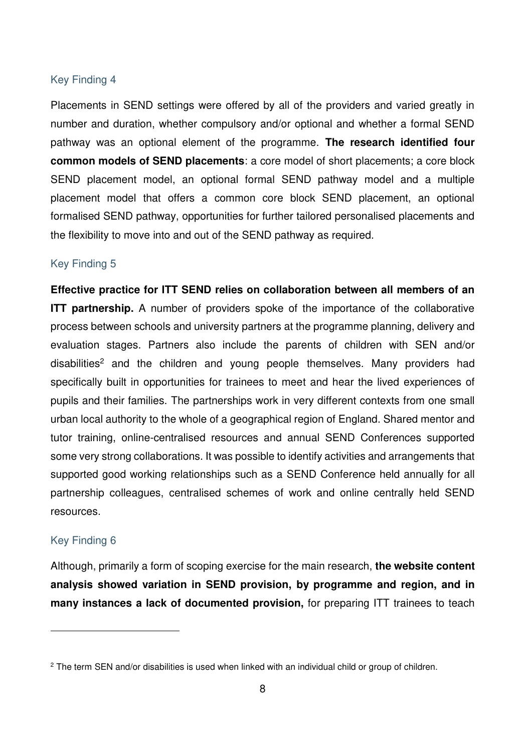### Key Finding 4

Placements in SEND settings were offered by all of the providers and varied greatly in number and duration, whether compulsory and/or optional and whether a formal SEND pathway was an optional element of the programme. **The research identified four common models of SEND placements**: a core model of short placements; a core block SEND placement model, an optional formal SEND pathway model and a multiple placement model that offers a common core block SEND placement, an optional formalised SEND pathway, opportunities for further tailored personalised placements and the flexibility to move into and out of the SEND pathway as required.

### Key Finding 5

**Effective practice for ITT SEND relies on collaboration between all members of an ITT partnership.** A number of providers spoke of the importance of the collaborative process between schools and university partners at the programme planning, delivery and evaluation stages. Partners also include the parents of children with SEN and/or disabilities[2] and the children and young people themselves. Many providers had specifically built in opportunities for trainees to meet and hear the lived experiences of pupils and their families. The partnerships work in very different contexts from one small urban local authority to the whole of a geographical region of England. Shared mentor and tutor training, online-centralised resources and annual SEND Conferences supported some very strong collaborations. It was possible to identify activities and arrangements that supported good working relationships such as a SEND Conference held annually for all partnership colleagues, centralised schemes of work and online centrally held SEND resources.

### Key Finding 6

Although, primarily a form of scoping exercise for the main research, **the website content analysis showed variation in SEND provision, by programme and region, and in many instances a lack of documented provision,** for preparing ITT trainees to teach

---

[2] The term SEN and/or disabilities is used when linked with an individual child or group of children.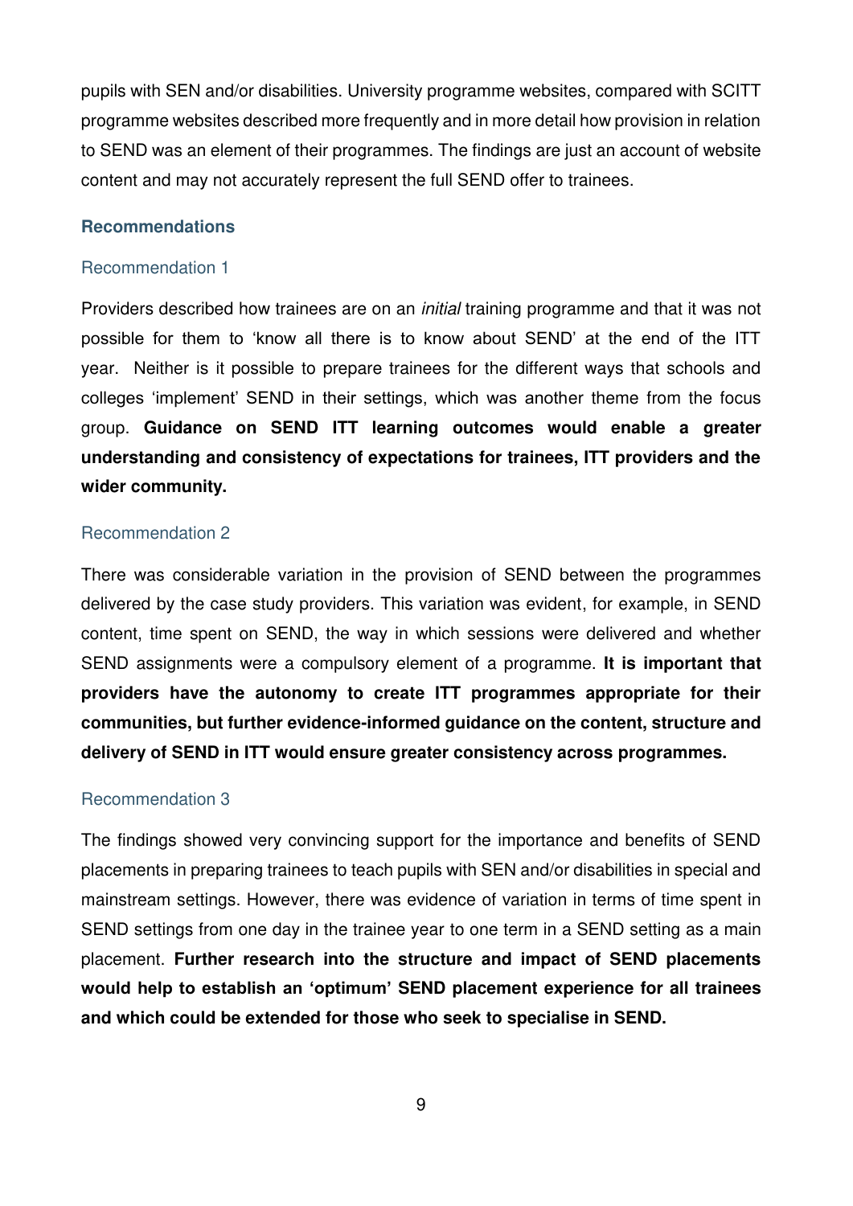pupils with SEN and/or disabilities. University programme websites, compared with SCITT programme websites described more frequently and in more detail how provision in relation to SEND was an element of their programmes. The findings are just an account of website content and may not accurately represent the full SEND offer to trainees.

## Recommendations

### Recommendation 1

Providers described how trainees are on an *initial* training programme and that it was not possible for them to 'know all there is to know about SEND' at the end of the ITT year. Neither is it possible to prepare trainees for the different ways that schools and colleges 'implement' SEND in their settings, which was another theme from the focus group. **Guidance on SEND ITT learning outcomes would enable a greater understanding and consistency of expectations for trainees, ITT providers and the wider community.**

### Recommendation 2

There was considerable variation in the provision of SEND between the programmes delivered by the case study providers. This variation was evident, for example, in SEND content, time spent on SEND, the way in which sessions were delivered and whether SEND assignments were a compulsory element of a programme. **It is important that providers have the autonomy to create ITT programmes appropriate for their communities, but further evidence-informed guidance on the content, structure and delivery of SEND in ITT would ensure greater consistency across programmes.**

### Recommendation 3

The findings showed very convincing support for the importance and benefits of SEND placements in preparing trainees to teach pupils with SEN and/or disabilities in special and mainstream settings. However, there was evidence of variation in terms of time spent in SEND settings from one day in the trainee year to one term in a SEND setting as a main placement. **Further research into the structure and impact of SEND placements would help to establish an 'optimum' SEND placement experience for all trainees and which could be extended for those who seek to specialise in SEND.**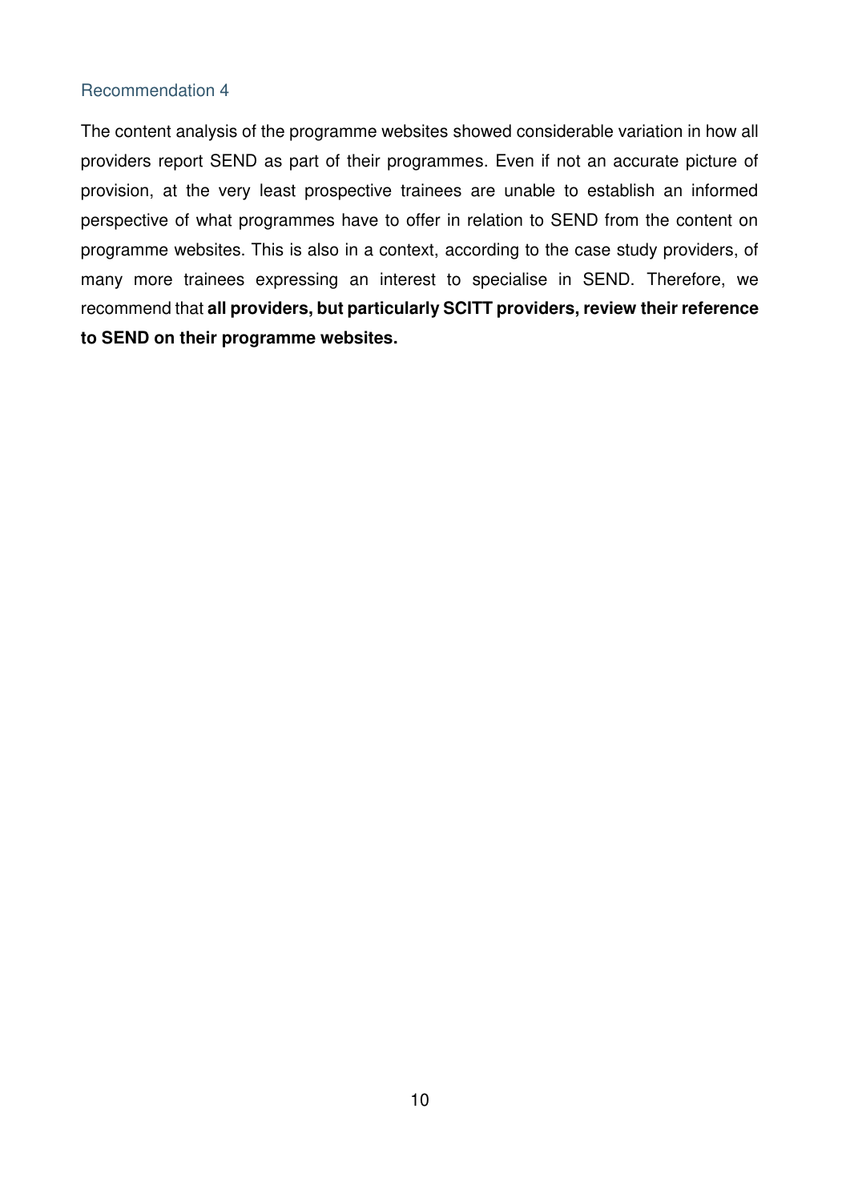### Recommendation 4

The content analysis of the programme websites showed considerable variation in how all providers report SEND as part of their programmes. Even if not an accurate picture of provision, at the very least prospective trainees are unable to establish an informed perspective of what programmes have to offer in relation to SEND from the content on programme websites. This is also in a context, according to the case study providers, of many more trainees expressing an interest to specialise in SEND. Therefore, we recommend that **all providers, but particularly SCITT providers, review their reference to SEND on their programme websites.**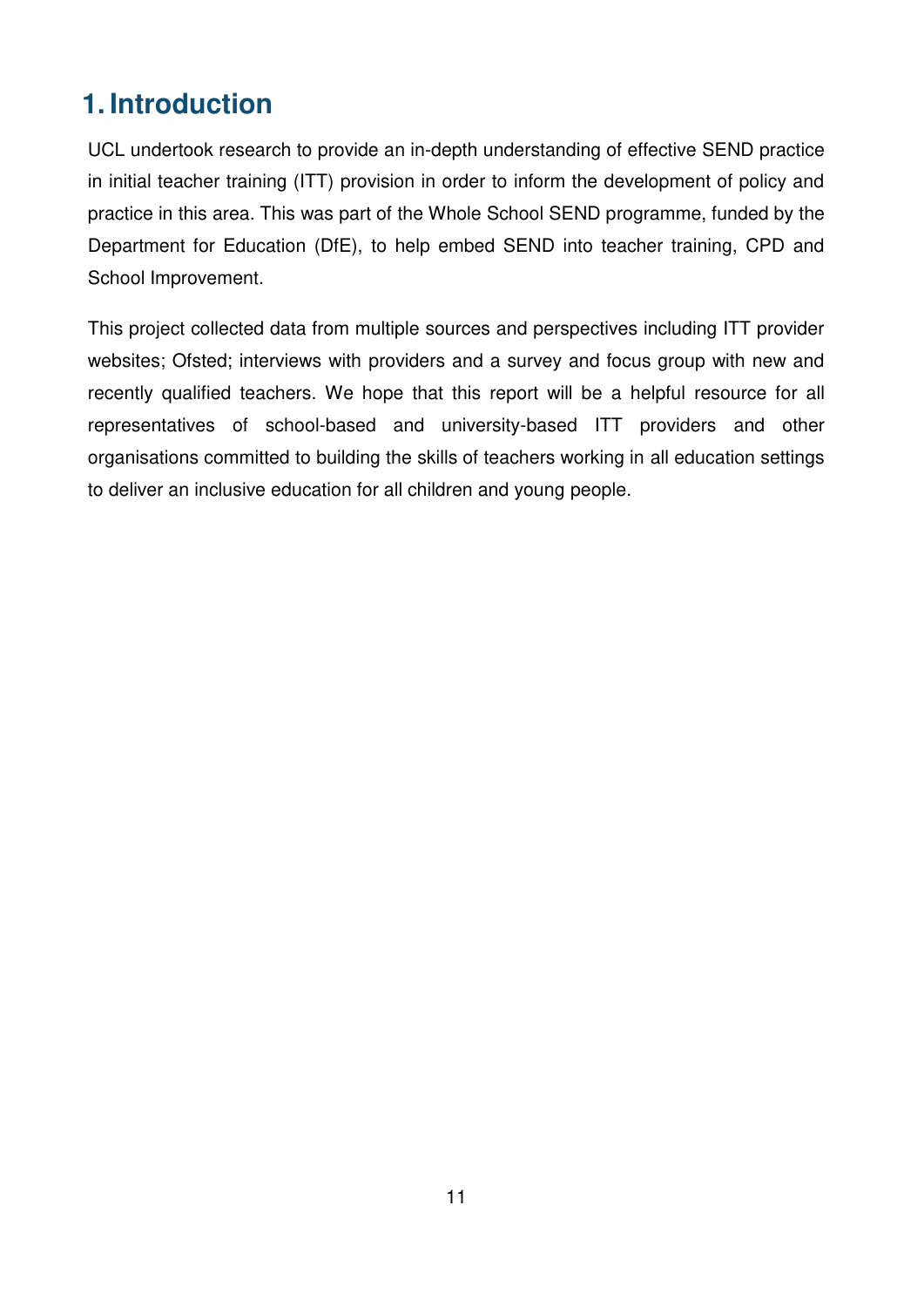# 1. Introduction

UCL undertook research to provide an in-depth understanding of effective SEND practice in initial teacher training (ITT) provision in order to inform the development of policy and practice in this area. This was part of the Whole School SEND programme, funded by the Department for Education (DfE), to help embed SEND into teacher training, CPD and School Improvement.

This project collected data from multiple sources and perspectives including ITT provider websites; Ofsted; interviews with providers and a survey and focus group with new and recently qualified teachers. We hope that this report will be a helpful resource for all representatives of school-based and university-based ITT providers and other organisations committed to building the skills of teachers working in all education settings to deliver an inclusive education for all children and young people.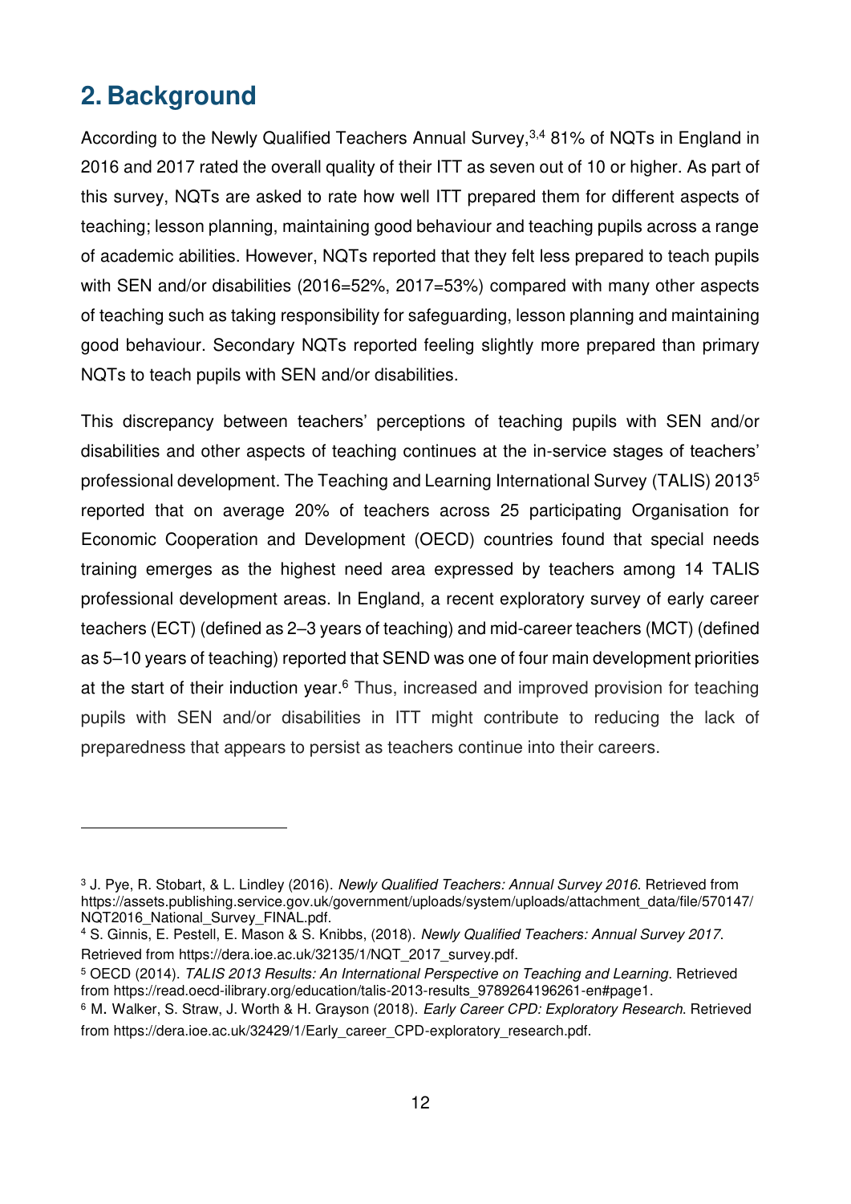## 2. Background

According to the Newly Qualified Teachers Annual Survey,[3,4] 81% of NQTs in England in 2016 and 2017 rated the overall quality of their ITT as seven out of 10 or higher. As part of this survey, NQTs are asked to rate how well ITT prepared them for different aspects of teaching; lesson planning, maintaining good behaviour and teaching pupils across a range of academic abilities. However, NQTs reported that they felt less prepared to teach pupils with SEN and/or disabilities (2016=52%, 2017=53%) compared with many other aspects of teaching such as taking responsibility for safeguarding, lesson planning and maintaining good behaviour. Secondary NQTs reported feeling slightly more prepared than primary NQTs to teach pupils with SEN and/or disabilities.

This discrepancy between teachers' perceptions of teaching pupils with SEN and/or disabilities and other aspects of teaching continues at the in-service stages of teachers' professional development. The Teaching and Learning International Survey (TALIS) 2013[5] reported that on average 20% of teachers across 25 participating Organisation for Economic Cooperation and Development (OECD) countries found that special needs training emerges as the highest need area expressed by teachers among 14 TALIS professional development areas. In England, a recent exploratory survey of early career teachers (ECT) (defined as 2–3 years of teaching) and mid-career teachers (MCT) (defined as 5–10 years of teaching) reported that SEND was one of four main development priorities at the start of their induction year.[6] Thus, increased and improved provision for teaching pupils with SEN and/or disabilities in ITT might contribute to reducing the lack of preparedness that appears to persist as teachers continue into their careers.

---

[3] J. Pye, R. Stobart, & L. Lindley (2016). *Newly Qualified Teachers: Annual Survey 2016*. Retrieved from https://assets.publishing.service.gov.uk/government/uploads/system/uploads/attachment_data/file/570147/NQT2016_National_Survey_FINAL.pdf.

[4] S. Ginnis, E. Pestell, E. Mason & S. Knibbs, (2018). *Newly Qualified Teachers: Annual Survey 2017*. Retrieved from https://dera.ioe.ac.uk/32135/1/NQT_2017_survey.pdf.

[5] OECD (2014). *TALIS 2013 Results: An International Perspective on Teaching and Learning*. Retrieved from https://read.oecd-ilibrary.org/education/talis-2013-results_9789264196261-en#page1.

[6] M. Walker, S. Straw, J. Worth & H. Grayson (2018). *Early Career CPD: Exploratory Research*. Retrieved from https://dera.ioe.ac.uk/32429/1/Early_career_CPD-exploratory_research.pdf.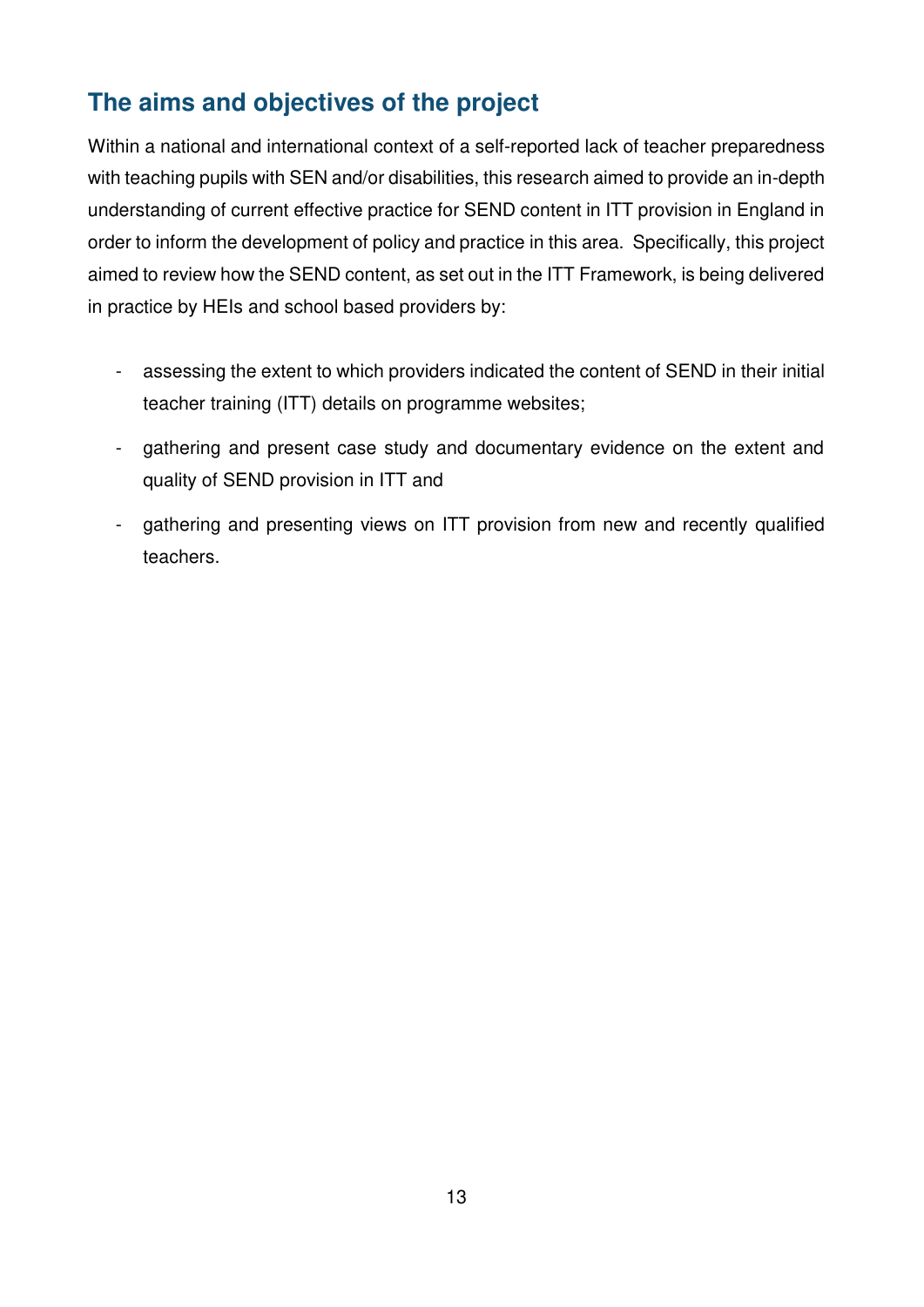## The aims and objectives of the project

Within a national and international context of a self-reported lack of teacher preparedness with teaching pupils with SEN and/or disabilities, this research aimed to provide an in-depth understanding of current effective practice for SEND content in ITT provision in England in order to inform the development of policy and practice in this area. Specifically, this project aimed to review how the SEND content, as set out in the ITT Framework, is being delivered in practice by HEIs and school based providers by:

- assessing the extent to which providers indicated the content of SEND in their initial teacher training (ITT) details on programme websites;
- gathering and present case study and documentary evidence on the extent and quality of SEND provision in ITT and
- gathering and presenting views on ITT provision from new and recently qualified teachers.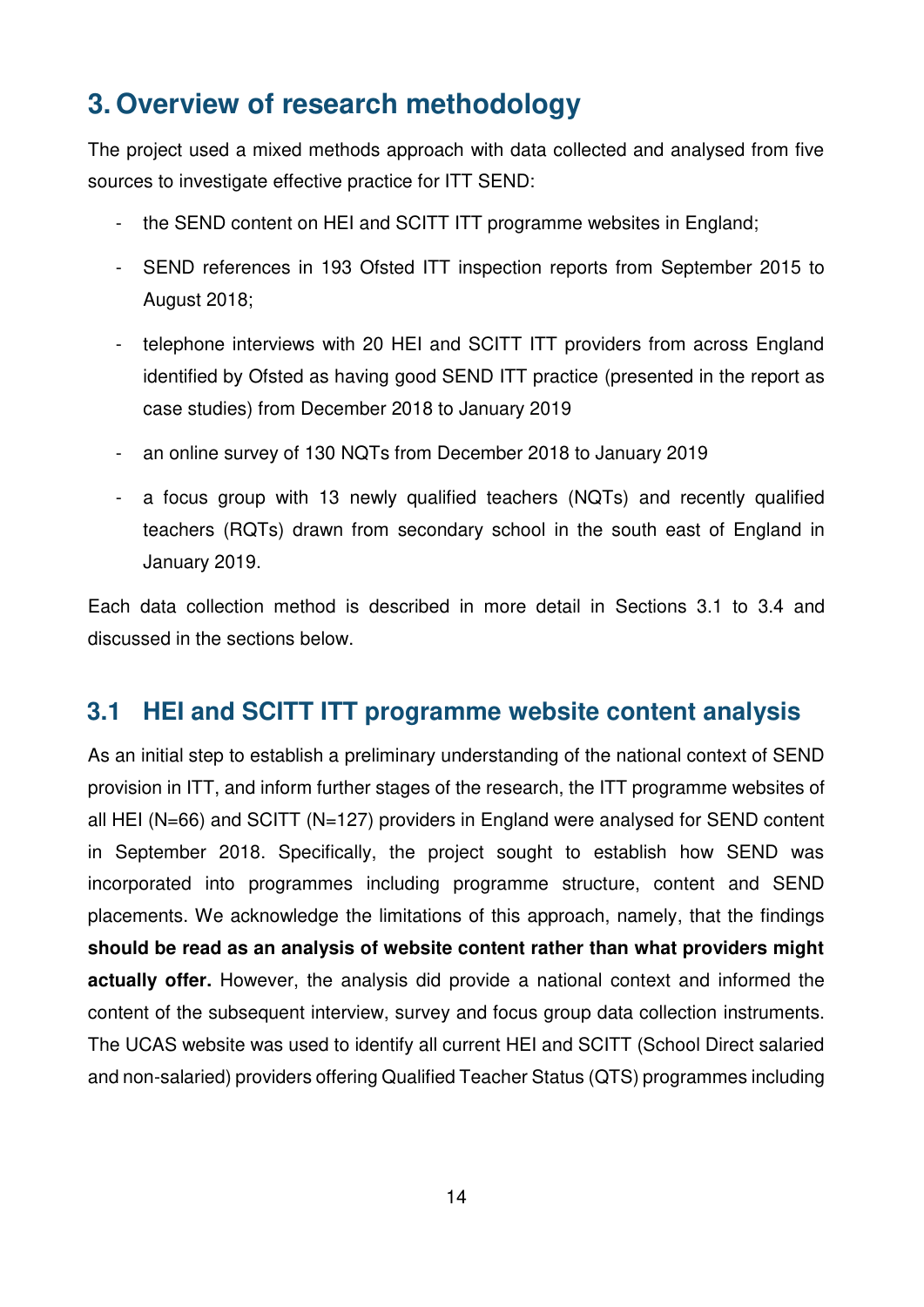# 3. Overview of research methodology

The project used a mixed methods approach with data collected and analysed from five sources to investigate effective practice for ITT SEND:

- the SEND content on HEI and SCITT ITT programme websites in England;
- SEND references in 193 Ofsted ITT inspection reports from September 2015 to August 2018;
- telephone interviews with 20 HEI and SCITT ITT providers from across England identified by Ofsted as having good SEND ITT practice (presented in the report as case studies) from December 2018 to January 2019
- an online survey of 130 NQTs from December 2018 to January 2019
- a focus group with 13 newly qualified teachers (NQTs) and recently qualified teachers (RQTs) drawn from secondary school in the south east of England in January 2019.

Each data collection method is described in more detail in Sections 3.1 to 3.4 and discussed in the sections below.

## 3.1 HEI and SCITT ITT programme website content analysis

As an initial step to establish a preliminary understanding of the national context of SEND provision in ITT, and inform further stages of the research, the ITT programme websites of all HEI (N=66) and SCITT (N=127) providers in England were analysed for SEND content in September 2018. Specifically, the project sought to establish how SEND was incorporated into programmes including programme structure, content and SEND placements. We acknowledge the limitations of this approach, namely, that the findings **should be read as an analysis of website content rather than what providers might actually offer.** However, the analysis did provide a national context and informed the content of the subsequent interview, survey and focus group data collection instruments. The UCAS website was used to identify all current HEI and SCITT (School Direct salaried and non-salaried) providers offering Qualified Teacher Status (QTS) programmes including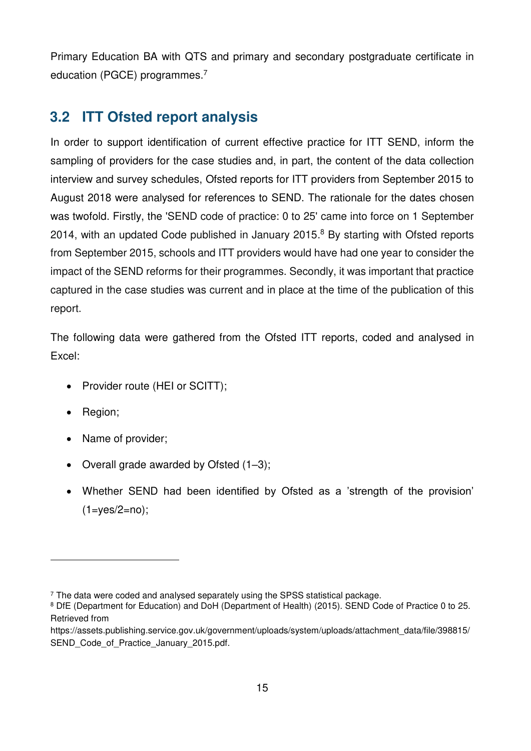Primary Education BA with QTS and primary and secondary postgraduate certificate in education (PGCE) programmes.[7]

## 3.2 ITT Ofsted report analysis

In order to support identification of current effective practice for ITT SEND, inform the sampling of providers for the case studies and, in part, the content of the data collection interview and survey schedules, Ofsted reports for ITT providers from September 2015 to August 2018 were analysed for references to SEND. The rationale for the dates chosen was twofold. Firstly, the 'SEND code of practice: 0 to 25' came into force on 1 September 2014, with an updated Code published in January 2015.[8] By starting with Ofsted reports from September 2015, schools and ITT providers would have had one year to consider the impact of the SEND reforms for their programmes. Secondly, it was important that practice captured in the case studies was current and in place at the time of the publication of this report.

The following data were gathered from the Ofsted ITT reports, coded and analysed in Excel:

- Provider route (HEI or SCITT);
- Region;
- Name of provider;
- Overall grade awarded by Ofsted (1–3);
- Whether SEND had been identified by Ofsted as a 'strength of the provision' (1=yes/2=no);

---

[7] The data were coded and analysed separately using the SPSS statistical package.

[8] DfE (Department for Education) and DoH (Department of Health) (2015). SEND Code of Practice 0 to 25. Retrieved from https://assets.publishing.service.gov.uk/government/uploads/system/uploads/attachment_data/file/398815/SEND_Code_of_Practice_January_2015.pdf.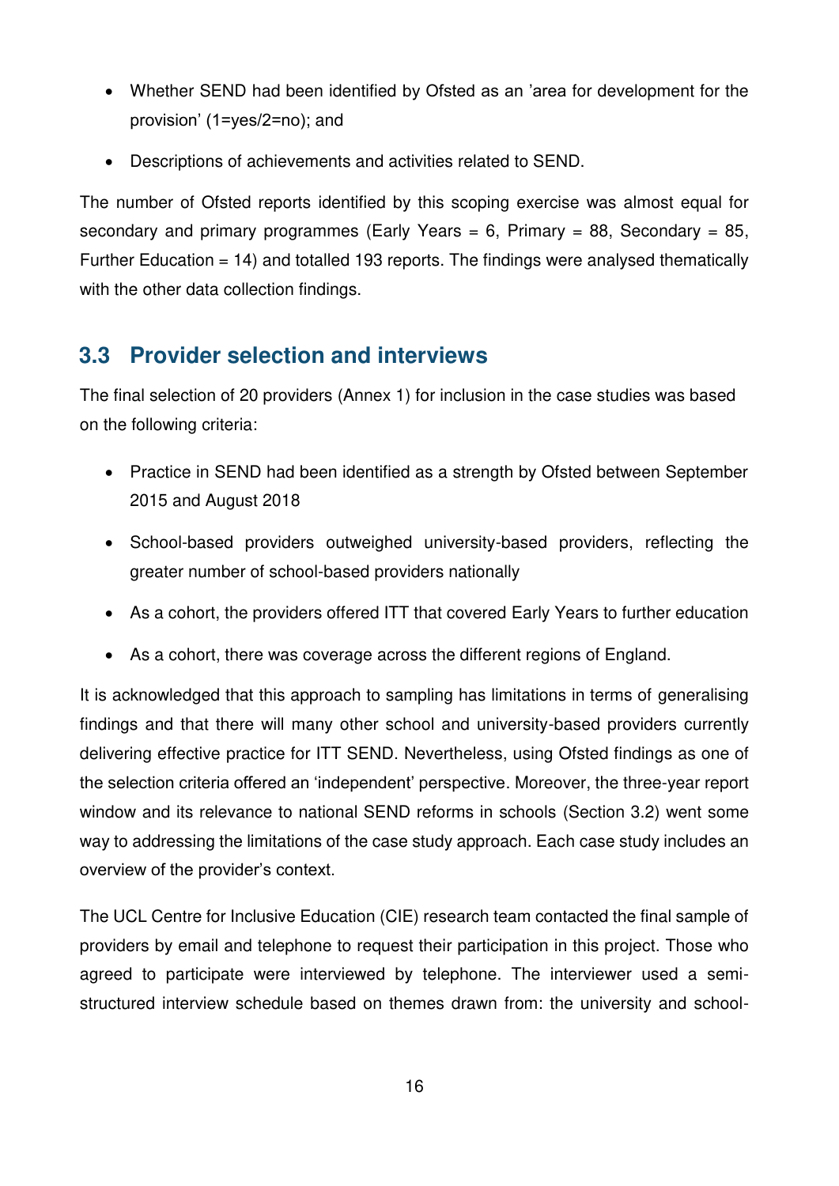- Whether SEND had been identified by Ofsted as an 'area for development for the provision' (1=yes/2=no); and
- Descriptions of achievements and activities related to SEND.

The number of Ofsted reports identified by this scoping exercise was almost equal for secondary and primary programmes (Early Years = 6, Primary = 88, Secondary = 85, Further Education = 14) and totalled 193 reports. The findings were analysed thematically with the other data collection findings.

## 3.3 Provider selection and interviews

The final selection of 20 providers (Annex 1) for inclusion in the case studies was based on the following criteria:

- Practice in SEND had been identified as a strength by Ofsted between September 2015 and August 2018
- School-based providers outweighed university-based providers, reflecting the greater number of school-based providers nationally
- As a cohort, the providers offered ITT that covered Early Years to further education
- As a cohort, there was coverage across the different regions of England.

It is acknowledged that this approach to sampling has limitations in terms of generalising findings and that there will many other school and university-based providers currently delivering effective practice for ITT SEND. Nevertheless, using Ofsted findings as one of the selection criteria offered an 'independent' perspective. Moreover, the three-year report window and its relevance to national SEND reforms in schools (Section 3.2) went some way to addressing the limitations of the case study approach. Each case study includes an overview of the provider's context.

The UCL Centre for Inclusive Education (CIE) research team contacted the final sample of providers by email and telephone to request their participation in this project. Those who agreed to participate were interviewed by telephone. The interviewer used a semi-structured interview schedule based on themes drawn from: the university and school-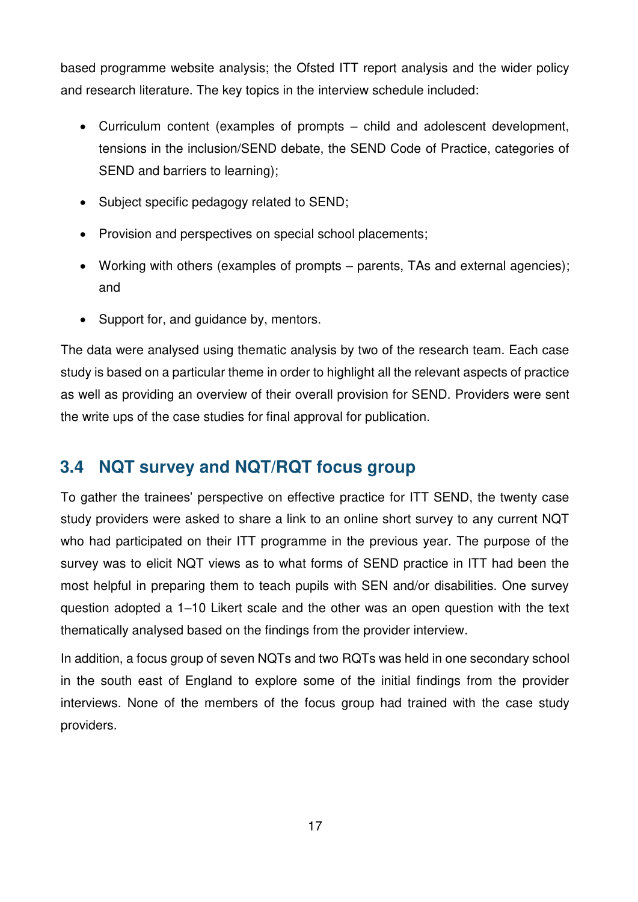based programme website analysis; the Ofsted ITT report analysis and the wider policy and research literature. The key topics in the interview schedule included:

- Curriculum content (examples of prompts – child and adolescent development, tensions in the inclusion/SEND debate, the SEND Code of Practice, categories of SEND and barriers to learning);
- Subject specific pedagogy related to SEND;
- Provision and perspectives on special school placements;
- Working with others (examples of prompts – parents, TAs and external agencies); and
- Support for, and guidance by, mentors.

The data were analysed using thematic analysis by two of the research team. Each case study is based on a particular theme in order to highlight all the relevant aspects of practice as well as providing an overview of their overall provision for SEND. Providers were sent the write ups of the case studies for final approval for publication.

## 3.4 NQT survey and NQT/RQT focus group

To gather the trainees' perspective on effective practice for ITT SEND, the twenty case study providers were asked to share a link to an online short survey to any current NQT who had participated on their ITT programme in the previous year. The purpose of the survey was to elicit NQT views as to what forms of SEND practice in ITT had been the most helpful in preparing them to teach pupils with SEN and/or disabilities. One survey question adopted a 1–10 Likert scale and the other was an open question with the text thematically analysed based on the findings from the provider interview.

In addition, a focus group of seven NQTs and two RQTs was held in one secondary school in the south east of England to explore some of the initial findings from the provider interviews. None of the members of the focus group had trained with the case study providers.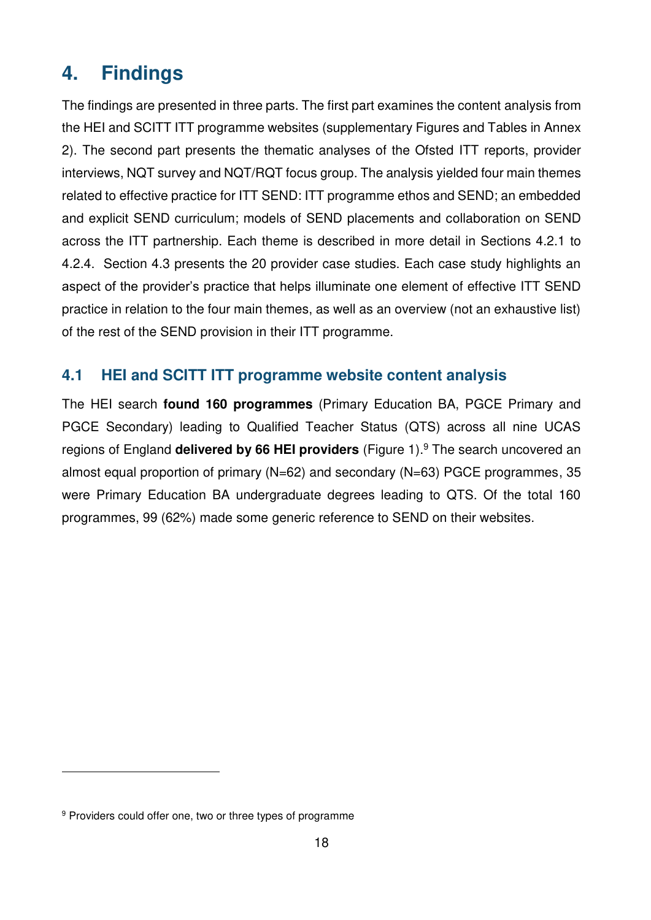# 4. Findings

The findings are presented in three parts. The first part examines the content analysis from the HEI and SCITT ITT programme websites (supplementary Figures and Tables in Annex 2). The second part presents the thematic analyses of the Ofsted ITT reports, provider interviews, NQT survey and NQT/RQT focus group. The analysis yielded four main themes related to effective practice for ITT SEND: ITT programme ethos and SEND; an embedded and explicit SEND curriculum; models of SEND placements and collaboration on SEND across the ITT partnership. Each theme is described in more detail in Sections 4.2.1 to 4.2.4. Section 4.3 presents the 20 provider case studies. Each case study highlights an aspect of the provider's practice that helps illuminate one element of effective ITT SEND practice in relation to the four main themes, as well as an overview (not an exhaustive list) of the rest of the SEND provision in their ITT programme.

## 4.1 HEI and SCITT ITT programme website content analysis

The HEI search **found 160 programmes** (Primary Education BA, PGCE Primary and PGCE Secondary) leading to Qualified Teacher Status (QTS) across all nine UCAS regions of England **delivered by 66 HEI providers** (Figure 1).[9] The search uncovered an almost equal proportion of primary (N=62) and secondary (N=63) PGCE programmes, 35 were Primary Education BA undergraduate degrees leading to QTS. Of the total 160 programmes, 99 (62%) made some generic reference to SEND on their websites.

---

[9] Providers could offer one, two or three types of programme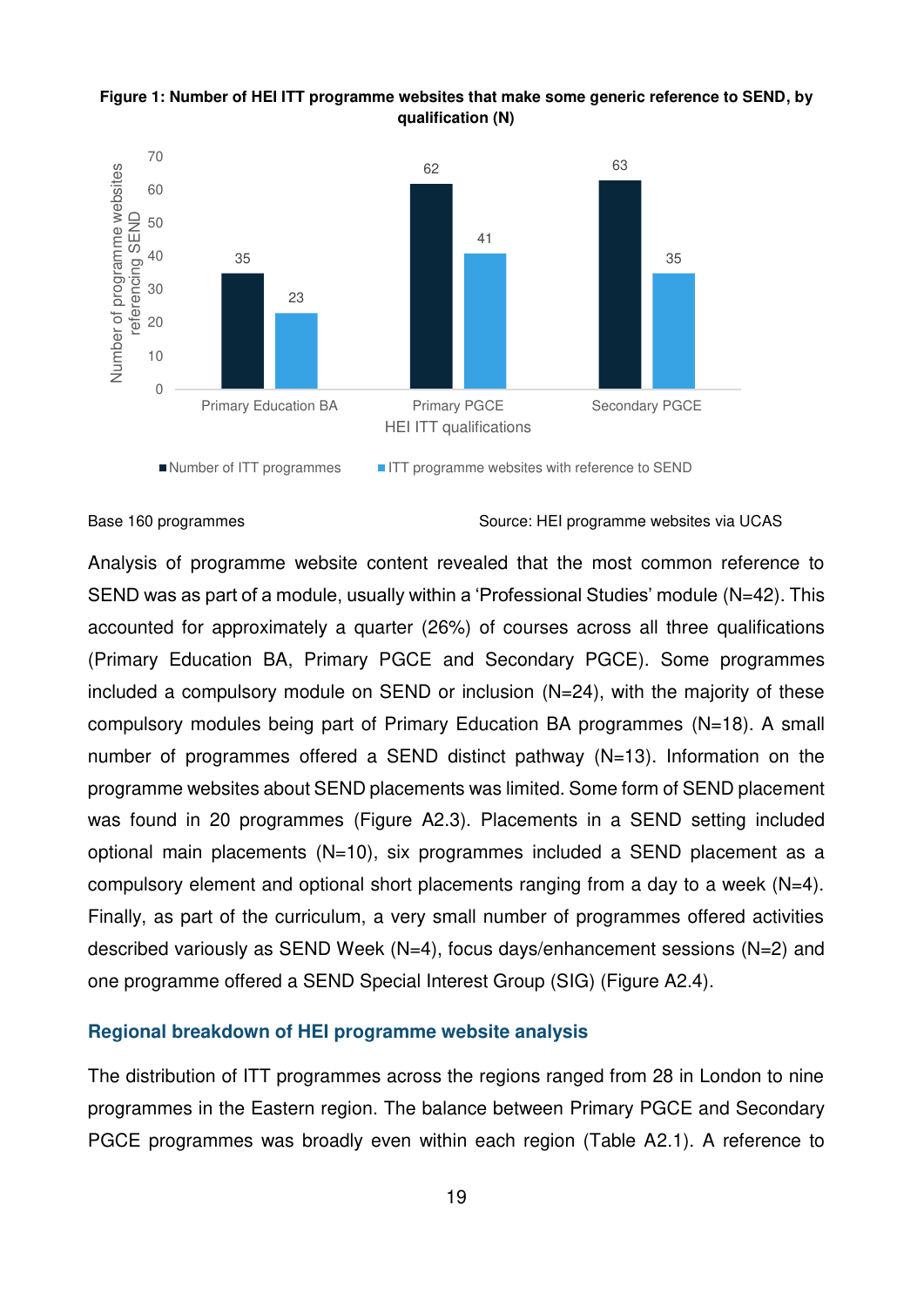**Figure 1: Number of HEI ITT programme websites that make some generic reference to SEND, by qualification (N)**

| HEI ITT qualifications | Number of ITT programmes | ITT programme websites with reference to SEND |
|---|---|---|
| Primary Education BA | 35 | 23 |
| Primary PGCE | 62 | 41 |
| Secondary PGCE | 63 | 35 |

Base 160 programmes

Source: HEI programme websites via UCAS

Analysis of programme website content revealed that the most common reference to SEND was as part of a module, usually within a 'Professional Studies' module (N=42). This accounted for approximately a quarter (26%) of courses across all three qualifications (Primary Education BA, Primary PGCE and Secondary PGCE). Some programmes included a compulsory module on SEND or inclusion (N=24), with the majority of these compulsory modules being part of Primary Education BA programmes (N=18). A small number of programmes offered a SEND distinct pathway (N=13). Information on the programme websites about SEND placements was limited. Some form of SEND placement was found in 20 programmes (Figure A2.3). Placements in a SEND setting included optional main placements (N=10), six programmes included a SEND placement as a compulsory element and optional short placements ranging from a day to a week (N=4). Finally, as part of the curriculum, a very small number of programmes offered activities described variously as SEND Week (N=4), focus days/enhancement sessions (N=2) and one programme offered a SEND Special Interest Group (SIG) (Figure A2.4).

### Regional breakdown of HEI programme website analysis

The distribution of ITT programmes across the regions ranged from 28 in London to nine programmes in the Eastern region. The balance between Primary PGCE and Secondary PGCE programmes was broadly even within each region (Table A2.1). A reference to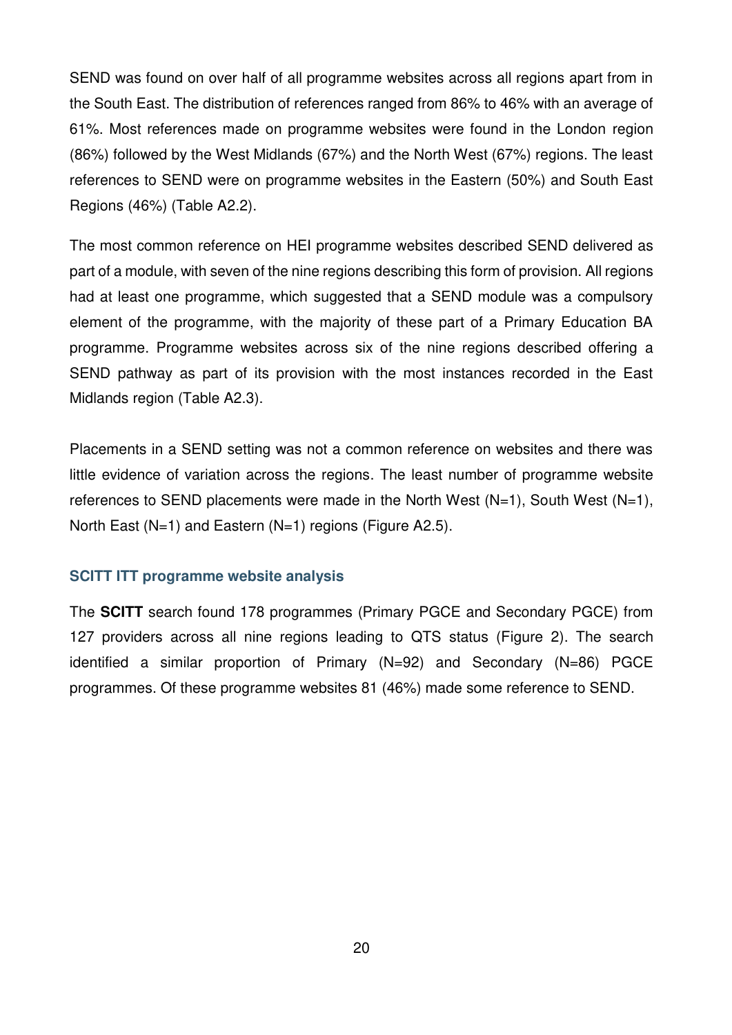SEND was found on over half of all programme websites across all regions apart from in the South East. The distribution of references ranged from 86% to 46% with an average of 61%. Most references made on programme websites were found in the London region (86%) followed by the West Midlands (67%) and the North West (67%) regions. The least references to SEND were on programme websites in the Eastern (50%) and South East Regions (46%) (Table A2.2).

The most common reference on HEI programme websites described SEND delivered as part of a module, with seven of the nine regions describing this form of provision. All regions had at least one programme, which suggested that a SEND module was a compulsory element of the programme, with the majority of these part of a Primary Education BA programme. Programme websites across six of the nine regions described offering a SEND pathway as part of its provision with the most instances recorded in the East Midlands region (Table A2.3).

Placements in a SEND setting was not a common reference on websites and there was little evidence of variation across the regions. The least number of programme website references to SEND placements were made in the North West (N=1), South West (N=1), North East (N=1) and Eastern (N=1) regions (Figure A2.5).

### SCITT ITT programme website analysis

The **SCITT** search found 178 programmes (Primary PGCE and Secondary PGCE) from 127 providers across all nine regions leading to QTS status (Figure 2). The search identified a similar proportion of Primary (N=92) and Secondary (N=86) PGCE programmes. Of these programme websites 81 (46%) made some reference to SEND.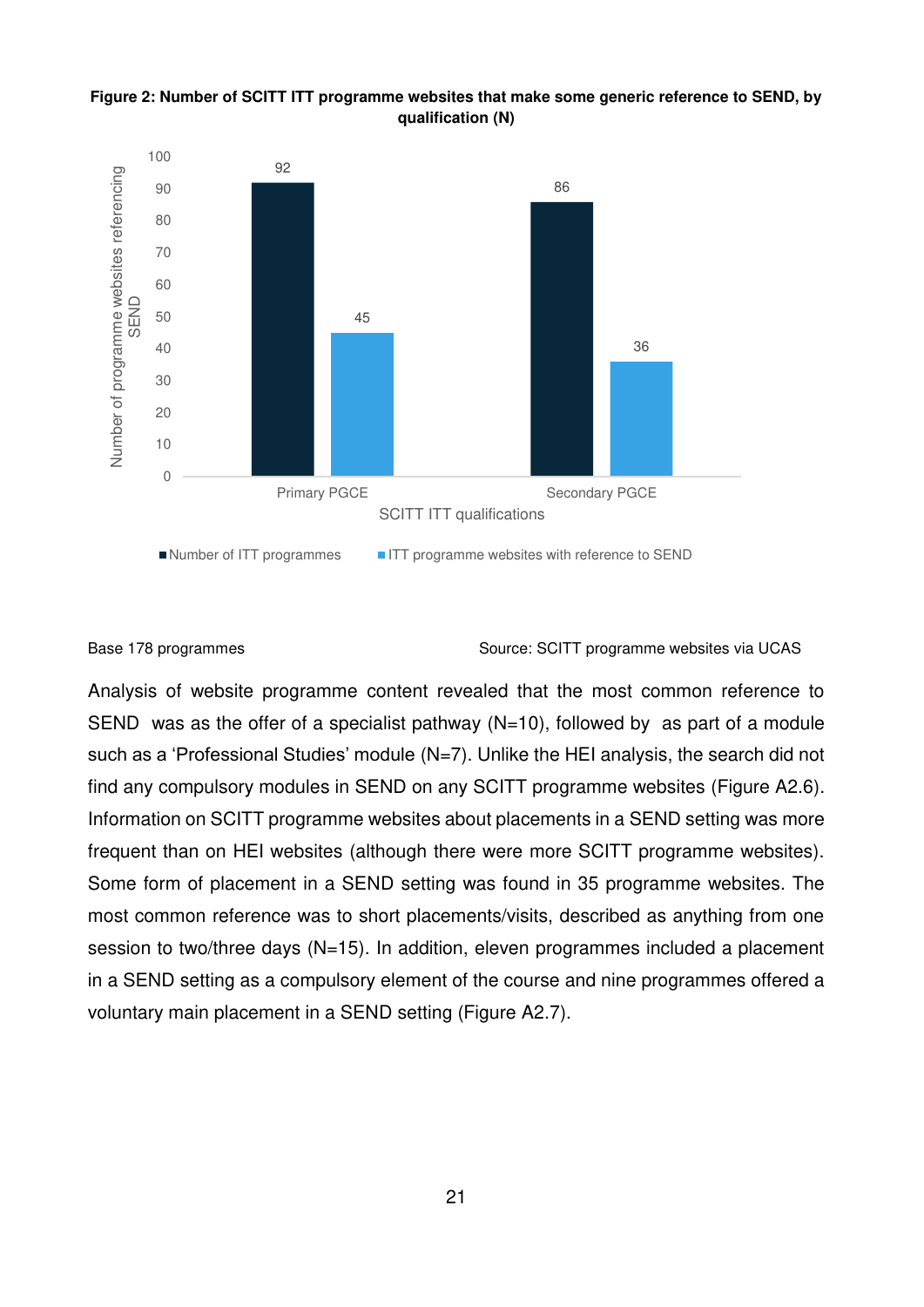**Figure 2: Number of SCITT ITT programme websites that make some generic reference to SEND, by qualification (N)**

| SCITT ITT qualifications | Number of ITT programmes | ITT programme websites with reference to SEND |
|---|---|---|
| Primary PGCE | 92 | 45 |
| Secondary PGCE | 86 | 36 |

Base 178 programmes

Source: SCITT programme websites via UCAS

Analysis of website programme content revealed that the most common reference to SEND was as the offer of a specialist pathway (N=10), followed by as part of a module such as a 'Professional Studies' module (N=7). Unlike the HEI analysis, the search did not find any compulsory modules in SEND on any SCITT programme websites (Figure A2.6). Information on SCITT programme websites about placements in a SEND setting was more frequent than on HEI websites (although there were more SCITT programme websites). Some form of placement in a SEND setting was found in 35 programme websites. The most common reference was to short placements/visits, described as anything from one session to two/three days (N=15). In addition, eleven programmes included a placement in a SEND setting as a compulsory element of the course and nine programmes offered a voluntary main placement in a SEND setting (Figure A2.7).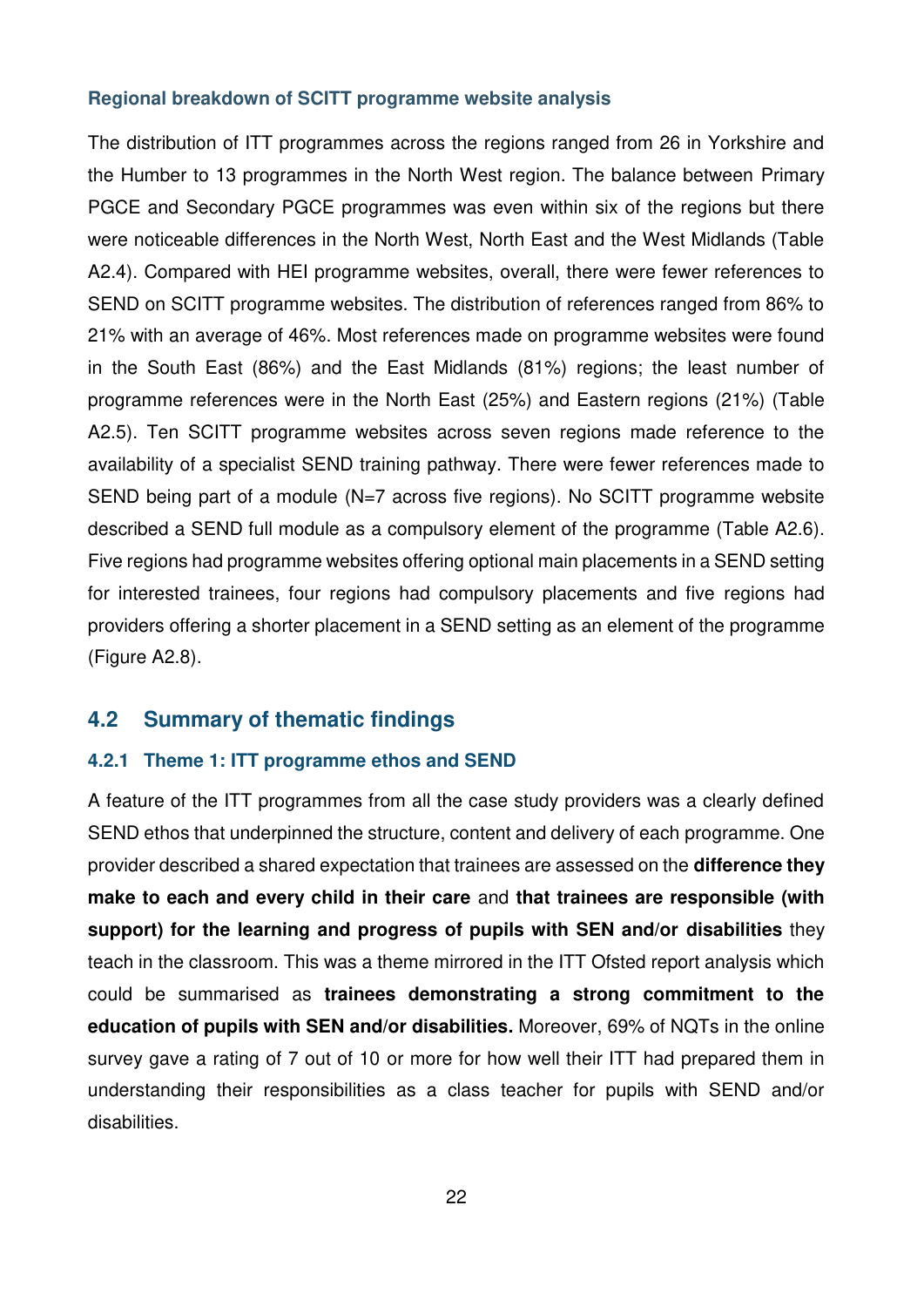#### Regional breakdown of SCITT programme website analysis

The distribution of ITT programmes across the regions ranged from 26 in Yorkshire and the Humber to 13 programmes in the North West region. The balance between Primary PGCE and Secondary PGCE programmes was even within six of the regions but there were noticeable differences in the North West, North East and the West Midlands (Table A2.4). Compared with HEI programme websites, overall, there were fewer references to SEND on SCITT programme websites. The distribution of references ranged from 86% to 21% with an average of 46%. Most references made on programme websites were found in the South East (86%) and the East Midlands (81%) regions; the least number of programme references were in the North East (25%) and Eastern regions (21%) (Table A2.5). Ten SCITT programme websites across seven regions made reference to the availability of a specialist SEND training pathway. There were fewer references made to SEND being part of a module (N=7 across five regions). No SCITT programme website described a SEND full module as a compulsory element of the programme (Table A2.6). Five regions had programme websites offering optional main placements in a SEND setting for interested trainees, four regions had compulsory placements and five regions had providers offering a shorter placement in a SEND setting as an element of the programme (Figure A2.8).

## 4.2 Summary of thematic findings

### 4.2.1 Theme 1: ITT programme ethos and SEND

A feature of the ITT programmes from all the case study providers was a clearly defined SEND ethos that underpinned the structure, content and delivery of each programme. One provider described a shared expectation that trainees are assessed on the **difference they make to each and every child in their care** and **that trainees are responsible (with support) for the learning and progress of pupils with SEN and/or disabilities** they teach in the classroom. This was a theme mirrored in the ITT Ofsted report analysis which could be summarised as **trainees demonstrating a strong commitment to the education of pupils with SEN and/or disabilities.** Moreover, 69% of NQTs in the online survey gave a rating of 7 out of 10 or more for how well their ITT had prepared them in understanding their responsibilities as a class teacher for pupils with SEND and/or disabilities.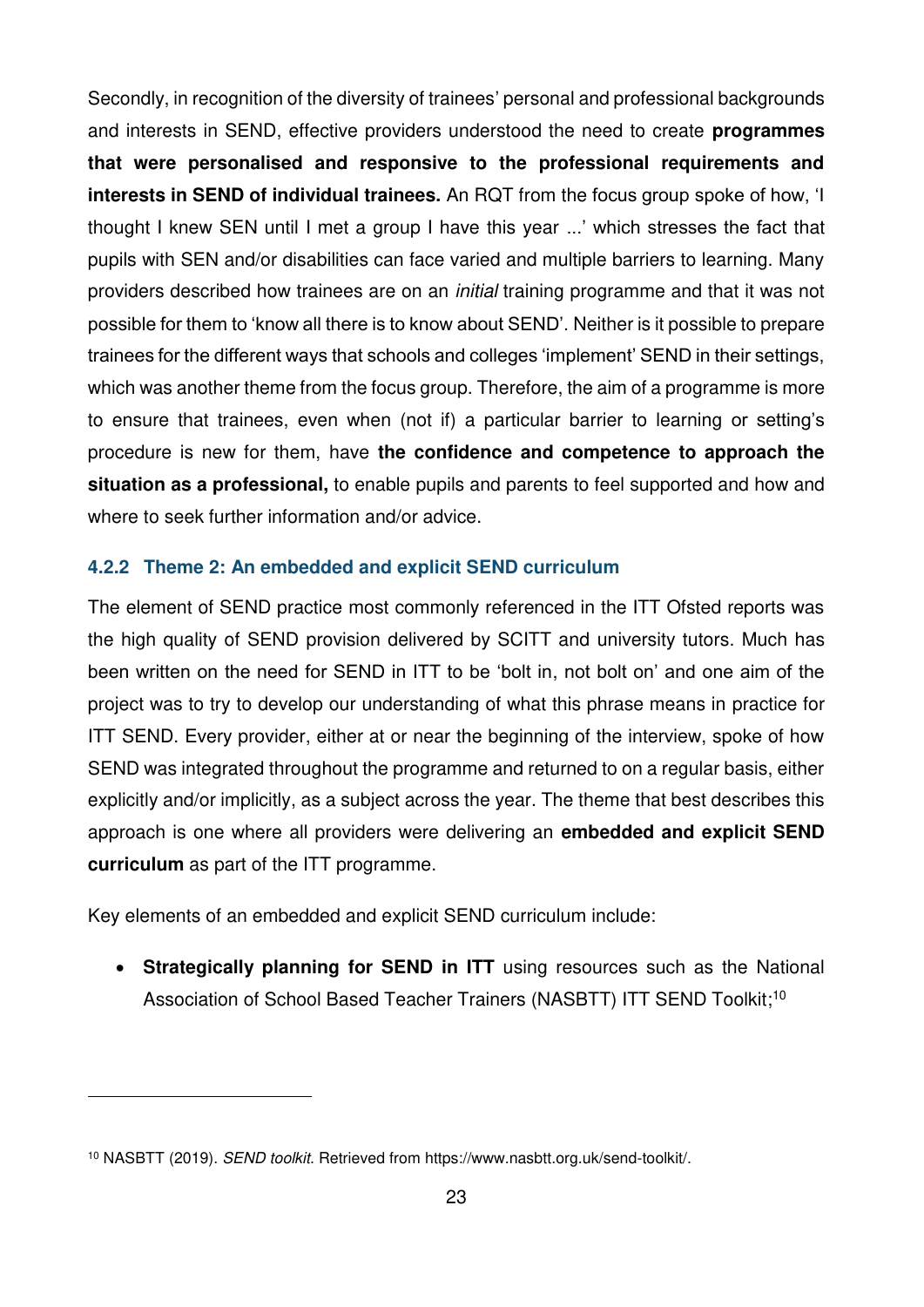Secondly, in recognition of the diversity of trainees' personal and professional backgrounds and interests in SEND, effective providers understood the need to create **programmes that were personalised and responsive to the professional requirements and interests in SEND of individual trainees.** An RQT from the focus group spoke of how, 'I thought I knew SEN until I met a group I have this year ...' which stresses the fact that pupils with SEN and/or disabilities can face varied and multiple barriers to learning. Many providers described how trainees are on an *initial* training programme and that it was not possible for them to 'know all there is to know about SEND'. Neither is it possible to prepare trainees for the different ways that schools and colleges 'implement' SEND in their settings, which was another theme from the focus group. Therefore, the aim of a programme is more to ensure that trainees, even when (not if) a particular barrier to learning or setting's procedure is new for them, have **the confidence and competence to approach the situation as a professional,** to enable pupils and parents to feel supported and how and where to seek further information and/or advice.

### 4.2.2 Theme 2: An embedded and explicit SEND curriculum

The element of SEND practice most commonly referenced in the ITT Ofsted reports was the high quality of SEND provision delivered by SCITT and university tutors. Much has been written on the need for SEND in ITT to be 'bolt in, not bolt on' and one aim of the project was to try to develop our understanding of what this phrase means in practice for ITT SEND. Every provider, either at or near the beginning of the interview, spoke of how SEND was integrated throughout the programme and returned to on a regular basis, either explicitly and/or implicitly, as a subject across the year. The theme that best describes this approach is one where all providers were delivering an **embedded and explicit SEND curriculum** as part of the ITT programme.

Key elements of an embedded and explicit SEND curriculum include:

- **Strategically planning for SEND in ITT** using resources such as the National Association of School Based Teacher Trainers (NASBTT) ITT SEND Toolkit;[10]

---

[10] NASBTT (2019). *SEND toolkit.* Retrieved from https://www.nasbtt.org.uk/send-toolkit/.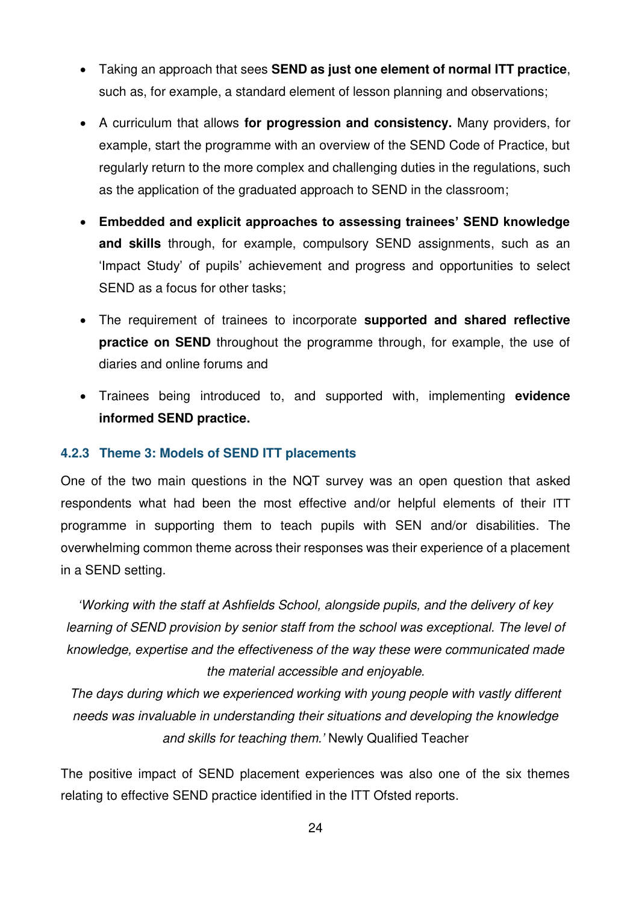- Taking an approach that sees **SEND as just one element of normal ITT practice**, such as, for example, a standard element of lesson planning and observations;
- A curriculum that allows **for progression and consistency.** Many providers, for example, start the programme with an overview of the SEND Code of Practice, but regularly return to the more complex and challenging duties in the regulations, such as the application of the graduated approach to SEND in the classroom;
- **Embedded and explicit approaches to assessing trainees' SEND knowledge and skills** through, for example, compulsory SEND assignments, such as an 'Impact Study' of pupils' achievement and progress and opportunities to select SEND as a focus for other tasks;
- The requirement of trainees to incorporate **supported and shared reflective practice on SEND** throughout the programme through, for example, the use of diaries and online forums and
- Trainees being introduced to, and supported with, implementing **evidence informed SEND practice.**

### 4.2.3 Theme 3: Models of SEND ITT placements

One of the two main questions in the NQT survey was an open question that asked respondents what had been the most effective and/or helpful elements of their ITT programme in supporting them to teach pupils with SEN and/or disabilities. The overwhelming common theme across their responses was their experience of a placement in a SEND setting.

> *'Working with the staff at Ashfields School, alongside pupils, and the delivery of key learning of SEND provision by senior staff from the school was exceptional. The level of knowledge, expertise and the effectiveness of the way these were communicated made the material accessible and enjoyable.*
>
> *The days during which we experienced working with young people with vastly different needs was invaluable in understanding their situations and developing the knowledge and skills for teaching them.'* Newly Qualified Teacher

The positive impact of SEND placement experiences was also one of the six themes relating to effective SEND practice identified in the ITT Ofsted reports.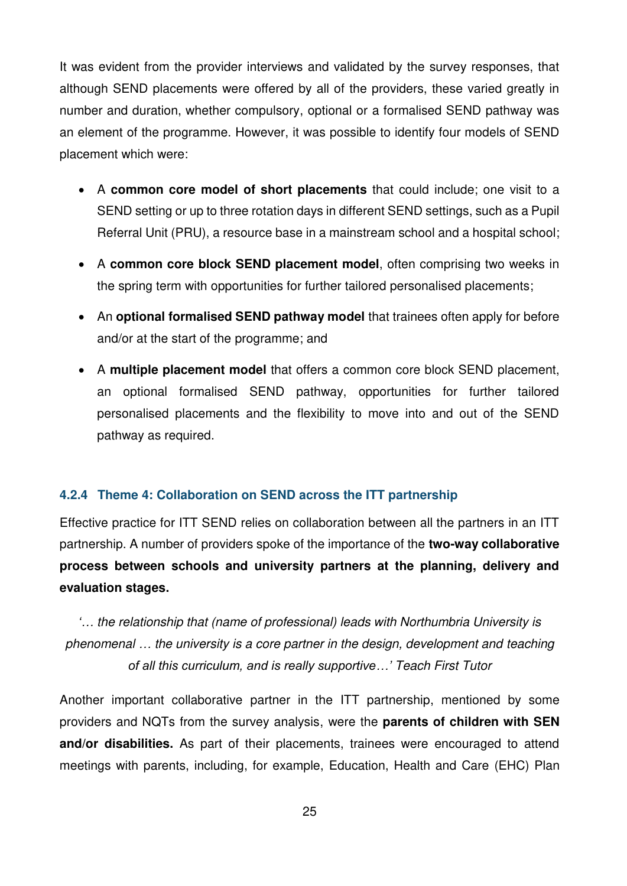It was evident from the provider interviews and validated by the survey responses, that although SEND placements were offered by all of the providers, these varied greatly in number and duration, whether compulsory, optional or a formalised SEND pathway was an element of the programme. However, it was possible to identify four models of SEND placement which were:

- A **common core model of short placements** that could include; one visit to a SEND setting or up to three rotation days in different SEND settings, such as a Pupil Referral Unit (PRU), a resource base in a mainstream school and a hospital school;
- A **common core block SEND placement model**, often comprising two weeks in the spring term with opportunities for further tailored personalised placements;
- An **optional formalised SEND pathway model** that trainees often apply for before and/or at the start of the programme; and
- A **multiple placement model** that offers a common core block SEND placement, an optional formalised SEND pathway, opportunities for further tailored personalised placements and the flexibility to move into and out of the SEND pathway as required.

### 4.2.4 Theme 4: Collaboration on SEND across the ITT partnership

Effective practice for ITT SEND relies on collaboration between all the partners in an ITT partnership. A number of providers spoke of the importance of the **two-way collaborative process between schools and university partners at the planning, delivery and evaluation stages.**

*'… the relationship that (name of professional) leads with Northumbria University is phenomenal … the university is a core partner in the design, development and teaching of all this curriculum, and is really supportive…' Teach First Tutor*

Another important collaborative partner in the ITT partnership, mentioned by some providers and NQTs from the survey analysis, were the **parents of children with SEN and/or disabilities.** As part of their placements, trainees were encouraged to attend meetings with parents, including, for example, Education, Health and Care (EHC) Plan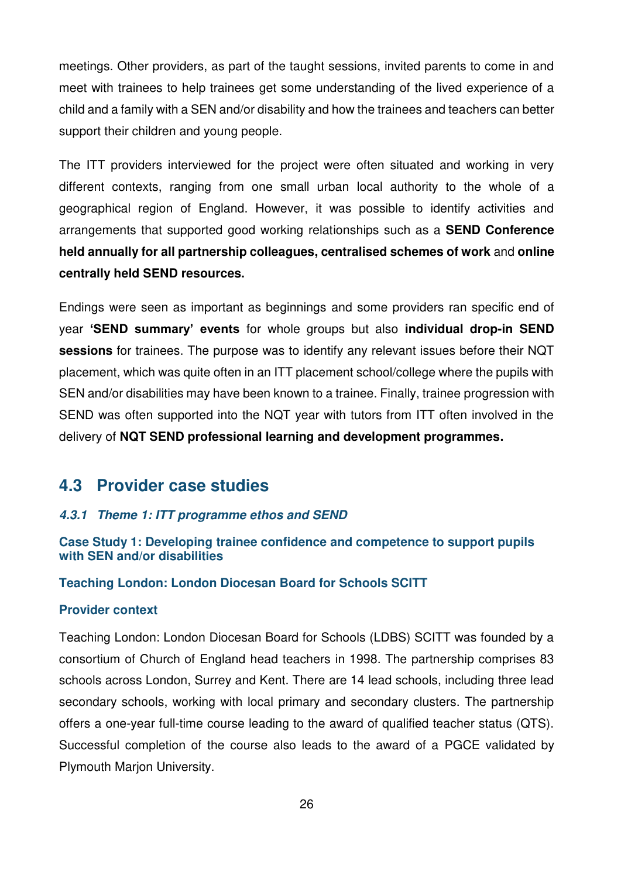meetings. Other providers, as part of the taught sessions, invited parents to come in and meet with trainees to help trainees get some understanding of the lived experience of a child and a family with a SEN and/or disability and how the trainees and teachers can better support their children and young people.

The ITT providers interviewed for the project were often situated and working in very different contexts, ranging from one small urban local authority to the whole of a geographical region of England. However, it was possible to identify activities and arrangements that supported good working relationships such as a **SEND Conference held annually for all partnership colleagues, centralised schemes of work** and **online centrally held SEND resources.**

Endings were seen as important as beginnings and some providers ran specific end of year **'SEND summary' events** for whole groups but also **individual drop-in SEND sessions** for trainees. The purpose was to identify any relevant issues before their NQT placement, which was quite often in an ITT placement school/college where the pupils with SEN and/or disabilities may have been known to a trainee. Finally, trainee progression with SEND was often supported into the NQT year with tutors from ITT often involved in the delivery of **NQT SEND professional learning and development programmes.**

## 4.3 Provider case studies

### *4.3.1 Theme 1: ITT programme ethos and SEND*

#### Case Study 1: Developing trainee confidence and competence to support pupils with SEN and/or disabilities

#### Teaching London: London Diocesan Board for Schools SCITT

#### Provider context

Teaching London: London Diocesan Board for Schools (LDBS) SCITT was founded by a consortium of Church of England head teachers in 1998. The partnership comprises 83 schools across London, Surrey and Kent. There are 14 lead schools, including three lead secondary schools, working with local primary and secondary clusters. The partnership offers a one-year full-time course leading to the award of qualified teacher status (QTS). Successful completion of the course also leads to the award of a PGCE validated by Plymouth Marjon University.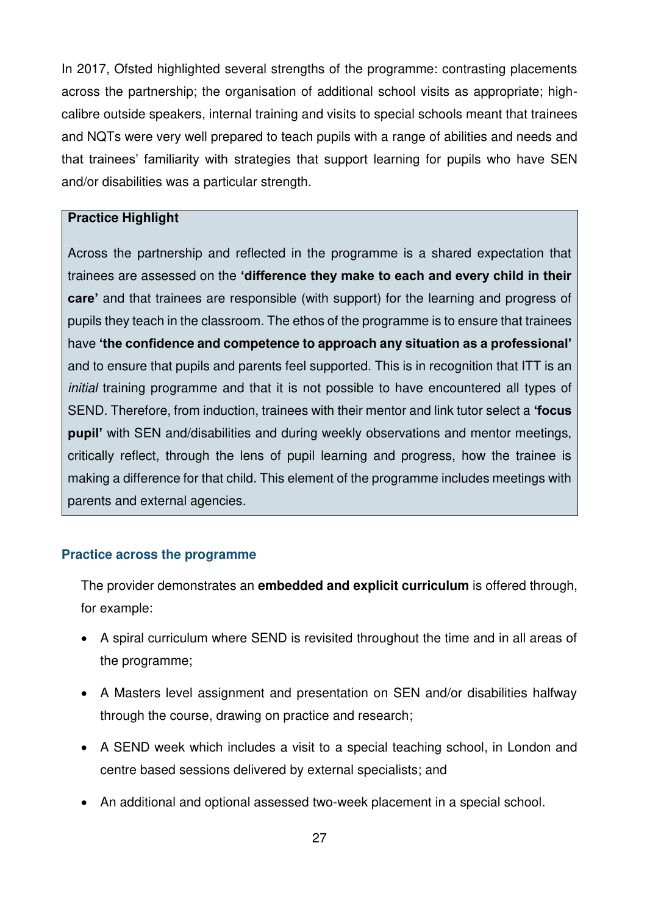In 2017, Ofsted highlighted several strengths of the programme: contrasting placements across the partnership; the organisation of additional school visits as appropriate; high-calibre outside speakers, internal training and visits to special schools meant that trainees and NQTs were very well prepared to teach pupils with a range of abilities and needs and that trainees' familiarity with strategies that support learning for pupils who have SEN and/or disabilities was a particular strength.

> **Practice Highlight**
>
> Across the partnership and reflected in the programme is a shared expectation that trainees are assessed on the **'difference they make to each and every child in their care'** and that trainees are responsible (with support) for the learning and progress of pupils they teach in the classroom. The ethos of the programme is to ensure that trainees have **'the confidence and competence to approach any situation as a professional'** and to ensure that pupils and parents feel supported. This is in recognition that ITT is an *initial* training programme and that it is not possible to have encountered all types of SEND. Therefore, from induction, trainees with their mentor and link tutor select a **'focus pupil'** with SEN and/disabilities and during weekly observations and mentor meetings, critically reflect, through the lens of pupil learning and progress, how the trainee is making a difference for that child. This element of the programme includes meetings with parents and external agencies.

### Practice across the programme

The provider demonstrates an **embedded and explicit curriculum** is offered through, for example:

- A spiral curriculum where SEND is revisited throughout the time and in all areas of the programme;
- A Masters level assignment and presentation on SEN and/or disabilities halfway through the course, drawing on practice and research;
- A SEND week which includes a visit to a special teaching school, in London and centre based sessions delivered by external specialists; and
- An additional and optional assessed two-week placement in a special school.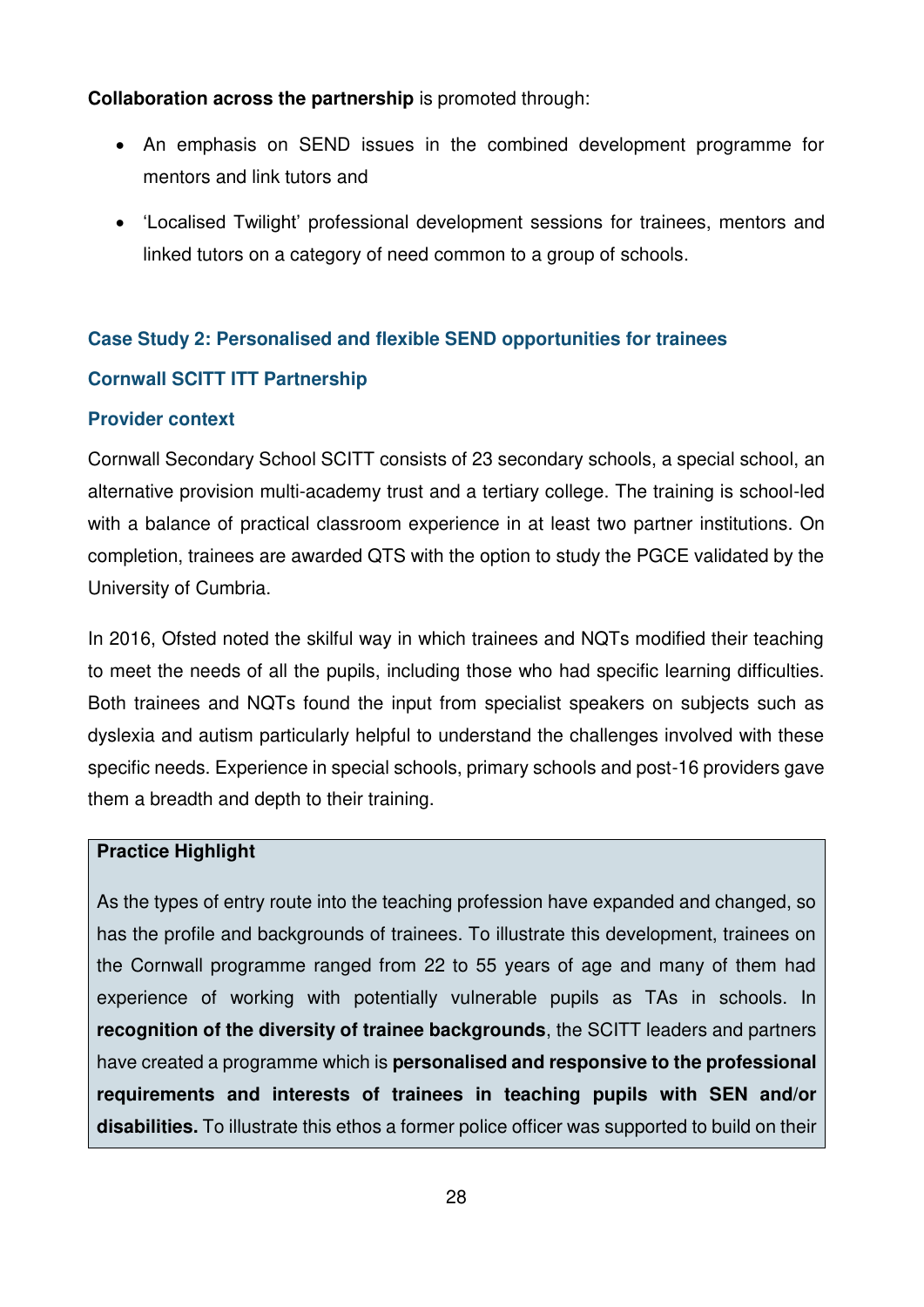**Collaboration across the partnership** is promoted through:

- An emphasis on SEND issues in the combined development programme for mentors and link tutors and
- 'Localised Twilight' professional development sessions for trainees, mentors and linked tutors on a category of need common to a group of schools.

### Case Study 2: Personalised and flexible SEND opportunities for trainees

### Cornwall SCITT ITT Partnership

### Provider context

Cornwall Secondary School SCITT consists of 23 secondary schools, a special school, an alternative provision multi-academy trust and a tertiary college. The training is school-led with a balance of practical classroom experience in at least two partner institutions. On completion, trainees are awarded QTS with the option to study the PGCE validated by the University of Cumbria.

In 2016, Ofsted noted the skilful way in which trainees and NQTs modified their teaching to meet the needs of all the pupils, including those who had specific learning difficulties. Both trainees and NQTs found the input from specialist speakers on subjects such as dyslexia and autism particularly helpful to understand the challenges involved with these specific needs. Experience in special schools, primary schools and post-16 providers gave them a breadth and depth to their training.

> **Practice Highlight**
>
> As the types of entry route into the teaching profession have expanded and changed, so has the profile and backgrounds of trainees. To illustrate this development, trainees on the Cornwall programme ranged from 22 to 55 years of age and many of them had experience of working with potentially vulnerable pupils as TAs in schools. In **recognition of the diversity of trainee backgrounds**, the SCITT leaders and partners have created a programme which is **personalised and responsive to the professional requirements and interests of trainees in teaching pupils with SEN and/or disabilities.** To illustrate this ethos a former police officer was supported to build on their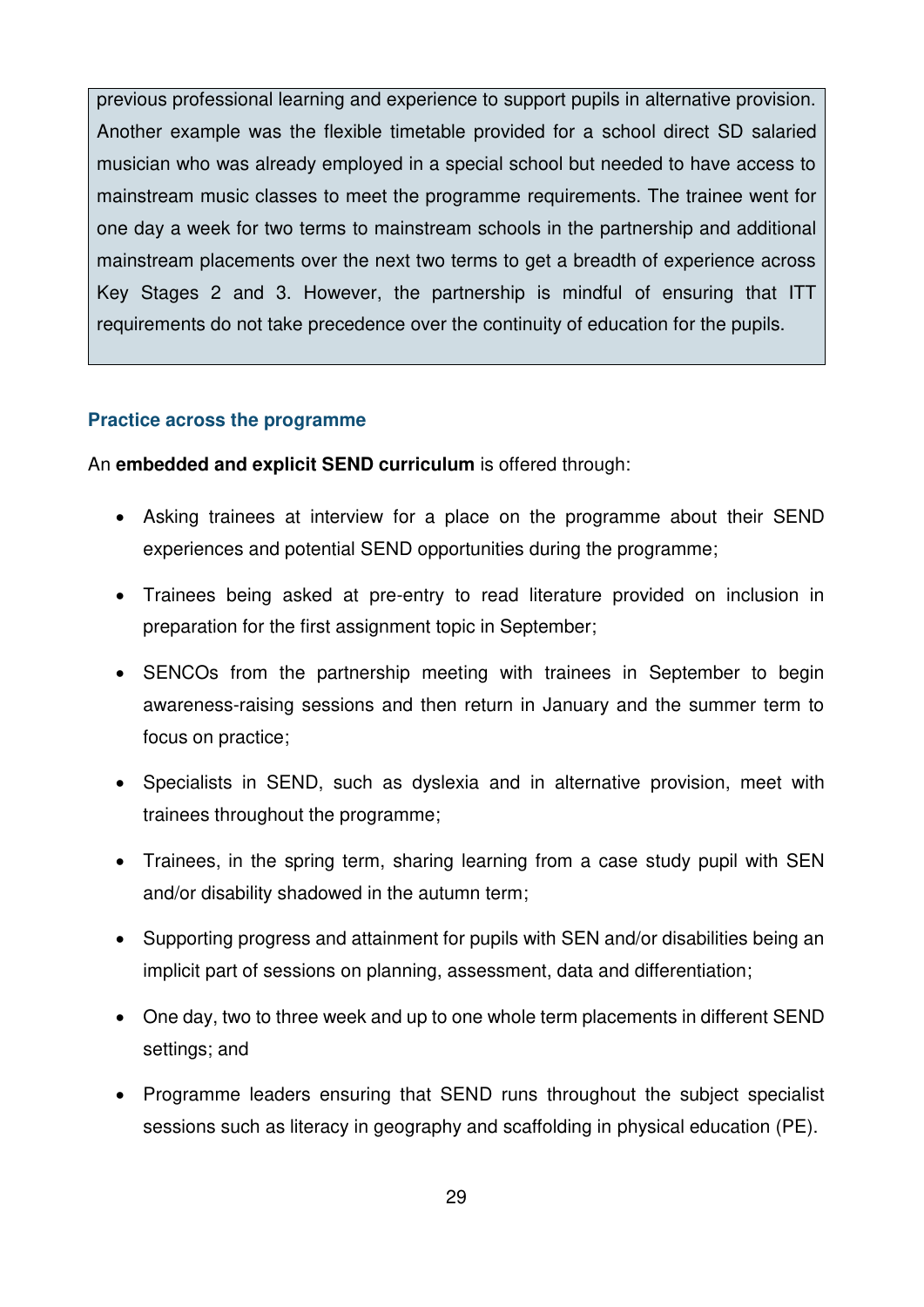previous professional learning and experience to support pupils in alternative provision. Another example was the flexible timetable provided for a school direct SD salaried musician who was already employed in a special school but needed to have access to mainstream music classes to meet the programme requirements. The trainee went for one day a week for two terms to mainstream schools in the partnership and additional mainstream placements over the next two terms to get a breadth of experience across Key Stages 2 and 3. However, the partnership is mindful of ensuring that ITT requirements do not take precedence over the continuity of education for the pupils.

### Practice across the programme

An **embedded and explicit SEND curriculum** is offered through:

- Asking trainees at interview for a place on the programme about their SEND experiences and potential SEND opportunities during the programme;
- Trainees being asked at pre-entry to read literature provided on inclusion in preparation for the first assignment topic in September;
- SENCOs from the partnership meeting with trainees in September to begin awareness-raising sessions and then return in January and the summer term to focus on practice;
- Specialists in SEND, such as dyslexia and in alternative provision, meet with trainees throughout the programme;
- Trainees, in the spring term, sharing learning from a case study pupil with SEN and/or disability shadowed in the autumn term;
- Supporting progress and attainment for pupils with SEN and/or disabilities being an implicit part of sessions on planning, assessment, data and differentiation;
- One day, two to three week and up to one whole term placements in different SEND settings; and
- Programme leaders ensuring that SEND runs throughout the subject specialist sessions such as literacy in geography and scaffolding in physical education (PE).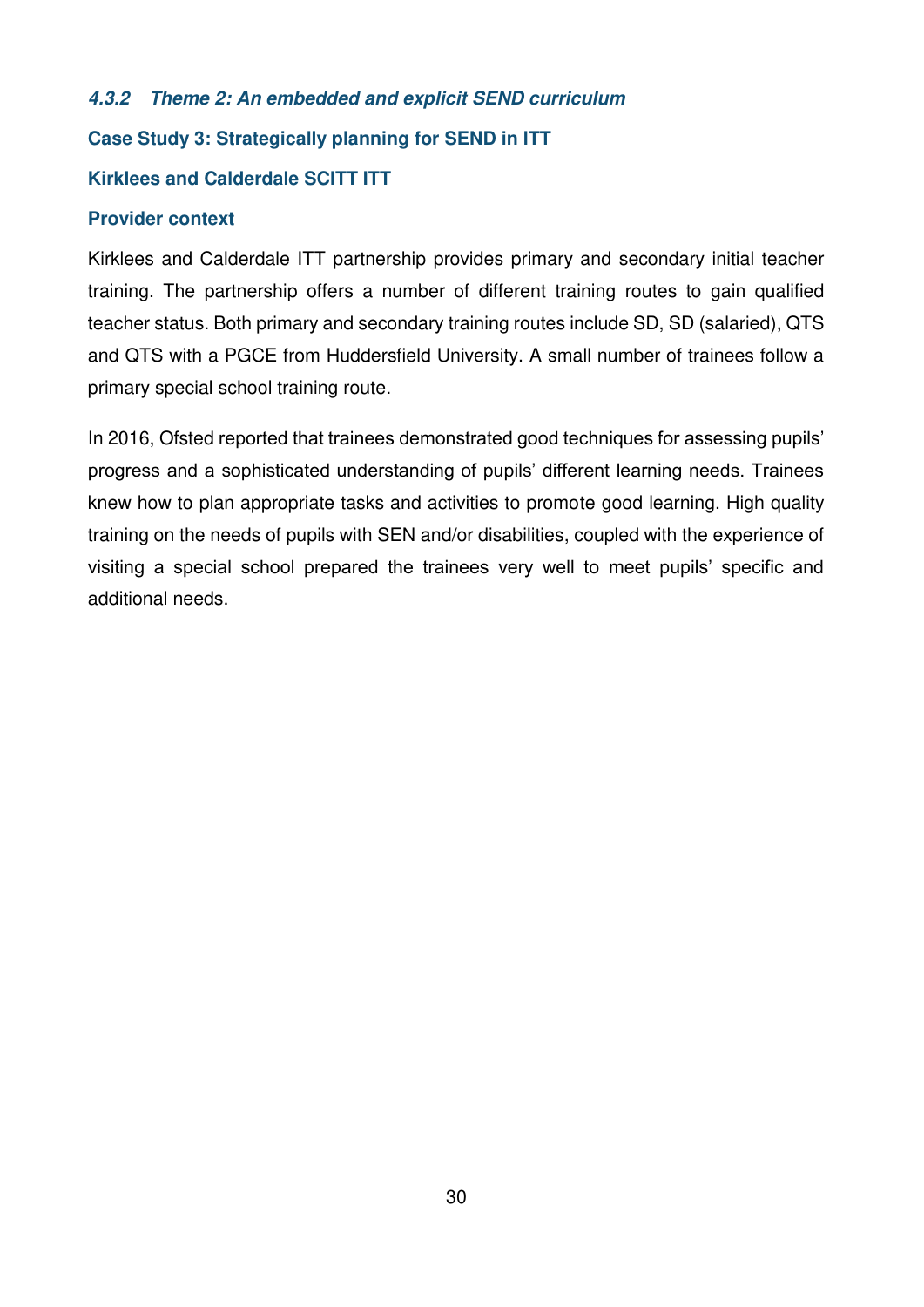#### *4.3.2 Theme 2: An embedded and explicit SEND curriculum*

**Case Study 3: Strategically planning for SEND in ITT**

**Kirklees and Calderdale SCITT ITT**

**Provider context**

Kirklees and Calderdale ITT partnership provides primary and secondary initial teacher training. The partnership offers a number of different training routes to gain qualified teacher status. Both primary and secondary training routes include SD, SD (salaried), QTS and QTS with a PGCE from Huddersfield University. A small number of trainees follow a primary special school training route.

In 2016, Ofsted reported that trainees demonstrated good techniques for assessing pupils' progress and a sophisticated understanding of pupils' different learning needs. Trainees knew how to plan appropriate tasks and activities to promote good learning. High quality training on the needs of pupils with SEN and/or disabilities, coupled with the experience of visiting a special school prepared the trainees very well to meet pupils' specific and additional needs.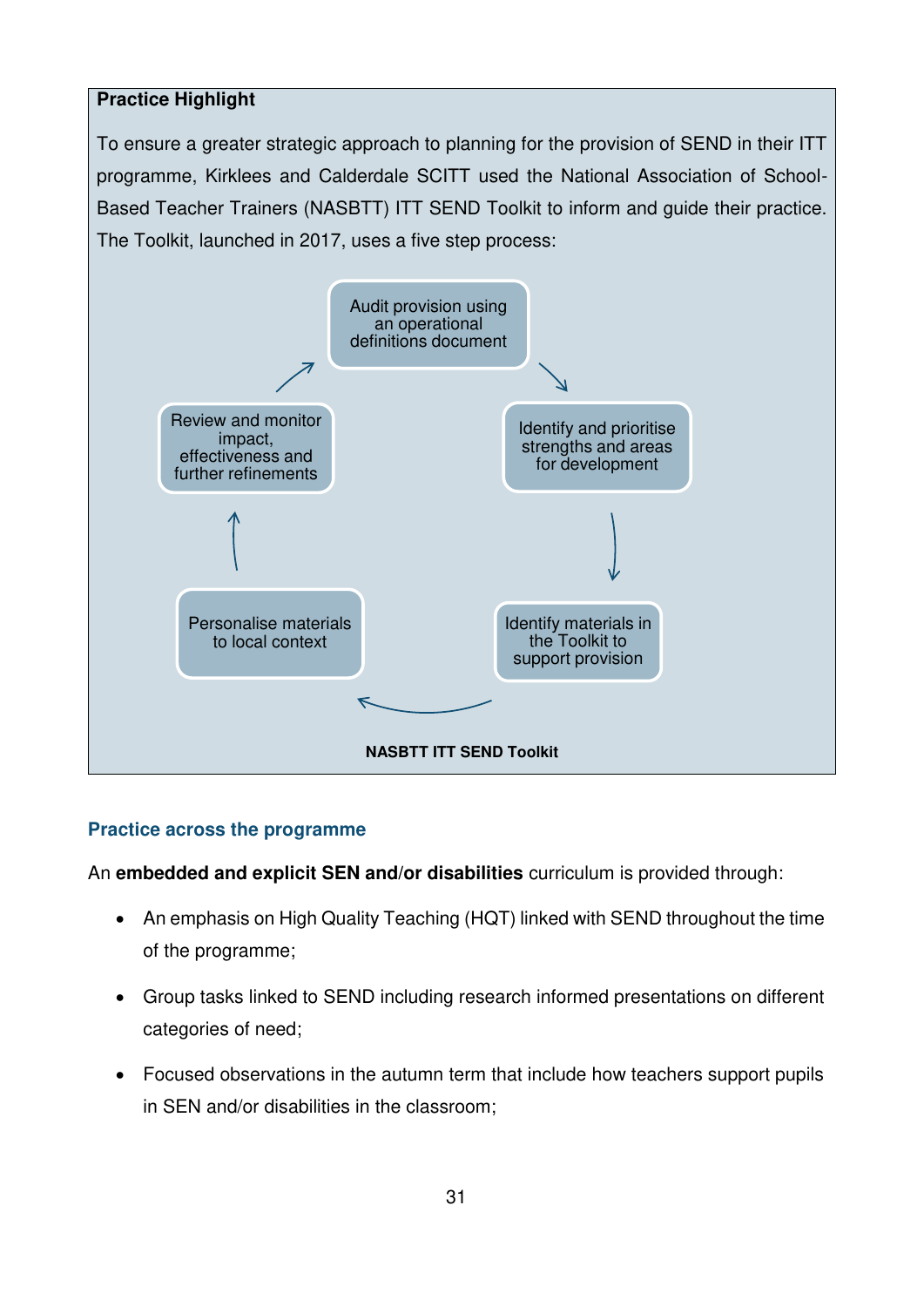**Practice Highlight**

To ensure a greater strategic approach to planning for the provision of SEND in their ITT programme, Kirklees and Calderdale SCITT used the National Association of School-Based Teacher Trainers (NASBTT) ITT SEND Toolkit to inform and guide their practice. The Toolkit, launched in 2017, uses a five step process:

1. Audit provision using an operational definitions document
2. Identify and prioritise strengths and areas for development
3. Identify materials in the Toolkit to support provision
4. Personalise materials to local context
5. Review and monitor impact, effectiveness and further refinements

**NASBTT ITT SEND Toolkit**

### Practice across the programme

An **embedded and explicit SEN and/or disabilities** curriculum is provided through:

- An emphasis on High Quality Teaching (HQT) linked with SEND throughout the time of the programme;
- Group tasks linked to SEND including research informed presentations on different categories of need;
- Focused observations in the autumn term that include how teachers support pupils in SEN and/or disabilities in the classroom;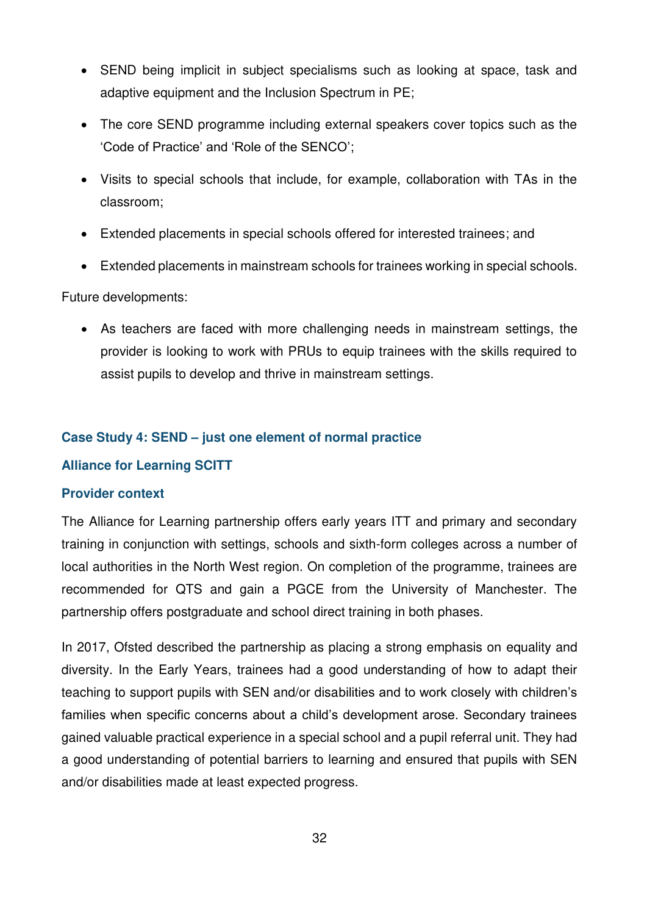- SEND being implicit in subject specialisms such as looking at space, task and adaptive equipment and the Inclusion Spectrum in PE;
- The core SEND programme including external speakers cover topics such as the 'Code of Practice' and 'Role of the SENCO';
- Visits to special schools that include, for example, collaboration with TAs in the classroom;
- Extended placements in special schools offered for interested trainees; and
- Extended placements in mainstream schools for trainees working in special schools.

Future developments:

- As teachers are faced with more challenging needs in mainstream settings, the provider is looking to work with PRUs to equip trainees with the skills required to assist pupils to develop and thrive in mainstream settings.

### Case Study 4: SEND – just one element of normal practice

### Alliance for Learning SCITT

### Provider context

The Alliance for Learning partnership offers early years ITT and primary and secondary training in conjunction with settings, schools and sixth-form colleges across a number of local authorities in the North West region. On completion of the programme, trainees are recommended for QTS and gain a PGCE from the University of Manchester. The partnership offers postgraduate and school direct training in both phases.

In 2017, Ofsted described the partnership as placing a strong emphasis on equality and diversity. In the Early Years, trainees had a good understanding of how to adapt their teaching to support pupils with SEN and/or disabilities and to work closely with children's families when specific concerns about a child's development arose. Secondary trainees gained valuable practical experience in a special school and a pupil referral unit. They had a good understanding of potential barriers to learning and ensured that pupils with SEN and/or disabilities made at least expected progress.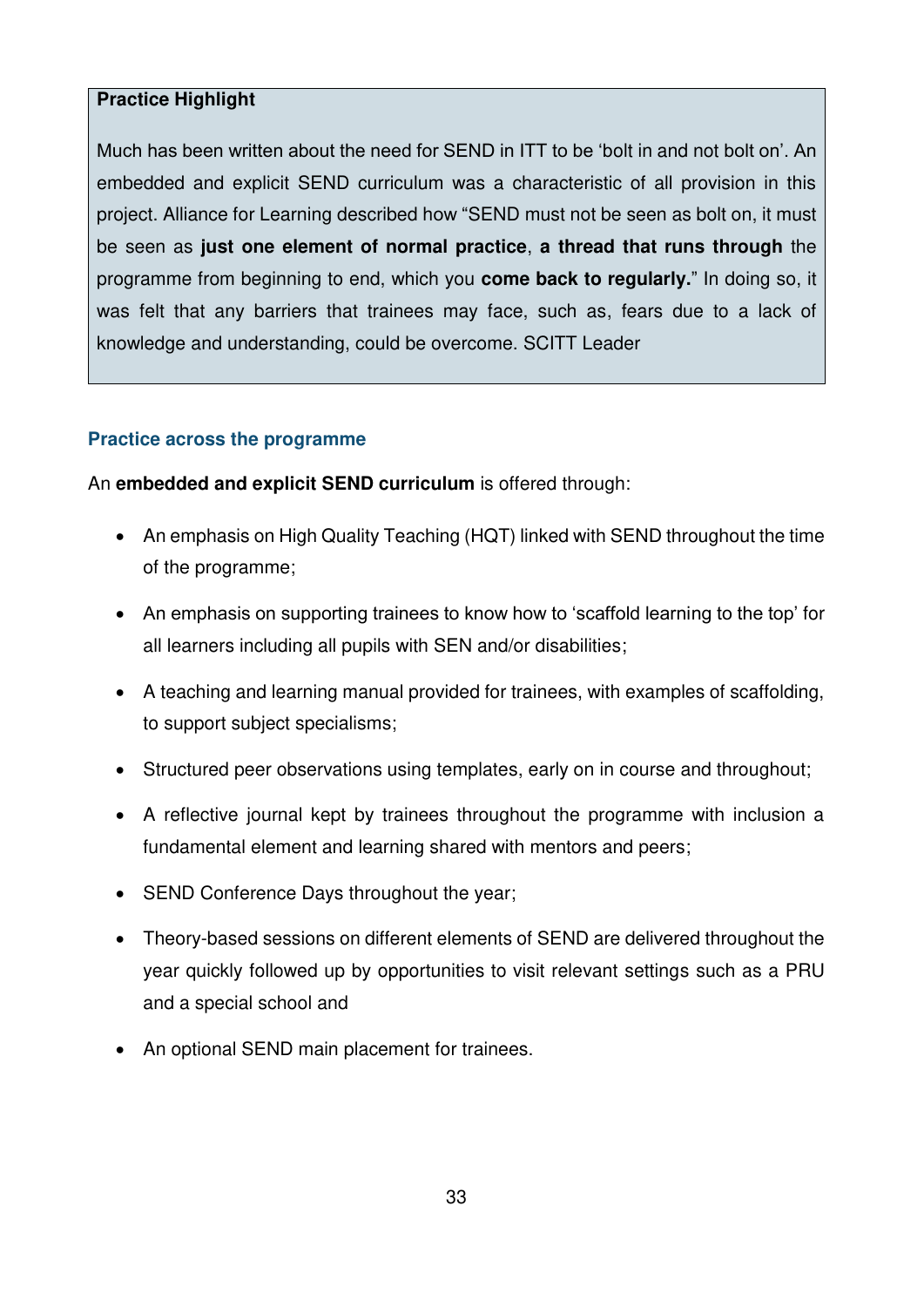**Practice Highlight**

Much has been written about the need for SEND in ITT to be 'bolt in and not bolt on'. An embedded and explicit SEND curriculum was a characteristic of all provision in this project. Alliance for Learning described how "SEND must not be seen as bolt on, it must be seen as **just one element of normal practice**, **a thread that runs through** the programme from beginning to end, which you **come back to regularly.**" In doing so, it was felt that any barriers that trainees may face, such as, fears due to a lack of knowledge and understanding, could be overcome. SCITT Leader

### Practice across the programme

An **embedded and explicit SEND curriculum** is offered through:

- An emphasis on High Quality Teaching (HQT) linked with SEND throughout the time of the programme;
- An emphasis on supporting trainees to know how to 'scaffold learning to the top' for all learners including all pupils with SEN and/or disabilities;
- A teaching and learning manual provided for trainees, with examples of scaffolding, to support subject specialisms;
- Structured peer observations using templates, early on in course and throughout;
- A reflective journal kept by trainees throughout the programme with inclusion a fundamental element and learning shared with mentors and peers;
- SEND Conference Days throughout the year;
- Theory-based sessions on different elements of SEND are delivered throughout the year quickly followed up by opportunities to visit relevant settings such as a PRU and a special school and
- An optional SEND main placement for trainees.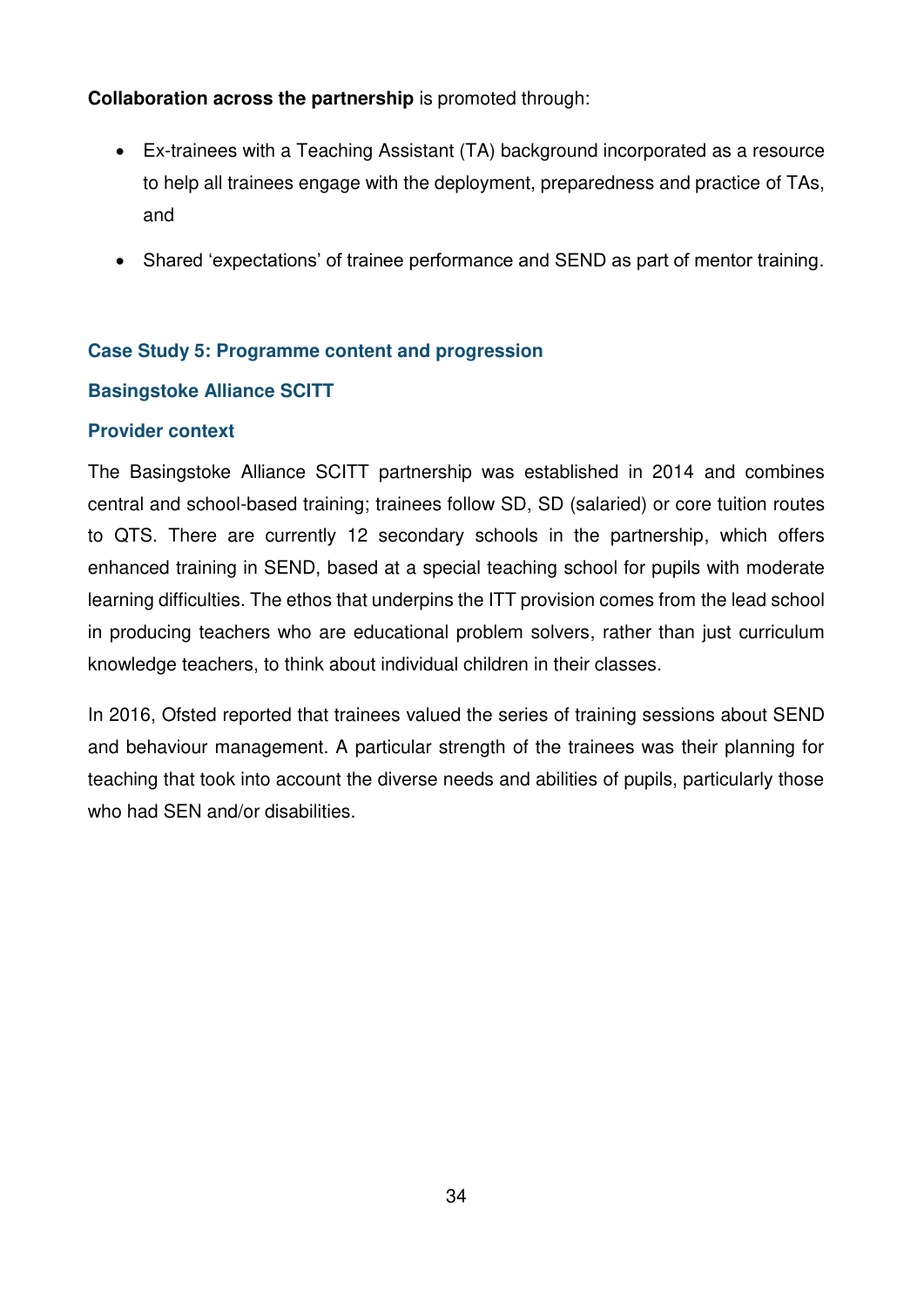**Collaboration across the partnership** is promoted through:

- Ex-trainees with a Teaching Assistant (TA) background incorporated as a resource to help all trainees engage with the deployment, preparedness and practice of TAs, and
- Shared 'expectations' of trainee performance and SEND as part of mentor training.

### Case Study 5: Programme content and progression

### Basingstoke Alliance SCITT

### Provider context

The Basingstoke Alliance SCITT partnership was established in 2014 and combines central and school-based training; trainees follow SD, SD (salaried) or core tuition routes to QTS. There are currently 12 secondary schools in the partnership, which offers enhanced training in SEND, based at a special teaching school for pupils with moderate learning difficulties. The ethos that underpins the ITT provision comes from the lead school in producing teachers who are educational problem solvers, rather than just curriculum knowledge teachers, to think about individual children in their classes.

In 2016, Ofsted reported that trainees valued the series of training sessions about SEND and behaviour management. A particular strength of the trainees was their planning for teaching that took into account the diverse needs and abilities of pupils, particularly those who had SEN and/or disabilities.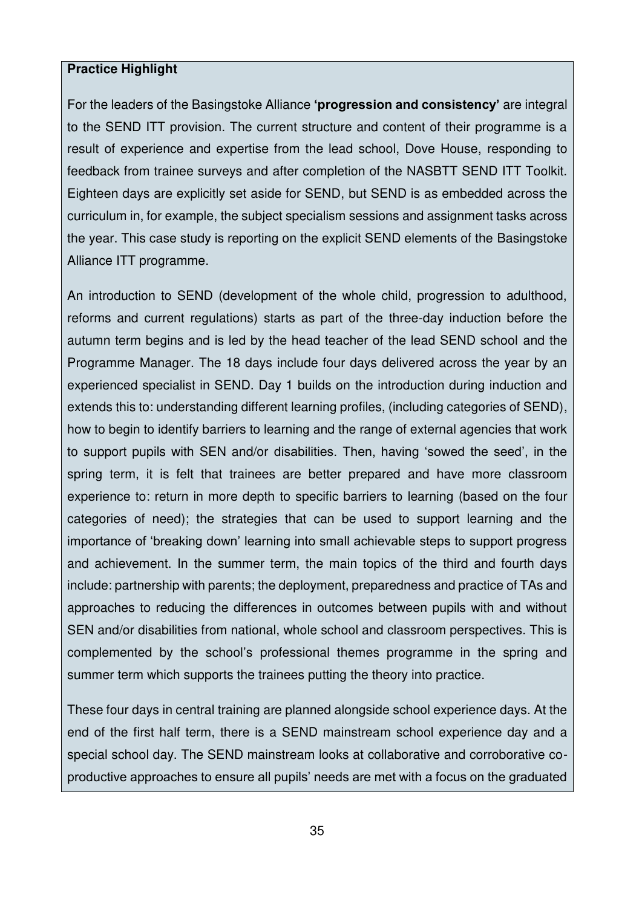**Practice Highlight**

For the leaders of the Basingstoke Alliance **'progression and consistency'** are integral to the SEND ITT provision. The current structure and content of their programme is a result of experience and expertise from the lead school, Dove House, responding to feedback from trainee surveys and after completion of the NASBTT SEND ITT Toolkit. Eighteen days are explicitly set aside for SEND, but SEND is as embedded across the curriculum in, for example, the subject specialism sessions and assignment tasks across the year. This case study is reporting on the explicit SEND elements of the Basingstoke Alliance ITT programme.

An introduction to SEND (development of the whole child, progression to adulthood, reforms and current regulations) starts as part of the three-day induction before the autumn term begins and is led by the head teacher of the lead SEND school and the Programme Manager. The 18 days include four days delivered across the year by an experienced specialist in SEND. Day 1 builds on the introduction during induction and extends this to: understanding different learning profiles, (including categories of SEND), how to begin to identify barriers to learning and the range of external agencies that work to support pupils with SEN and/or disabilities. Then, having 'sowed the seed', in the spring term, it is felt that trainees are better prepared and have more classroom experience to: return in more depth to specific barriers to learning (based on the four categories of need); the strategies that can be used to support learning and the importance of 'breaking down' learning into small achievable steps to support progress and achievement. In the summer term, the main topics of the third and fourth days include: partnership with parents; the deployment, preparedness and practice of TAs and approaches to reducing the differences in outcomes between pupils with and without SEN and/or disabilities from national, whole school and classroom perspectives. This is complemented by the school's professional themes programme in the spring and summer term which supports the trainees putting the theory into practice.

These four days in central training are planned alongside school experience days. At the end of the first half term, there is a SEND mainstream school experience day and a special school day. The SEND mainstream looks at collaborative and corroborative co-productive approaches to ensure all pupils' needs are met with a focus on the graduated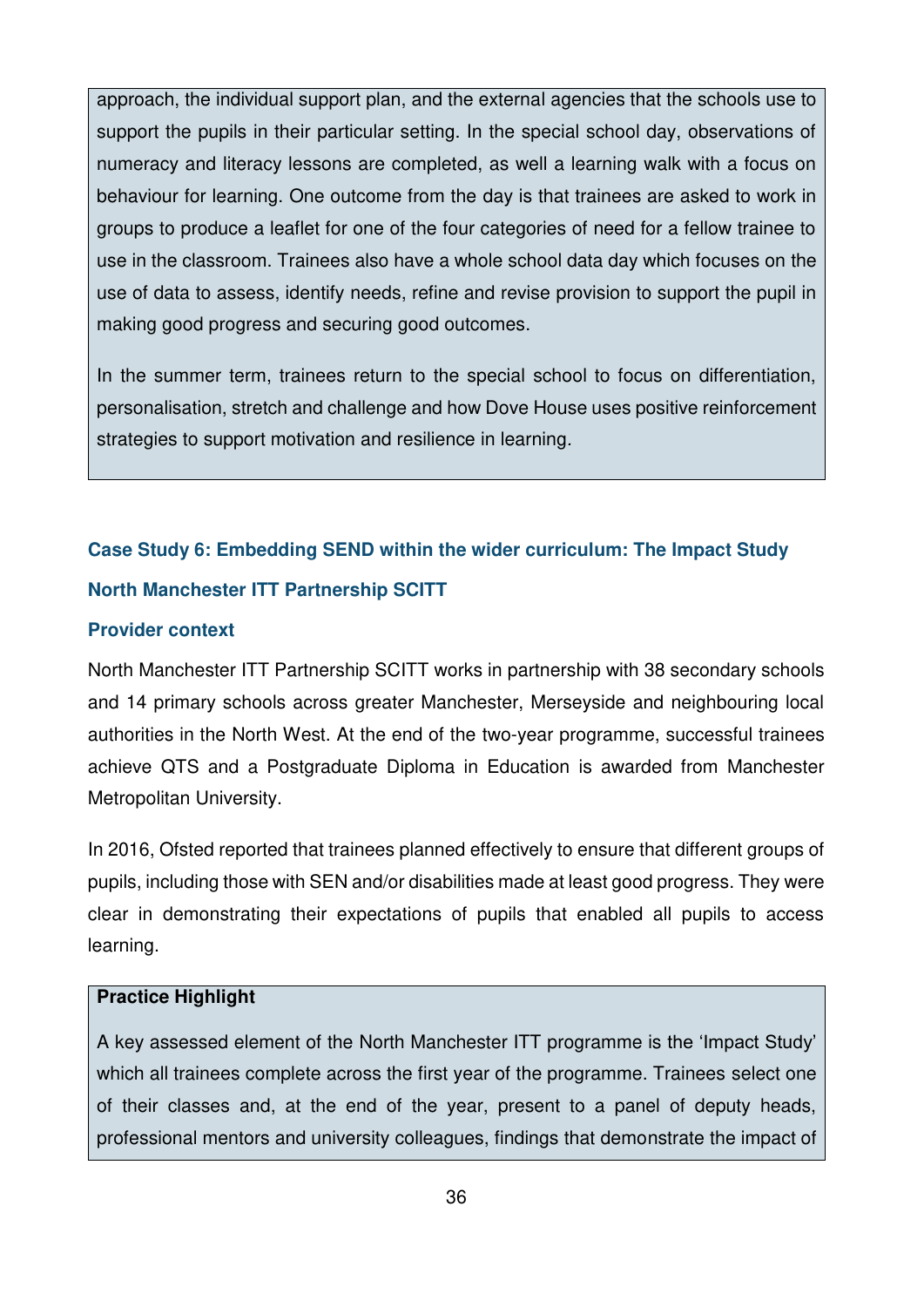approach, the individual support plan, and the external agencies that the schools use to support the pupils in their particular setting. In the special school day, observations of numeracy and literacy lessons are completed, as well a learning walk with a focus on behaviour for learning. One outcome from the day is that trainees are asked to work in groups to produce a leaflet for one of the four categories of need for a fellow trainee to use in the classroom. Trainees also have a whole school data day which focuses on the use of data to assess, identify needs, refine and revise provision to support the pupil in making good progress and securing good outcomes.

In the summer term, trainees return to the special school to focus on differentiation, personalisation, stretch and challenge and how Dove House uses positive reinforcement strategies to support motivation and resilience in learning.

### Case Study 6: Embedding SEND within the wider curriculum: The Impact Study

### North Manchester ITT Partnership SCITT

#### Provider context

North Manchester ITT Partnership SCITT works in partnership with 38 secondary schools and 14 primary schools across greater Manchester, Merseyside and neighbouring local authorities in the North West. At the end of the two-year programme, successful trainees achieve QTS and a Postgraduate Diploma in Education is awarded from Manchester Metropolitan University.

In 2016, Ofsted reported that trainees planned effectively to ensure that different groups of pupils, including those with SEN and/or disabilities made at least good progress. They were clear in demonstrating their expectations of pupils that enabled all pupils to access learning.

**Practice Highlight**

A key assessed element of the North Manchester ITT programme is the 'Impact Study' which all trainees complete across the first year of the programme. Trainees select one of their classes and, at the end of the year, present to a panel of deputy heads, professional mentors and university colleagues, findings that demonstrate the impact of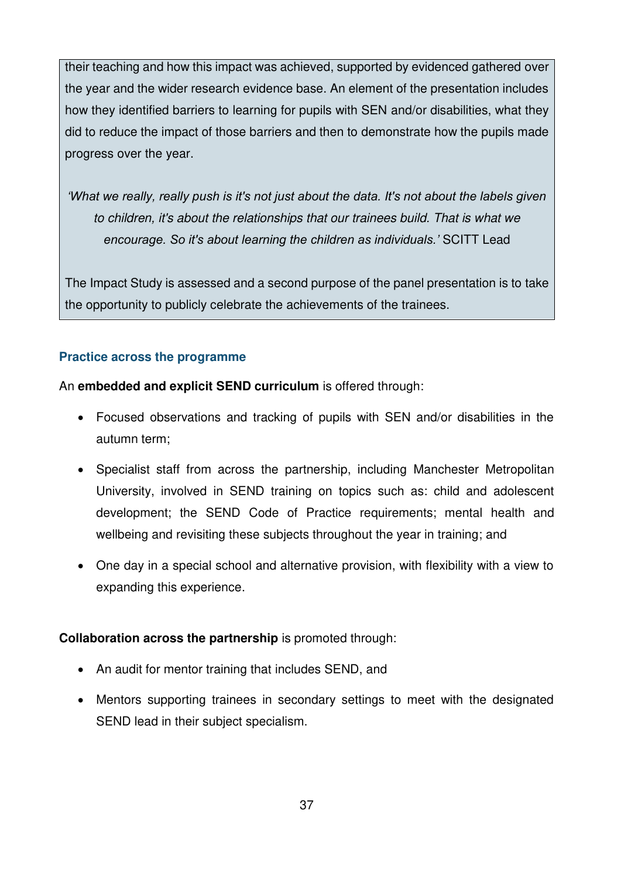their teaching and how this impact was achieved, supported by evidenced gathered over the year and the wider research evidence base. An element of the presentation includes how they identified barriers to learning for pupils with SEN and/or disabilities, what they did to reduce the impact of those barriers and then to demonstrate how the pupils made progress over the year.

*'What we really, really push is it's not just about the data. It's not about the labels given to children, it's about the relationships that our trainees build. That is what we encourage. So it's about learning the children as individuals.'* SCITT Lead

The Impact Study is assessed and a second purpose of the panel presentation is to take the opportunity to publicly celebrate the achievements of the trainees.

### Practice across the programme

An **embedded and explicit SEND curriculum** is offered through:

- Focused observations and tracking of pupils with SEN and/or disabilities in the autumn term;
- Specialist staff from across the partnership, including Manchester Metropolitan University, involved in SEND training on topics such as: child and adolescent development; the SEND Code of Practice requirements; mental health and wellbeing and revisiting these subjects throughout the year in training; and
- One day in a special school and alternative provision, with flexibility with a view to expanding this experience.

**Collaboration across the partnership** is promoted through:

- An audit for mentor training that includes SEND, and
- Mentors supporting trainees in secondary settings to meet with the designated SEND lead in their subject specialism.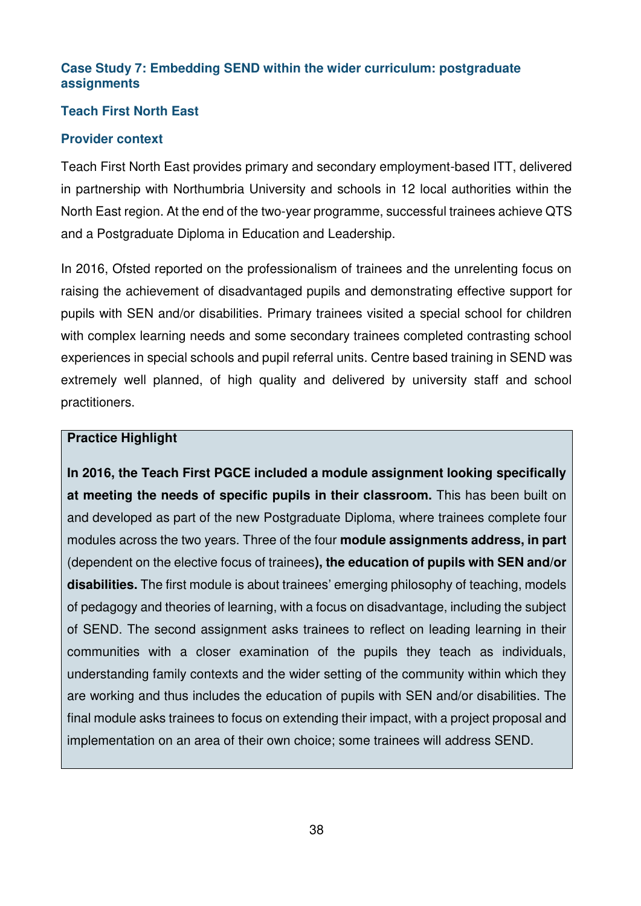### Case Study 7: Embedding SEND within the wider curriculum: postgraduate assignments

### Teach First North East

### Provider context

Teach First North East provides primary and secondary employment-based ITT, delivered in partnership with Northumbria University and schools in 12 local authorities within the North East region. At the end of the two-year programme, successful trainees achieve QTS and a Postgraduate Diploma in Education and Leadership.

In 2016, Ofsted reported on the professionalism of trainees and the unrelenting focus on raising the achievement of disadvantaged pupils and demonstrating effective support for pupils with SEN and/or disabilities. Primary trainees visited a special school for children with complex learning needs and some secondary trainees completed contrasting school experiences in special schools and pupil referral units. Centre based training in SEND was extremely well planned, of high quality and delivered by university staff and school practitioners.

**Practice Highlight**

**In 2016, the Teach First PGCE included a module assignment looking specifically at meeting the needs of specific pupils in their classroom.** This has been built on and developed as part of the new Postgraduate Diploma, where trainees complete four modules across the two years. Three of the four **module assignments address, in part** (dependent on the elective focus of trainees)**, the education of pupils with SEN and/or disabilities.** The first module is about trainees' emerging philosophy of teaching, models of pedagogy and theories of learning, with a focus on disadvantage, including the subject of SEND. The second assignment asks trainees to reflect on leading learning in their communities with a closer examination of the pupils they teach as individuals, understanding family contexts and the wider setting of the community within which they are working and thus includes the education of pupils with SEN and/or disabilities. The final module asks trainees to focus on extending their impact, with a project proposal and implementation on an area of their own choice; some trainees will address SEND.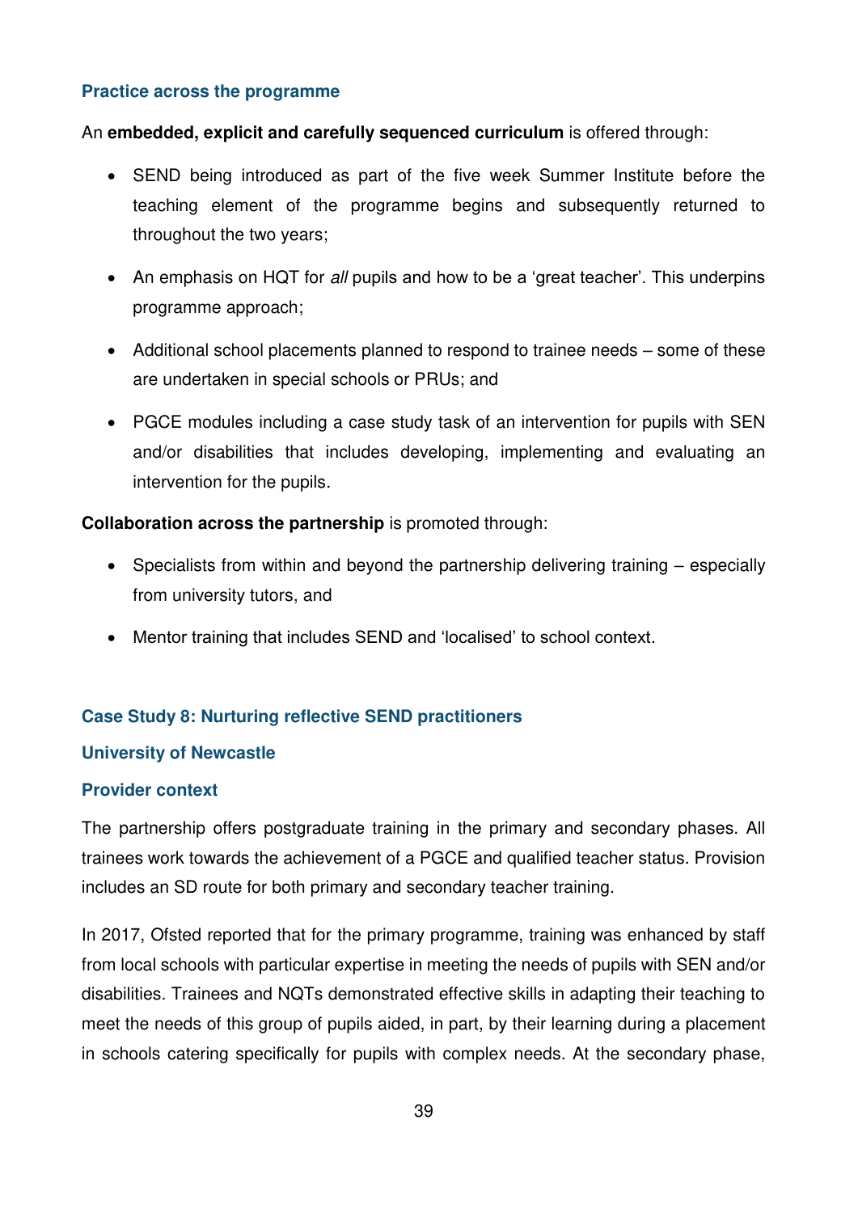### Practice across the programme

An **embedded, explicit and carefully sequenced curriculum** is offered through:

- SEND being introduced as part of the five week Summer Institute before the teaching element of the programme begins and subsequently returned to throughout the two years;
- An emphasis on HQT for *all* pupils and how to be a 'great teacher'. This underpins programme approach;
- Additional school placements planned to respond to trainee needs – some of these are undertaken in special schools or PRUs; and
- PGCE modules including a case study task of an intervention for pupils with SEN and/or disabilities that includes developing, implementing and evaluating an intervention for the pupils.

**Collaboration across the partnership** is promoted through:

- Specialists from within and beyond the partnership delivering training – especially from university tutors, and
- Mentor training that includes SEND and 'localised' to school context.

## Case Study 8: Nurturing reflective SEND practitioners

### University of Newcastle

### Provider context

The partnership offers postgraduate training in the primary and secondary phases. All trainees work towards the achievement of a PGCE and qualified teacher status. Provision includes an SD route for both primary and secondary teacher training.

In 2017, Ofsted reported that for the primary programme, training was enhanced by staff from local schools with particular expertise in meeting the needs of pupils with SEN and/or disabilities. Trainees and NQTs demonstrated effective skills in adapting their teaching to meet the needs of this group of pupils aided, in part, by their learning during a placement in schools catering specifically for pupils with complex needs. At the secondary phase,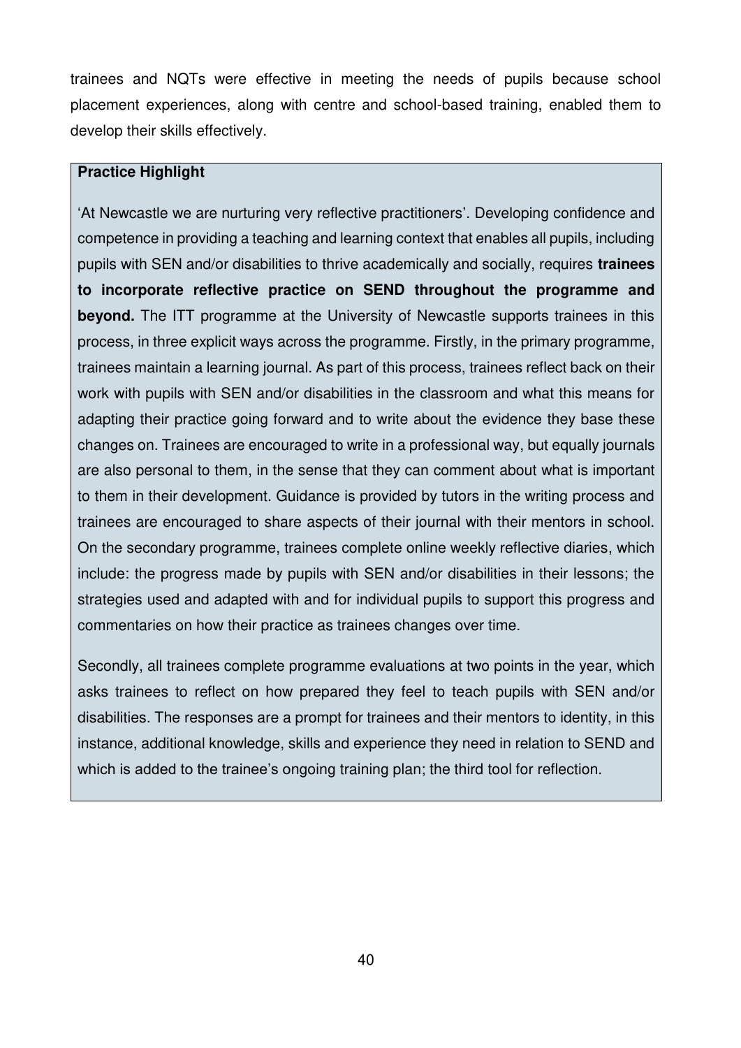trainees and NQTs were effective in meeting the needs of pupils because school placement experiences, along with centre and school-based training, enabled them to develop their skills effectively.

**Practice Highlight**

'At Newcastle we are nurturing very reflective practitioners'. Developing confidence and competence in providing a teaching and learning context that enables all pupils, including pupils with SEN and/or disabilities to thrive academically and socially, requires **trainees to incorporate reflective practice on SEND throughout the programme and beyond.** The ITT programme at the University of Newcastle supports trainees in this process, in three explicit ways across the programme. Firstly, in the primary programme, trainees maintain a learning journal. As part of this process, trainees reflect back on their work with pupils with SEN and/or disabilities in the classroom and what this means for adapting their practice going forward and to write about the evidence they base these changes on. Trainees are encouraged to write in a professional way, but equally journals are also personal to them, in the sense that they can comment about what is important to them in their development. Guidance is provided by tutors in the writing process and trainees are encouraged to share aspects of their journal with their mentors in school. On the secondary programme, trainees complete online weekly reflective diaries, which include: the progress made by pupils with SEN and/or disabilities in their lessons; the strategies used and adapted with and for individual pupils to support this progress and commentaries on how their practice as trainees changes over time.

Secondly, all trainees complete programme evaluations at two points in the year, which asks trainees to reflect on how prepared they feel to teach pupils with SEN and/or disabilities. The responses are a prompt for trainees and their mentors to identity, in this instance, additional knowledge, skills and experience they need in relation to SEND and which is added to the trainee's ongoing training plan; the third tool for reflection.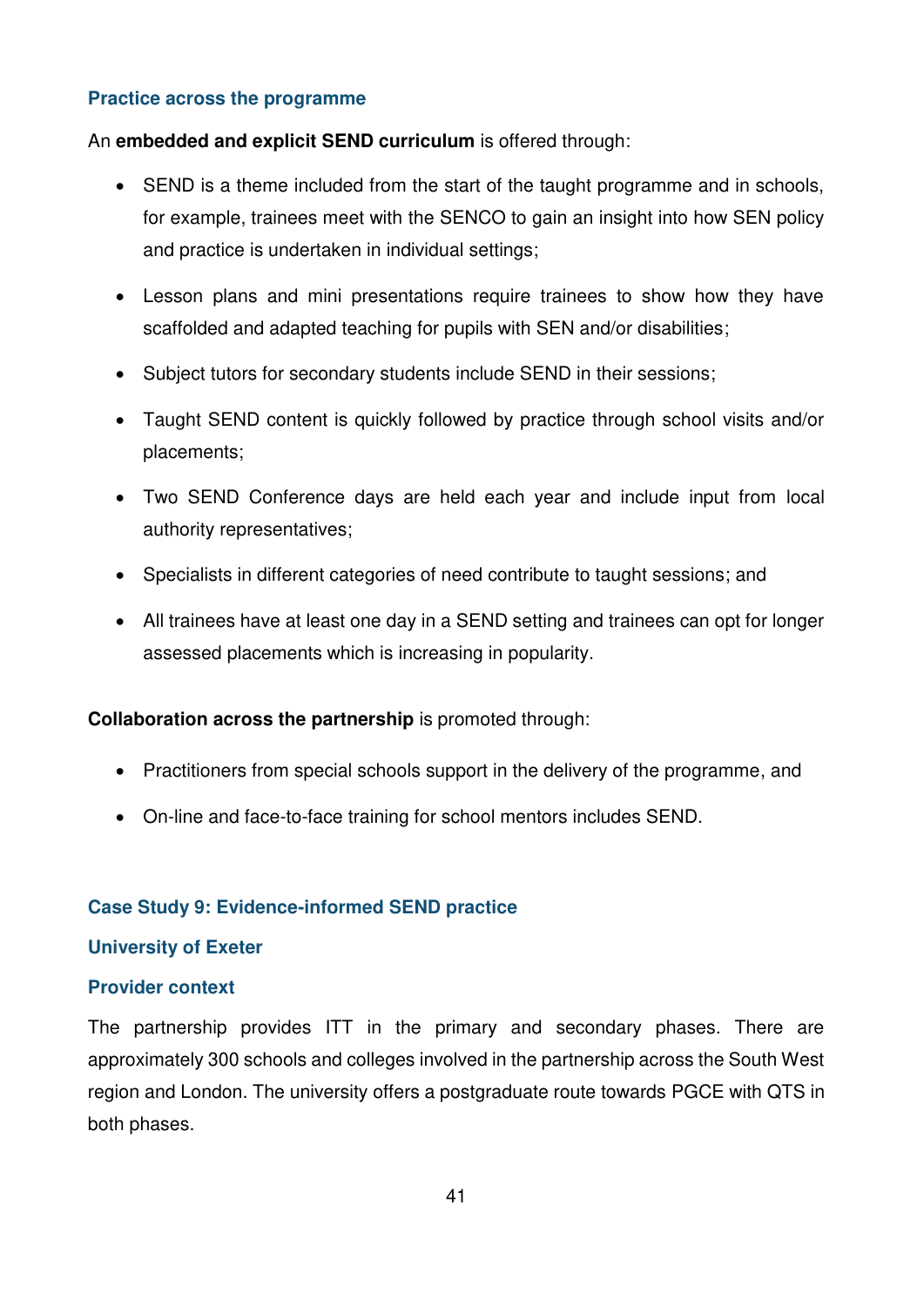### Practice across the programme

An **embedded and explicit SEND curriculum** is offered through:

- SEND is a theme included from the start of the taught programme and in schools, for example, trainees meet with the SENCO to gain an insight into how SEN policy and practice is undertaken in individual settings;
- Lesson plans and mini presentations require trainees to show how they have scaffolded and adapted teaching for pupils with SEN and/or disabilities;
- Subject tutors for secondary students include SEND in their sessions;
- Taught SEND content is quickly followed by practice through school visits and/or placements;
- Two SEND Conference days are held each year and include input from local authority representatives;
- Specialists in different categories of need contribute to taught sessions; and
- All trainees have at least one day in a SEND setting and trainees can opt for longer assessed placements which is increasing in popularity.

**Collaboration across the partnership** is promoted through:

- Practitioners from special schools support in the delivery of the programme, and
- On-line and face-to-face training for school mentors includes SEND.

## Case Study 9: Evidence-informed SEND practice

### University of Exeter

### Provider context

The partnership provides ITT in the primary and secondary phases. There are approximately 300 schools and colleges involved in the partnership across the South West region and London. The university offers a postgraduate route towards PGCE with QTS in both phases.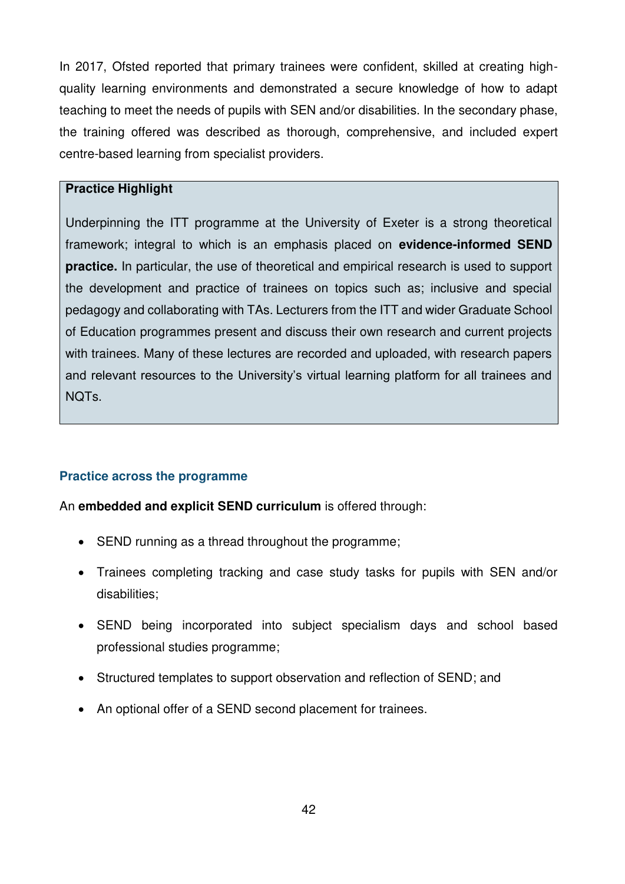In 2017, Ofsted reported that primary trainees were confident, skilled at creating high-quality learning environments and demonstrated a secure knowledge of how to adapt teaching to meet the needs of pupils with SEN and/or disabilities. In the secondary phase, the training offered was described as thorough, comprehensive, and included expert centre-based learning from specialist providers.

> **Practice Highlight**
>
> Underpinning the ITT programme at the University of Exeter is a strong theoretical framework; integral to which is an emphasis placed on **evidence-informed SEND practice.** In particular, the use of theoretical and empirical research is used to support the development and practice of trainees on topics such as; inclusive and special pedagogy and collaborating with TAs. Lecturers from the ITT and wider Graduate School of Education programmes present and discuss their own research and current projects with trainees. Many of these lectures are recorded and uploaded, with research papers and relevant resources to the University's virtual learning platform for all trainees and NQTs.

### Practice across the programme

An **embedded and explicit SEND curriculum** is offered through:

- SEND running as a thread throughout the programme;
- Trainees completing tracking and case study tasks for pupils with SEN and/or disabilities;
- SEND being incorporated into subject specialism days and school based professional studies programme;
- Structured templates to support observation and reflection of SEND; and
- An optional offer of a SEND second placement for trainees.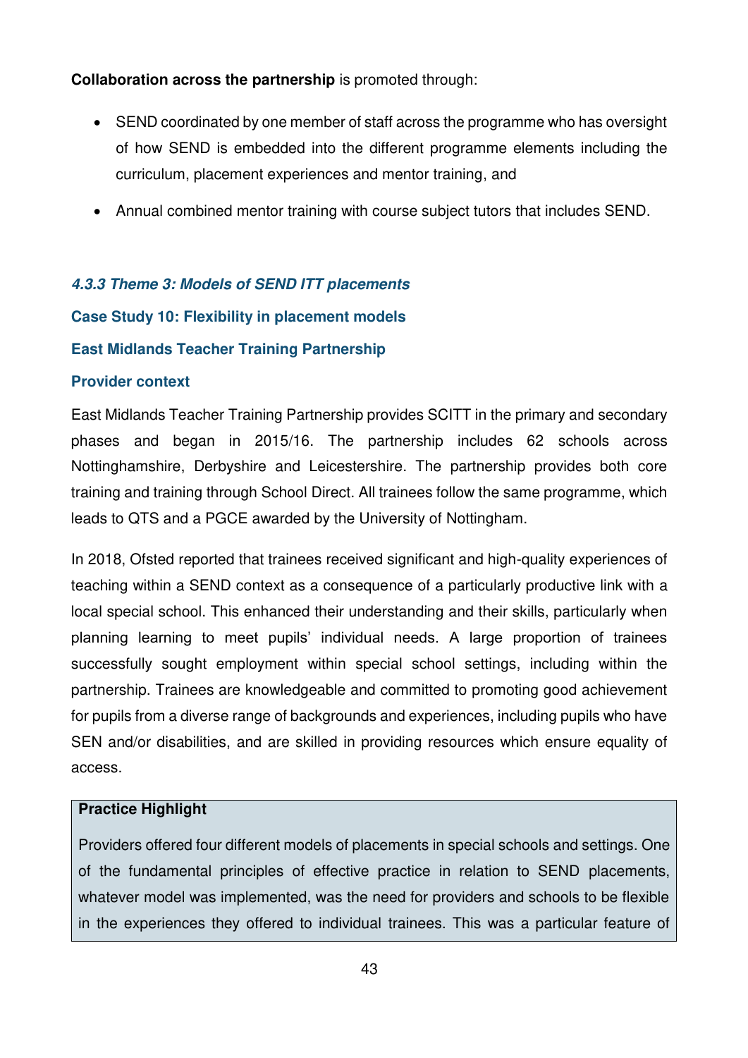**Collaboration across the partnership** is promoted through:

- SEND coordinated by one member of staff across the programme who has oversight of how SEND is embedded into the different programme elements including the curriculum, placement experiences and mentor training, and
- Annual combined mentor training with course subject tutors that includes SEND.

#### *4.3.3 Theme 3: Models of SEND ITT placements*

### Case Study 10: Flexibility in placement models

### East Midlands Teacher Training Partnership

#### Provider context

East Midlands Teacher Training Partnership provides SCITT in the primary and secondary phases and began in 2015/16. The partnership includes 62 schools across Nottinghamshire, Derbyshire and Leicestershire. The partnership provides both core training and training through School Direct. All trainees follow the same programme, which leads to QTS and a PGCE awarded by the University of Nottingham.

In 2018, Ofsted reported that trainees received significant and high-quality experiences of teaching within a SEND context as a consequence of a particularly productive link with a local special school. This enhanced their understanding and their skills, particularly when planning learning to meet pupils' individual needs. A large proportion of trainees successfully sought employment within special school settings, including within the partnership. Trainees are knowledgeable and committed to promoting good achievement for pupils from a diverse range of backgrounds and experiences, including pupils who have SEN and/or disabilities, and are skilled in providing resources which ensure equality of access.

> **Practice Highlight**
>
> Providers offered four different models of placements in special schools and settings. One of the fundamental principles of effective practice in relation to SEND placements, whatever model was implemented, was the need for providers and schools to be flexible in the experiences they offered to individual trainees. This was a particular feature of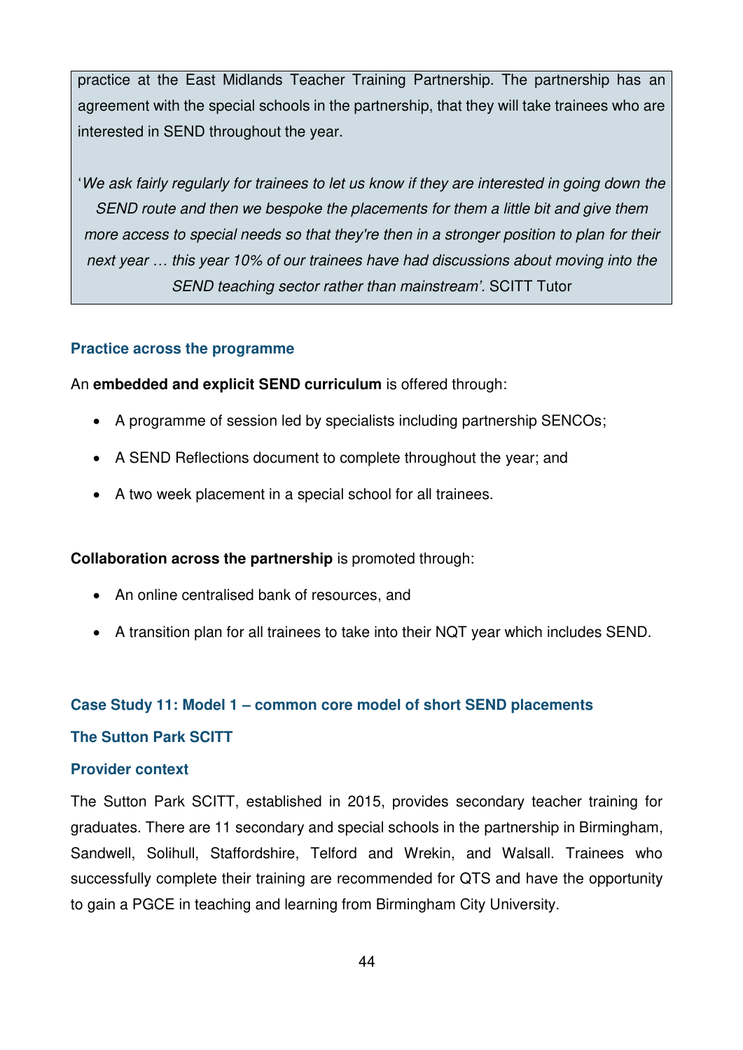practice at the East Midlands Teacher Training Partnership. The partnership has an agreement with the special schools in the partnership, that they will take trainees who are interested in SEND throughout the year.

'*We ask fairly regularly for trainees to let us know if they are interested in going down the SEND route and then we bespoke the placements for them a little bit and give them more access to special needs so that they're then in a stronger position to plan for their next year … this year 10% of our trainees have had discussions about moving into the SEND teaching sector rather than mainstream'.* SCITT Tutor

### Practice across the programme

An **embedded and explicit SEND curriculum** is offered through:

- A programme of session led by specialists including partnership SENCOs;
- A SEND Reflections document to complete throughout the year; and
- A two week placement in a special school for all trainees.

**Collaboration across the partnership** is promoted through:

- An online centralised bank of resources, and
- A transition plan for all trainees to take into their NQT year which includes SEND.

### Case Study 11: Model 1 – common core model of short SEND placements

### The Sutton Park SCITT

### Provider context

The Sutton Park SCITT, established in 2015, provides secondary teacher training for graduates. There are 11 secondary and special schools in the partnership in Birmingham, Sandwell, Solihull, Staffordshire, Telford and Wrekin, and Walsall. Trainees who successfully complete their training are recommended for QTS and have the opportunity to gain a PGCE in teaching and learning from Birmingham City University.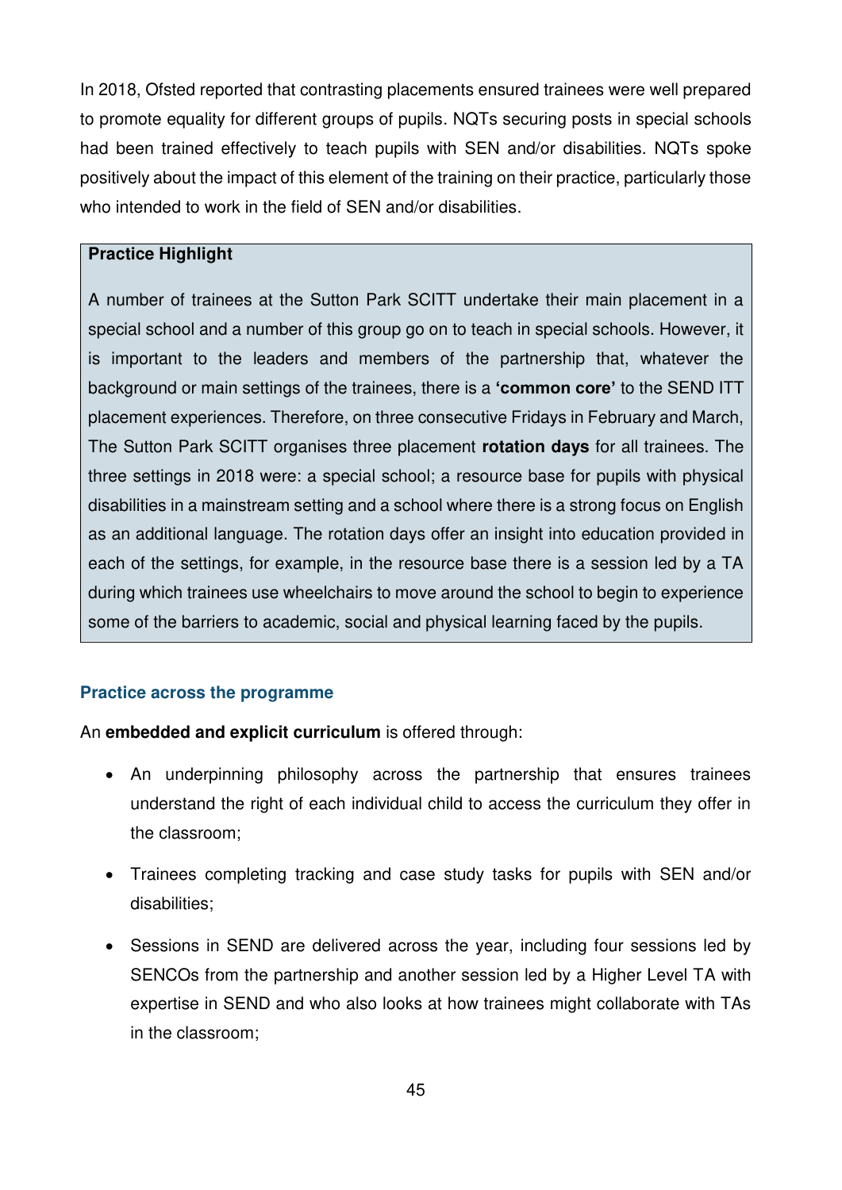In 2018, Ofsted reported that contrasting placements ensured trainees were well prepared to promote equality for different groups of pupils. NQTs securing posts in special schools had been trained effectively to teach pupils with SEN and/or disabilities. NQTs spoke positively about the impact of this element of the training on their practice, particularly those who intended to work in the field of SEN and/or disabilities.

> **Practice Highlight**
>
> A number of trainees at the Sutton Park SCITT undertake their main placement in a special school and a number of this group go on to teach in special schools. However, it is important to the leaders and members of the partnership that, whatever the background or main settings of the trainees, there is a **'common core'** to the SEND ITT placement experiences. Therefore, on three consecutive Fridays in February and March, The Sutton Park SCITT organises three placement **rotation days** for all trainees. The three settings in 2018 were: a special school; a resource base for pupils with physical disabilities in a mainstream setting and a school where there is a strong focus on English as an additional language. The rotation days offer an insight into education provided in each of the settings, for example, in the resource base there is a session led by a TA during which trainees use wheelchairs to move around the school to begin to experience some of the barriers to academic, social and physical learning faced by the pupils.

### Practice across the programme

An **embedded and explicit curriculum** is offered through:

- An underpinning philosophy across the partnership that ensures trainees understand the right of each individual child to access the curriculum they offer in the classroom;
- Trainees completing tracking and case study tasks for pupils with SEN and/or disabilities;
- Sessions in SEND are delivered across the year, including four sessions led by SENCOs from the partnership and another session led by a Higher Level TA with expertise in SEND and who also looks at how trainees might collaborate with TAs in the classroom;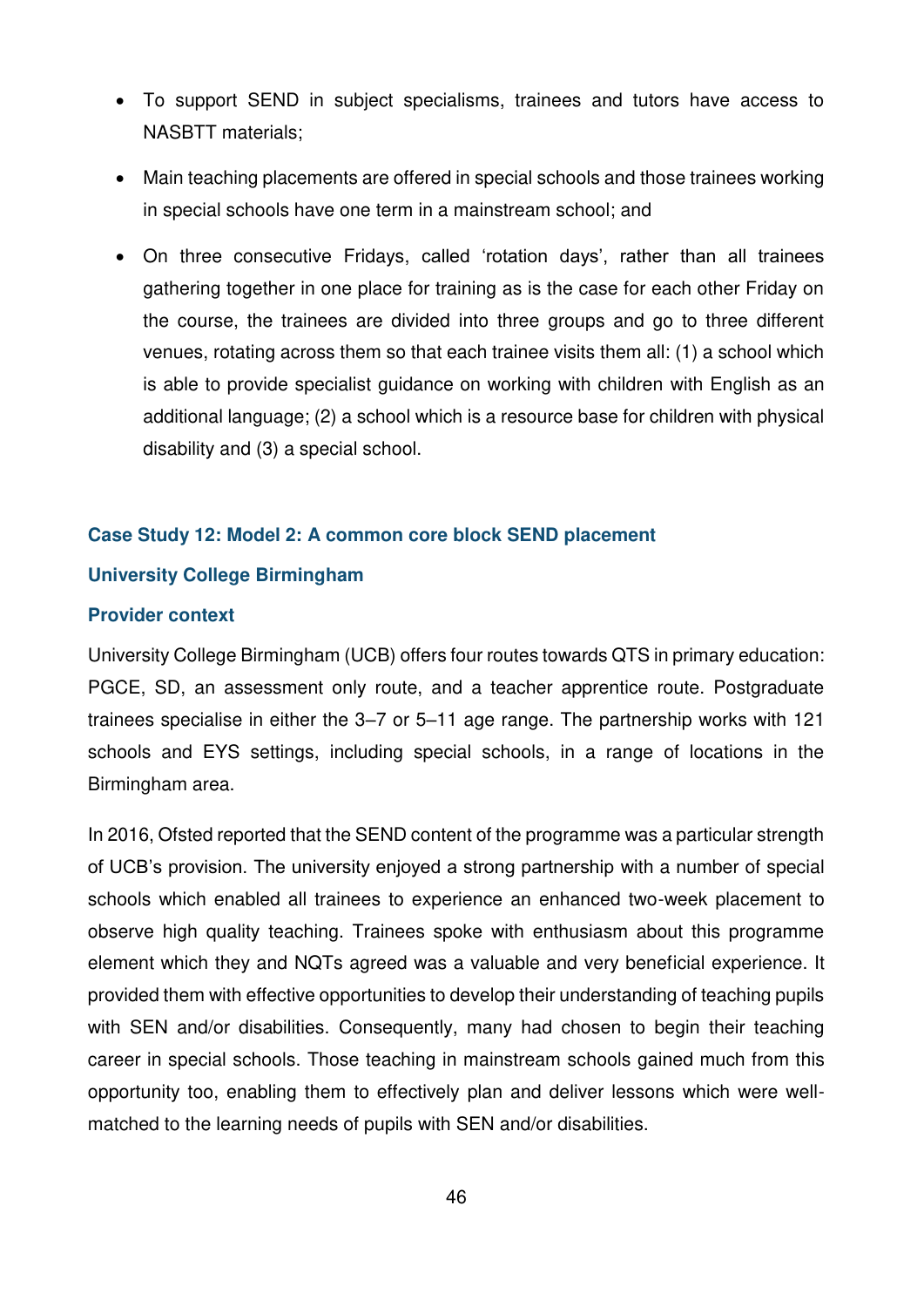- To support SEND in subject specialisms, trainees and tutors have access to NASBTT materials;
- Main teaching placements are offered in special schools and those trainees working in special schools have one term in a mainstream school; and
- On three consecutive Fridays, called 'rotation days', rather than all trainees gathering together in one place for training as is the case for each other Friday on the course, the trainees are divided into three groups and go to three different venues, rotating across them so that each trainee visits them all: (1) a school which is able to provide specialist guidance on working with children with English as an additional language; (2) a school which is a resource base for children with physical disability and (3) a special school.

### Case Study 12: Model 2: A common core block SEND placement

### University College Birmingham

### Provider context

University College Birmingham (UCB) offers four routes towards QTS in primary education: PGCE, SD, an assessment only route, and a teacher apprentice route. Postgraduate trainees specialise in either the 3–7 or 5–11 age range. The partnership works with 121 schools and EYS settings, including special schools, in a range of locations in the Birmingham area.

In 2016, Ofsted reported that the SEND content of the programme was a particular strength of UCB's provision. The university enjoyed a strong partnership with a number of special schools which enabled all trainees to experience an enhanced two-week placement to observe high quality teaching. Trainees spoke with enthusiasm about this programme element which they and NQTs agreed was a valuable and very beneficial experience. It provided them with effective opportunities to develop their understanding of teaching pupils with SEN and/or disabilities. Consequently, many had chosen to begin their teaching career in special schools. Those teaching in mainstream schools gained much from this opportunity too, enabling them to effectively plan and deliver lessons which were well-matched to the learning needs of pupils with SEN and/or disabilities.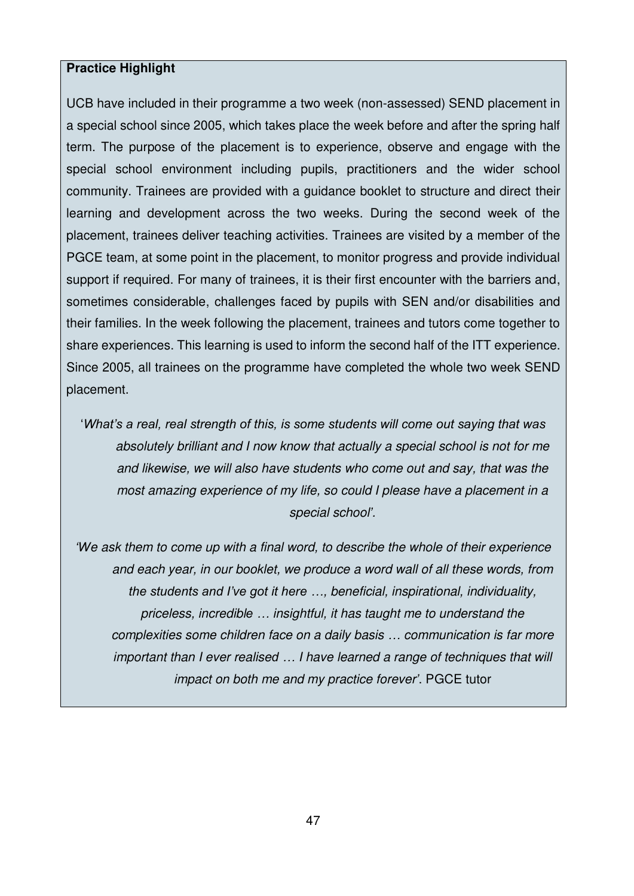**Practice Highlight**

UCB have included in their programme a two week (non-assessed) SEND placement in a special school since 2005, which takes place the week before and after the spring half term. The purpose of the placement is to experience, observe and engage with the special school environment including pupils, practitioners and the wider school community. Trainees are provided with a guidance booklet to structure and direct their learning and development across the two weeks. During the second week of the placement, trainees deliver teaching activities. Trainees are visited by a member of the PGCE team, at some point in the placement, to monitor progress and provide individual support if required. For many of trainees, it is their first encounter with the barriers and, sometimes considerable, challenges faced by pupils with SEN and/or disabilities and their families. In the week following the placement, trainees and tutors come together to share experiences. This learning is used to inform the second half of the ITT experience. Since 2005, all trainees on the programme have completed the whole two week SEND placement.

> '*What's a real, real strength of this, is some students will come out saying that was absolutely brilliant and I now know that actually a special school is not for me and likewise, we will also have students who come out and say, that was the most amazing experience of my life, so could I please have a placement in a special school'.*

> *'We ask them to come up with a final word, to describe the whole of their experience and each year, in our booklet, we produce a word wall of all these words, from the students and I've got it here …, beneficial, inspirational, individuality, priceless, incredible … insightful, it has taught me to understand the complexities some children face on a daily basis … communication is far more important than I ever realised … I have learned a range of techniques that will impact on both me and my practice forever'*. PGCE tutor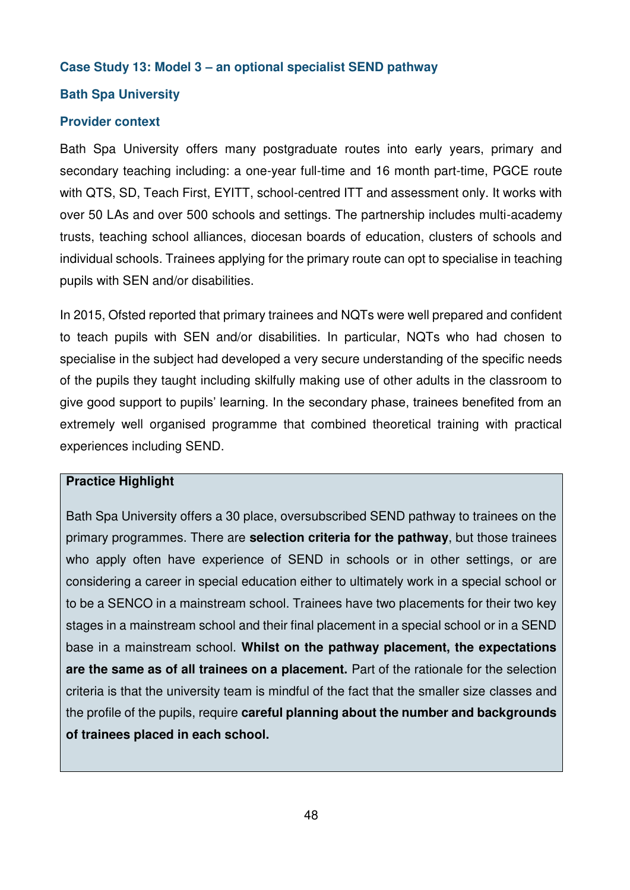### Case Study 13: Model 3 – an optional specialist SEND pathway

### Bath Spa University

### Provider context

Bath Spa University offers many postgraduate routes into early years, primary and secondary teaching including: a one-year full-time and 16 month part-time, PGCE route with QTS, SD, Teach First, EYITT, school-centred ITT and assessment only. It works with over 50 LAs and over 500 schools and settings. The partnership includes multi-academy trusts, teaching school alliances, diocesan boards of education, clusters of schools and individual schools. Trainees applying for the primary route can opt to specialise in teaching pupils with SEN and/or disabilities.

In 2015, Ofsted reported that primary trainees and NQTs were well prepared and confident to teach pupils with SEN and/or disabilities. In particular, NQTs who had chosen to specialise in the subject had developed a very secure understanding of the specific needs of the pupils they taught including skilfully making use of other adults in the classroom to give good support to pupils' learning. In the secondary phase, trainees benefited from an extremely well organised programme that combined theoretical training with practical experiences including SEND.

**Practice Highlight**

Bath Spa University offers a 30 place, oversubscribed SEND pathway to trainees on the primary programmes. There are **selection criteria for the pathway**, but those trainees who apply often have experience of SEND in schools or in other settings, or are considering a career in special education either to ultimately work in a special school or to be a SENCO in a mainstream school. Trainees have two placements for their two key stages in a mainstream school and their final placement in a special school or in a SEND base in a mainstream school. **Whilst on the pathway placement, the expectations are the same as of all trainees on a placement.** Part of the rationale for the selection criteria is that the university team is mindful of the fact that the smaller size classes and the profile of the pupils, require **careful planning about the number and backgrounds of trainees placed in each school.**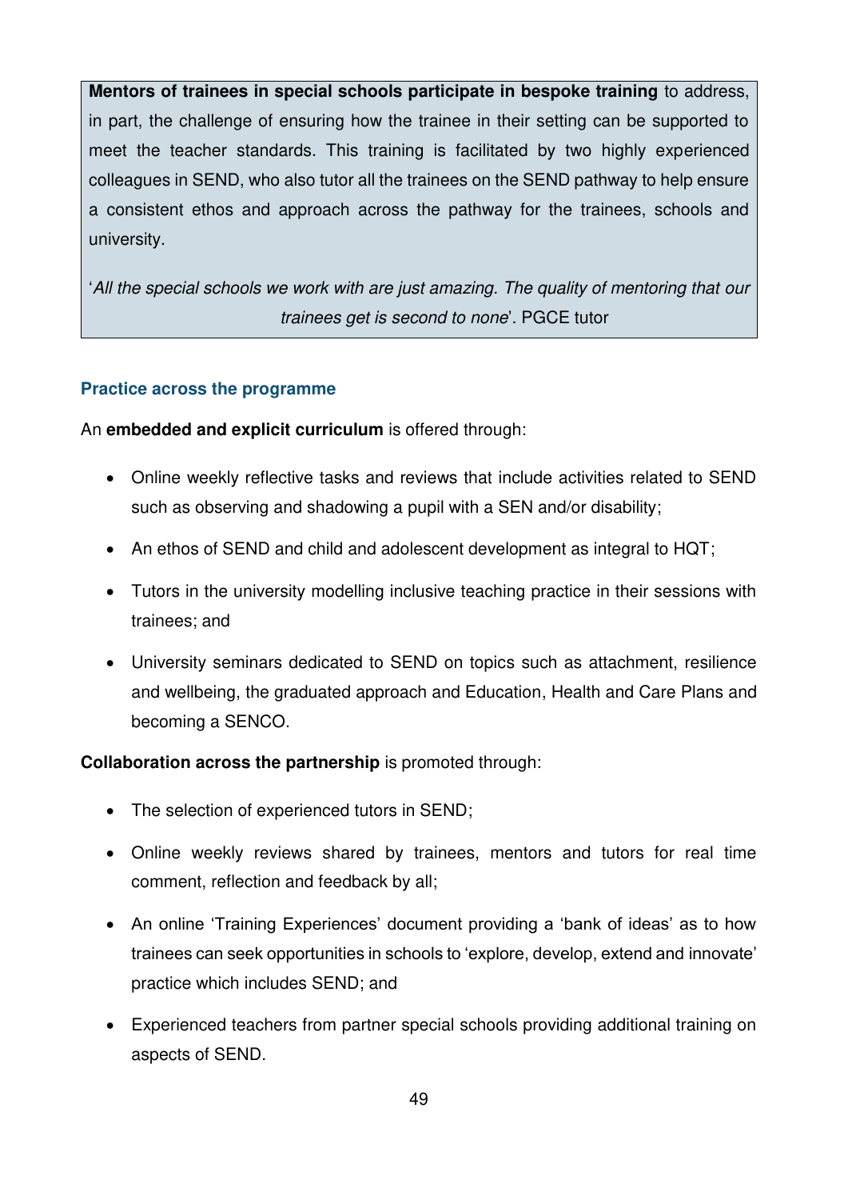**Mentors of trainees in special schools participate in bespoke training** to address, in part, the challenge of ensuring how the trainee in their setting can be supported to meet the teacher standards. This training is facilitated by two highly experienced colleagues in SEND, who also tutor all the trainees on the SEND pathway to help ensure a consistent ethos and approach across the pathway for the trainees, schools and university.

'*All the special schools we work with are just amazing. The quality of mentoring that our trainees get is second to none*'. PGCE tutor

### Practice across the programme

An **embedded and explicit curriculum** is offered through:

- Online weekly reflective tasks and reviews that include activities related to SEND such as observing and shadowing a pupil with a SEN and/or disability;
- An ethos of SEND and child and adolescent development as integral to HQT;
- Tutors in the university modelling inclusive teaching practice in their sessions with trainees; and
- University seminars dedicated to SEND on topics such as attachment, resilience and wellbeing, the graduated approach and Education, Health and Care Plans and becoming a SENCO.

**Collaboration across the partnership** is promoted through:

- The selection of experienced tutors in SEND;
- Online weekly reviews shared by trainees, mentors and tutors for real time comment, reflection and feedback by all;
- An online 'Training Experiences' document providing a 'bank of ideas' as to how trainees can seek opportunities in schools to 'explore, develop, extend and innovate' practice which includes SEND; and
- Experienced teachers from partner special schools providing additional training on aspects of SEND.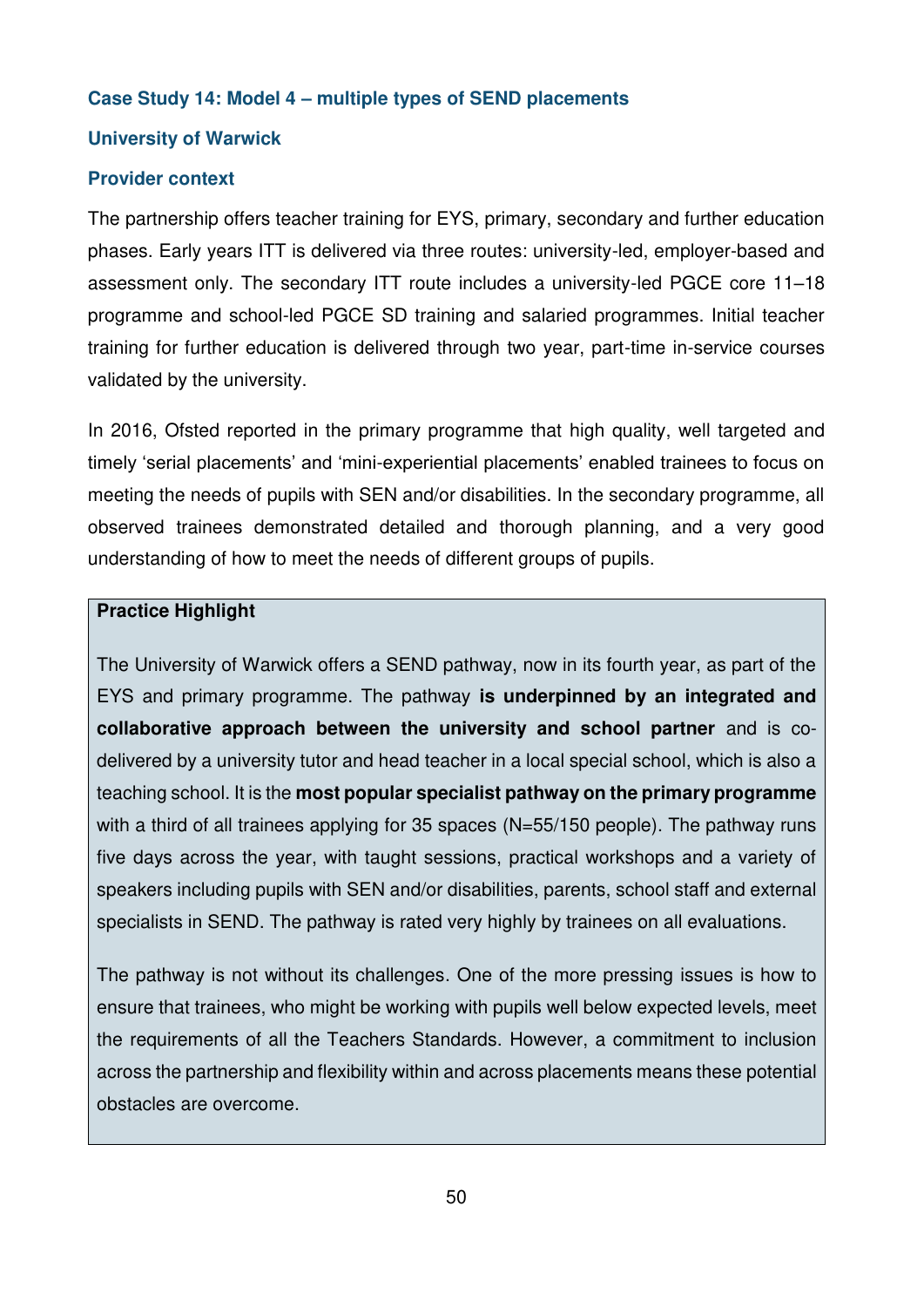### Case Study 14: Model 4 – multiple types of SEND placements

### University of Warwick

### Provider context

The partnership offers teacher training for EYS, primary, secondary and further education phases. Early years ITT is delivered via three routes: university-led, employer-based and assessment only. The secondary ITT route includes a university-led PGCE core 11–18 programme and school-led PGCE SD training and salaried programmes. Initial teacher training for further education is delivered through two year, part-time in-service courses validated by the university.

In 2016, Ofsted reported in the primary programme that high quality, well targeted and timely 'serial placements' and 'mini-experiential placements' enabled trainees to focus on meeting the needs of pupils with SEN and/or disabilities. In the secondary programme, all observed trainees demonstrated detailed and thorough planning, and a very good understanding of how to meet the needs of different groups of pupils.

> **Practice Highlight**
>
> The University of Warwick offers a SEND pathway, now in its fourth year, as part of the EYS and primary programme. The pathway **is underpinned by an integrated and collaborative approach between the university and school partner** and is co-delivered by a university tutor and head teacher in a local special school, which is also a teaching school. It is the **most popular specialist pathway on the primary programme** with a third of all trainees applying for 35 spaces (N=55/150 people). The pathway runs five days across the year, with taught sessions, practical workshops and a variety of speakers including pupils with SEN and/or disabilities, parents, school staff and external specialists in SEND. The pathway is rated very highly by trainees on all evaluations.
>
> The pathway is not without its challenges. One of the more pressing issues is how to ensure that trainees, who might be working with pupils well below expected levels, meet the requirements of all the Teachers Standards. However, a commitment to inclusion across the partnership and flexibility within and across placements means these potential obstacles are overcome.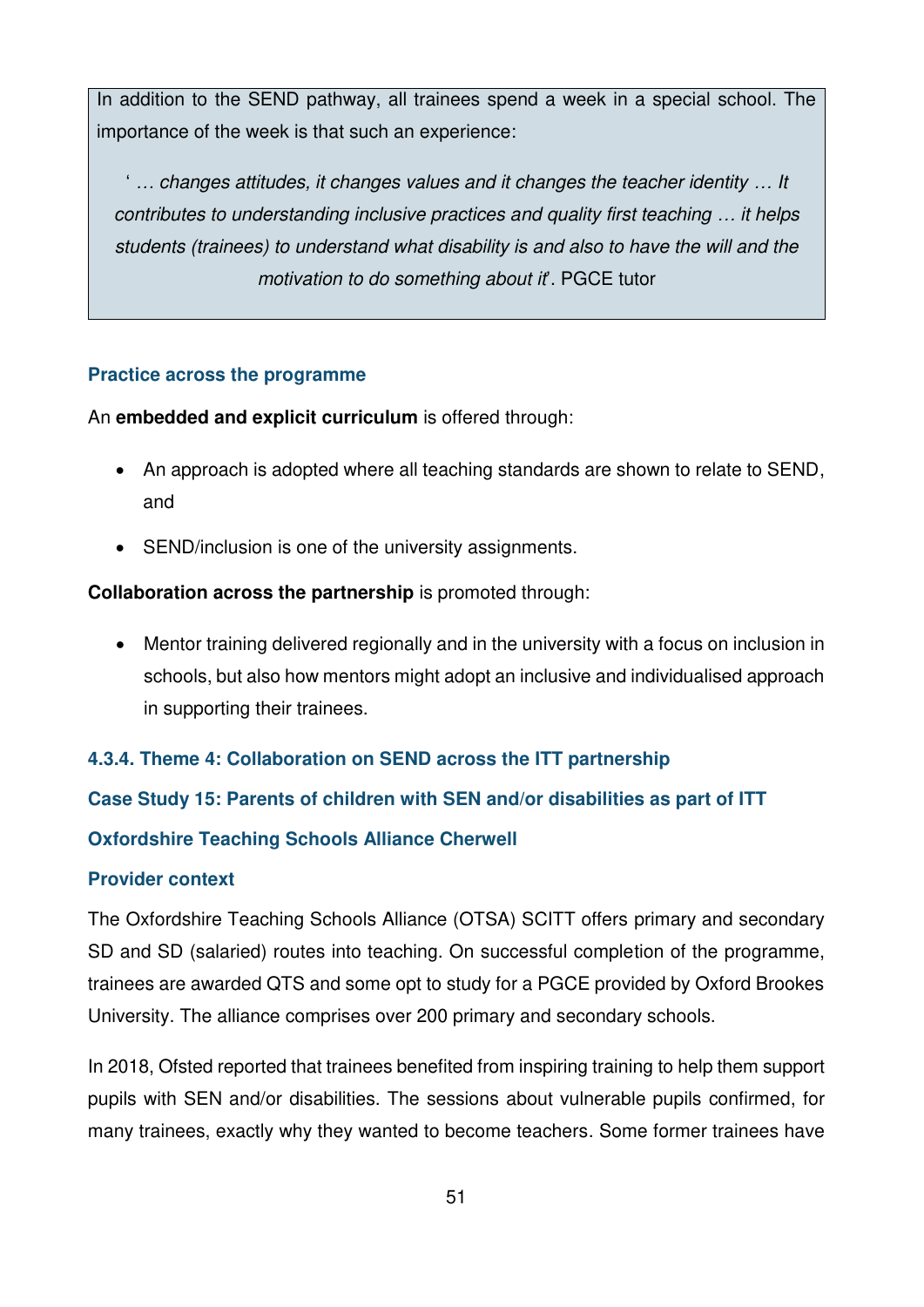In addition to the SEND pathway, all trainees spend a week in a special school. The importance of the week is that such an experience:

> ' *… changes attitudes, it changes values and it changes the teacher identity … It contributes to understanding inclusive practices and quality first teaching … it helps students (trainees) to understand what disability is and also to have the will and the motivation to do something about it*'. PGCE tutor

#### Practice across the programme

An **embedded and explicit curriculum** is offered through:

- An approach is adopted where all teaching standards are shown to relate to SEND, and
- SEND/inclusion is one of the university assignments.

**Collaboration across the partnership** is promoted through:

- Mentor training delivered regionally and in the university with a focus on inclusion in schools, but also how mentors might adopt an inclusive and individualised approach in supporting their trainees.

### 4.3.4. Theme 4: Collaboration on SEND across the ITT partnership

#### Case Study 15: Parents of children with SEN and/or disabilities as part of ITT

#### Oxfordshire Teaching Schools Alliance Cherwell

#### Provider context

The Oxfordshire Teaching Schools Alliance (OTSA) SCITT offers primary and secondary SD and SD (salaried) routes into teaching. On successful completion of the programme, trainees are awarded QTS and some opt to study for a PGCE provided by Oxford Brookes University. The alliance comprises over 200 primary and secondary schools.

In 2018, Ofsted reported that trainees benefited from inspiring training to help them support pupils with SEN and/or disabilities. The sessions about vulnerable pupils confirmed, for many trainees, exactly why they wanted to become teachers. Some former trainees have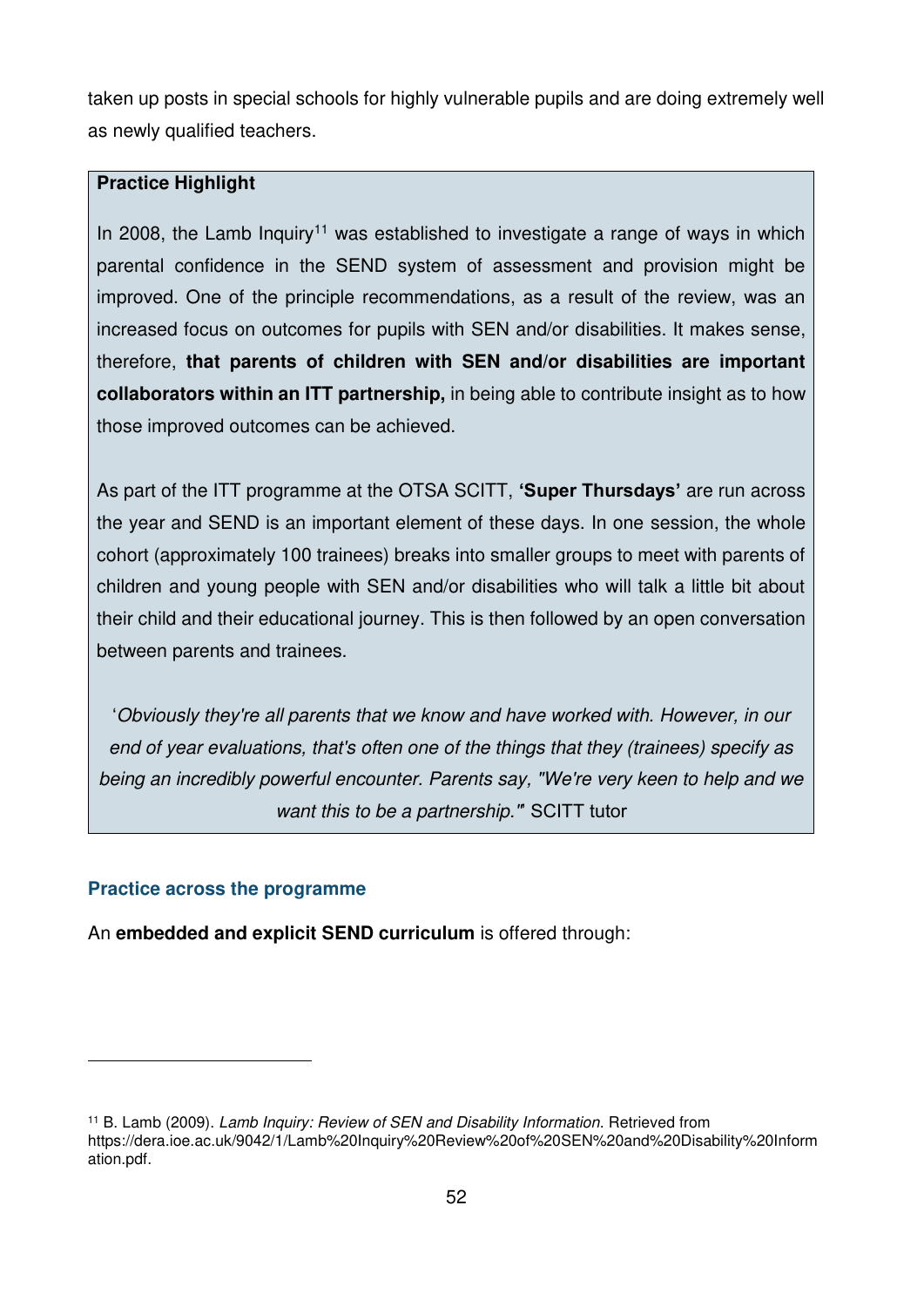taken up posts in special schools for highly vulnerable pupils and are doing extremely well as newly qualified teachers.

> **Practice Highlight**
>
> In 2008, the Lamb Inquiry[11] was established to investigate a range of ways in which parental confidence in the SEND system of assessment and provision might be improved. One of the principle recommendations, as a result of the review, was an increased focus on outcomes for pupils with SEN and/or disabilities. It makes sense, therefore, **that parents of children with SEN and/or disabilities are important collaborators within an ITT partnership,** in being able to contribute insight as to how those improved outcomes can be achieved.
>
> As part of the ITT programme at the OTSA SCITT, **'Super Thursdays'** are run across the year and SEND is an important element of these days. In one session, the whole cohort (approximately 100 trainees) breaks into smaller groups to meet with parents of children and young people with SEN and/or disabilities who will talk a little bit about their child and their educational journey. This is then followed by an open conversation between parents and trainees.
>
> '*Obviously they're all parents that we know and have worked with. However, in our end of year evaluations, that's often one of the things that they (trainees) specify as being an incredibly powerful encounter. Parents say, "We're very keen to help and we want this to be a partnership."'* SCITT tutor

### Practice across the programme

An **embedded and explicit SEND curriculum** is offered through:

---

[11] B. Lamb (2009). *Lamb Inquiry: Review of SEN and Disability Information.* Retrieved from https://dera.ioe.ac.uk/9042/1/Lamb%20Inquiry%20Review%20of%20SEN%20and%20Disability%20Information.pdf.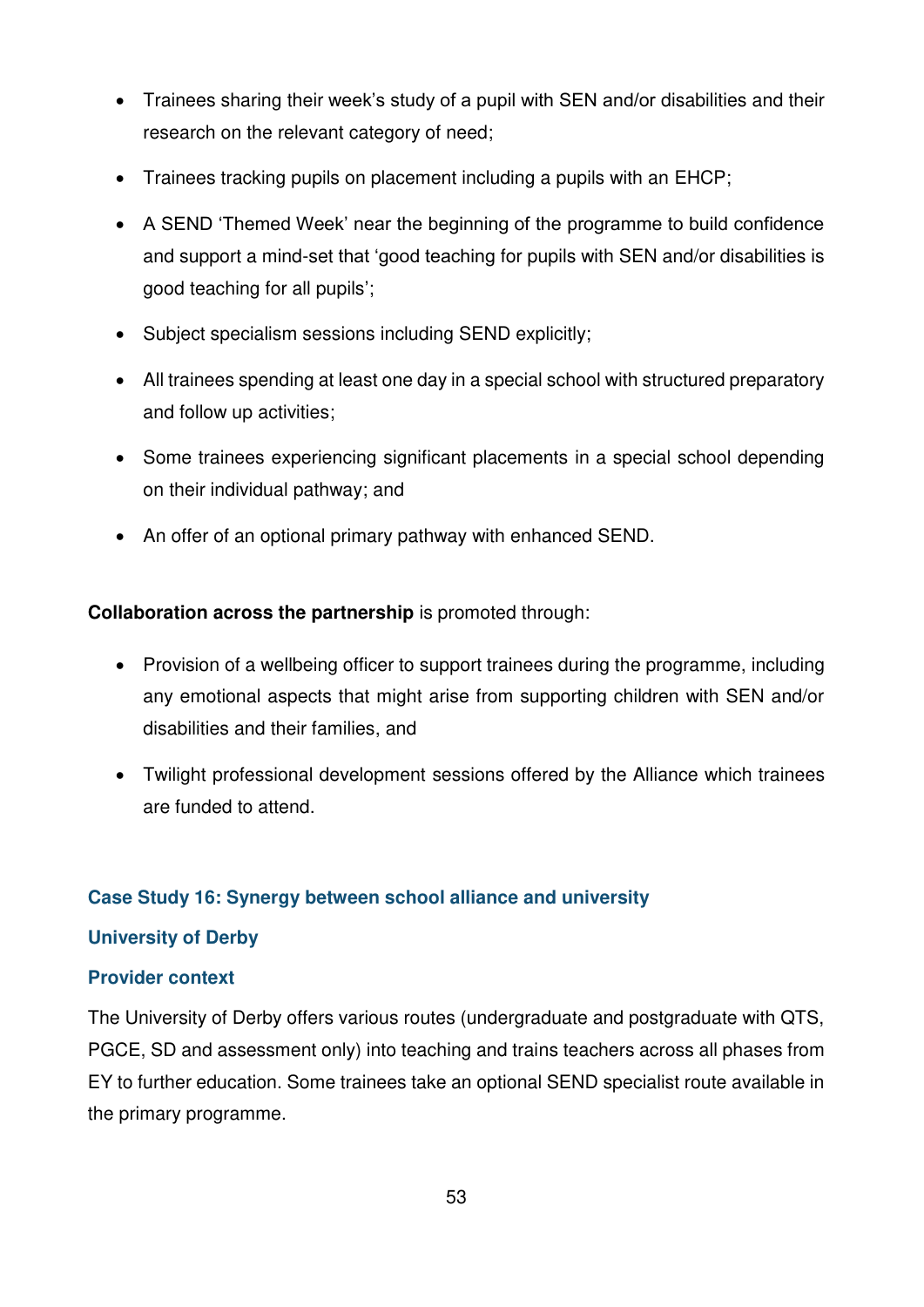- Trainees sharing their week's study of a pupil with SEN and/or disabilities and their research on the relevant category of need;
- Trainees tracking pupils on placement including a pupils with an EHCP;
- A SEND 'Themed Week' near the beginning of the programme to build confidence and support a mind-set that 'good teaching for pupils with SEN and/or disabilities is good teaching for all pupils';
- Subject specialism sessions including SEND explicitly;
- All trainees spending at least one day in a special school with structured preparatory and follow up activities;
- Some trainees experiencing significant placements in a special school depending on their individual pathway; and
- An offer of an optional primary pathway with enhanced SEND.

**Collaboration across the partnership** is promoted through:

- Provision of a wellbeing officer to support trainees during the programme, including any emotional aspects that might arise from supporting children with SEN and/or disabilities and their families, and
- Twilight professional development sessions offered by the Alliance which trainees are funded to attend.

### Case Study 16: Synergy between school alliance and university

### University of Derby

### Provider context

The University of Derby offers various routes (undergraduate and postgraduate with QTS, PGCE, SD and assessment only) into teaching and trains teachers across all phases from EY to further education. Some trainees take an optional SEND specialist route available in the primary programme.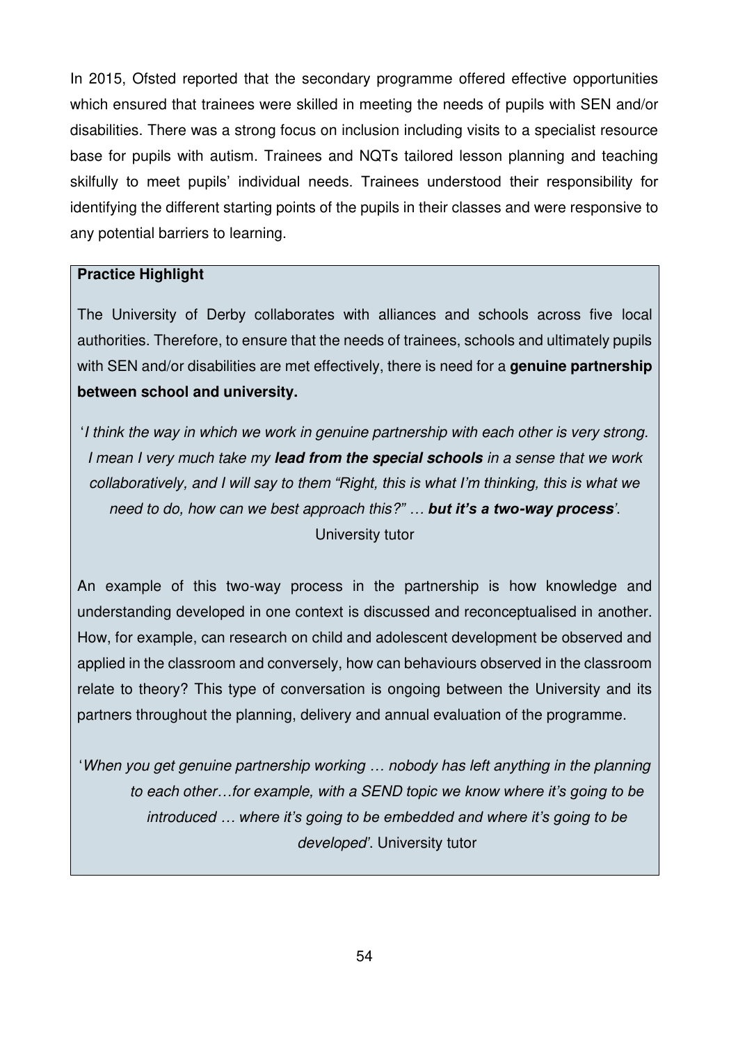In 2015, Ofsted reported that the secondary programme offered effective opportunities which ensured that trainees were skilled in meeting the needs of pupils with SEN and/or disabilities. There was a strong focus on inclusion including visits to a specialist resource base for pupils with autism. Trainees and NQTs tailored lesson planning and teaching skilfully to meet pupils' individual needs. Trainees understood their responsibility for identifying the different starting points of the pupils in their classes and were responsive to any potential barriers to learning.

**Practice Highlight**

The University of Derby collaborates with alliances and schools across five local authorities. Therefore, to ensure that the needs of trainees, schools and ultimately pupils with SEN and/or disabilities are met effectively, there is need for a **genuine partnership between school and university.**

'*I think the way in which we work in genuine partnership with each other is very strong. I mean I very much take my **lead from the special schools** in a sense that we work collaboratively, and I will say to them "Right, this is what I'm thinking, this is what we need to do, how can we best approach this?" … **but it's a two-way process***'. University tutor

An example of this two-way process in the partnership is how knowledge and understanding developed in one context is discussed and reconceptualised in another. How, for example, can research on child and adolescent development be observed and applied in the classroom and conversely, how can behaviours observed in the classroom relate to theory? This type of conversation is ongoing between the University and its partners throughout the planning, delivery and annual evaluation of the programme.

'*When you get genuine partnership working … nobody has left anything in the planning to each other…for example, with a SEND topic we know where it's going to be introduced … where it's going to be embedded and where it's going to be developed*'. University tutor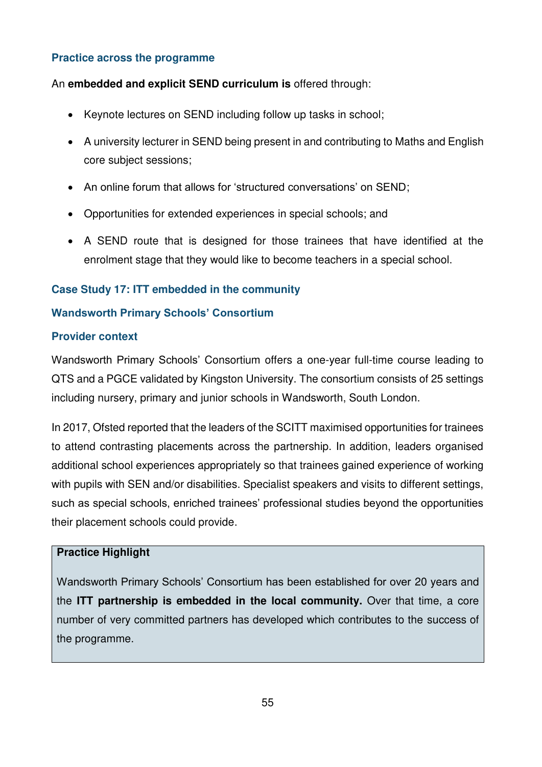### Practice across the programme

An **embedded and explicit SEND curriculum is** offered through:

- Keynote lectures on SEND including follow up tasks in school;
- A university lecturer in SEND being present in and contributing to Maths and English core subject sessions;
- An online forum that allows for 'structured conversations' on SEND;
- Opportunities for extended experiences in special schools; and
- A SEND route that is designed for those trainees that have identified at the enrolment stage that they would like to become teachers in a special school.

### Case Study 17: ITT embedded in the community

### Wandsworth Primary Schools' Consortium

### Provider context

Wandsworth Primary Schools' Consortium offers a one-year full-time course leading to QTS and a PGCE validated by Kingston University. The consortium consists of 25 settings including nursery, primary and junior schools in Wandsworth, South London.

In 2017, Ofsted reported that the leaders of the SCITT maximised opportunities for trainees to attend contrasting placements across the partnership. In addition, leaders organised additional school experiences appropriately so that trainees gained experience of working with pupils with SEN and/or disabilities. Specialist speakers and visits to different settings, such as special schools, enriched trainees' professional studies beyond the opportunities their placement schools could provide.

**Practice Highlight**

Wandsworth Primary Schools' Consortium has been established for over 20 years and the **ITT partnership is embedded in the local community.** Over that time, a core number of very committed partners has developed which contributes to the success of the programme.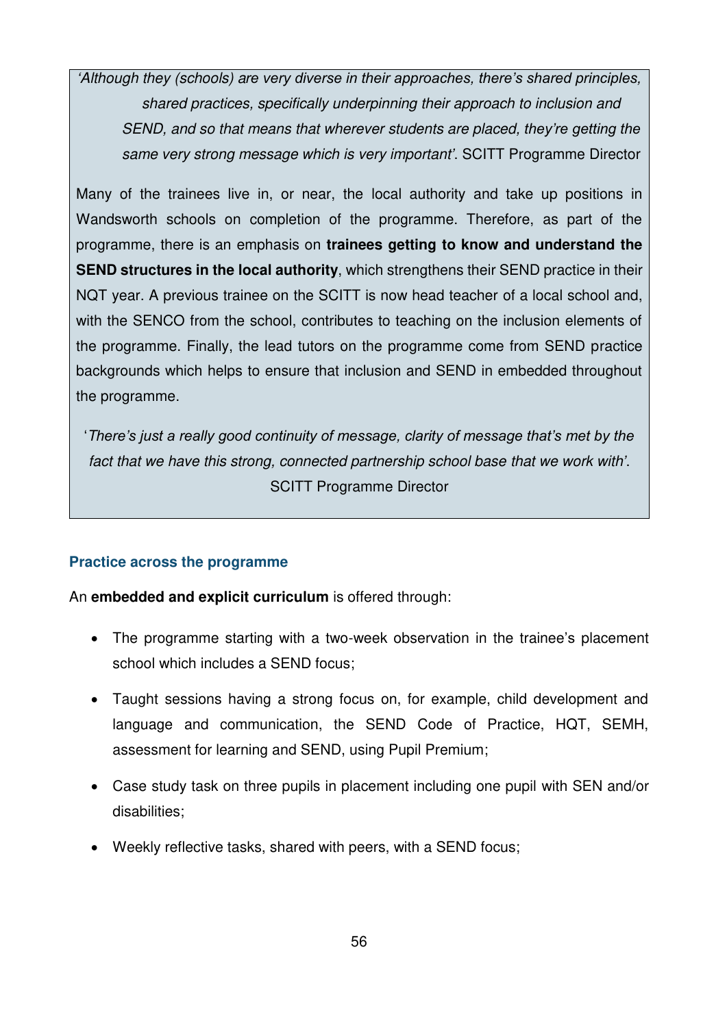*'Although they (schools) are very diverse in their approaches, there's shared principles, shared practices, specifically underpinning their approach to inclusion and SEND, and so that means that wherever students are placed, they're getting the same very strong message which is very important'*. SCITT Programme Director

Many of the trainees live in, or near, the local authority and take up positions in Wandsworth schools on completion of the programme. Therefore, as part of the programme, there is an emphasis on **trainees getting to know and understand the SEND structures in the local authority**, which strengthens their SEND practice in their NQT year. A previous trainee on the SCITT is now head teacher of a local school and, with the SENCO from the school, contributes to teaching on the inclusion elements of the programme. Finally, the lead tutors on the programme come from SEND practice backgrounds which helps to ensure that inclusion and SEND in embedded throughout the programme.

'*There's just a really good continuity of message, clarity of message that's met by the fact that we have this strong, connected partnership school base that we work with'*. SCITT Programme Director

### Practice across the programme

An **embedded and explicit curriculum** is offered through:

- The programme starting with a two-week observation in the trainee's placement school which includes a SEND focus;
- Taught sessions having a strong focus on, for example, child development and language and communication, the SEND Code of Practice, HQT, SEMH, assessment for learning and SEND, using Pupil Premium;
- Case study task on three pupils in placement including one pupil with SEN and/or disabilities;
- Weekly reflective tasks, shared with peers, with a SEND focus;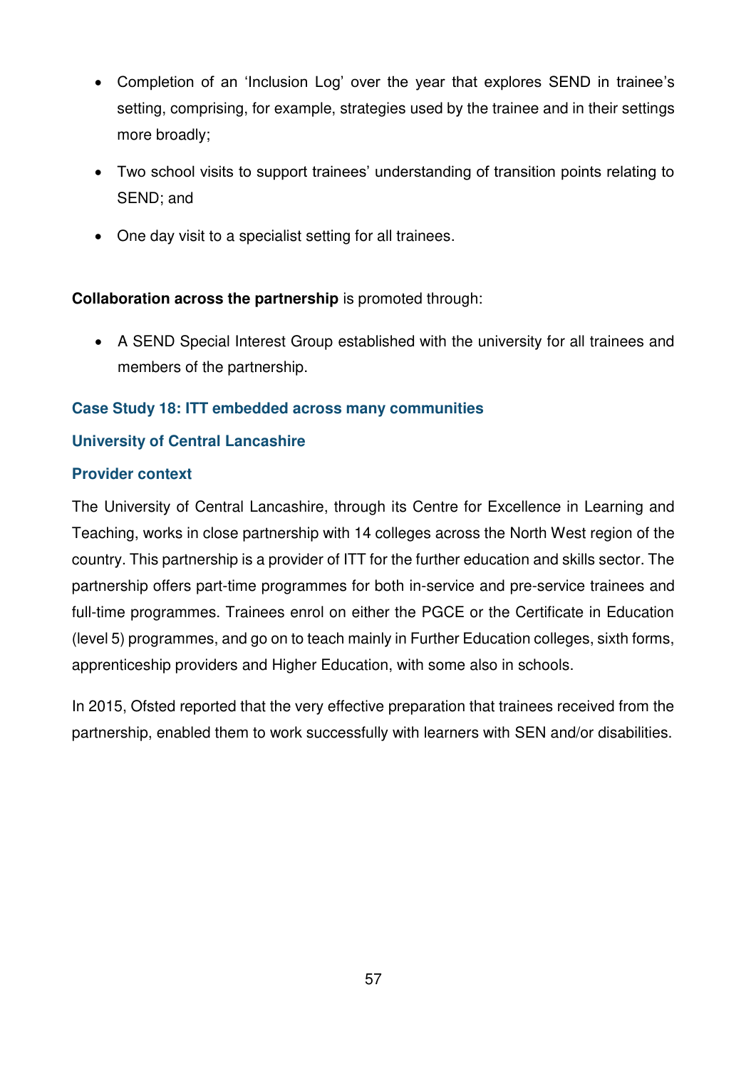- Completion of an 'Inclusion Log' over the year that explores SEND in trainee's setting, comprising, for example, strategies used by the trainee and in their settings more broadly;
- Two school visits to support trainees' understanding of transition points relating to SEND; and
- One day visit to a specialist setting for all trainees.

**Collaboration across the partnership** is promoted through:

- A SEND Special Interest Group established with the university for all trainees and members of the partnership.

### Case Study 18: ITT embedded across many communities

### University of Central Lancashire

### Provider context

The University of Central Lancashire, through its Centre for Excellence in Learning and Teaching, works in close partnership with 14 colleges across the North West region of the country. This partnership is a provider of ITT for the further education and skills sector. The partnership offers part-time programmes for both in-service and pre-service trainees and full-time programmes. Trainees enrol on either the PGCE or the Certificate in Education (level 5) programmes, and go on to teach mainly in Further Education colleges, sixth forms, apprenticeship providers and Higher Education, with some also in schools.

In 2015, Ofsted reported that the very effective preparation that trainees received from the partnership, enabled them to work successfully with learners with SEN and/or disabilities.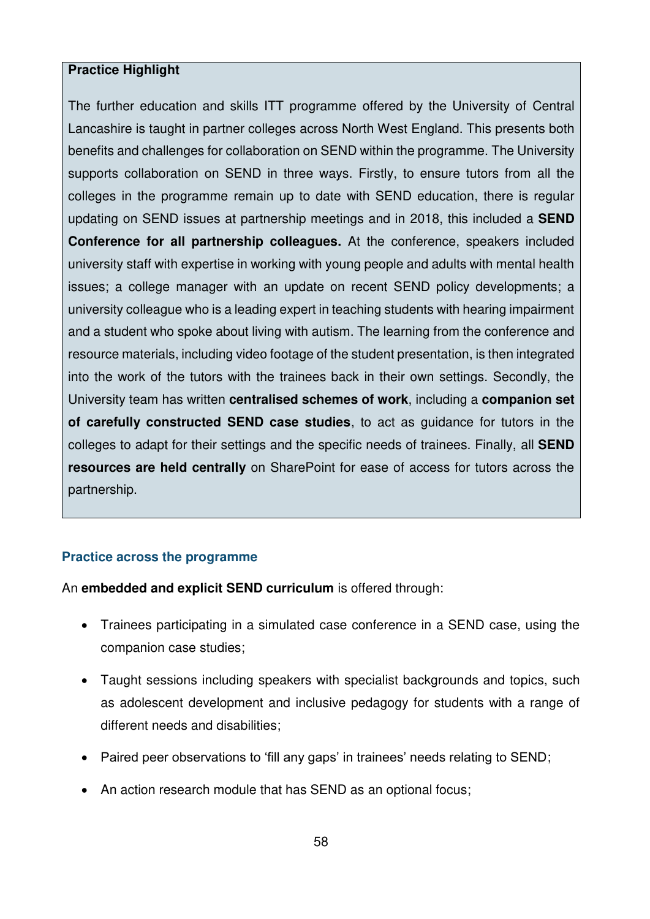**Practice Highlight**

The further education and skills ITT programme offered by the University of Central Lancashire is taught in partner colleges across North West England. This presents both benefits and challenges for collaboration on SEND within the programme. The University supports collaboration on SEND in three ways. Firstly, to ensure tutors from all the colleges in the programme remain up to date with SEND education, there is regular updating on SEND issues at partnership meetings and in 2018, this included a **SEND Conference for all partnership colleagues.** At the conference, speakers included university staff with expertise in working with young people and adults with mental health issues; a college manager with an update on recent SEND policy developments; a university colleague who is a leading expert in teaching students with hearing impairment and a student who spoke about living with autism. The learning from the conference and resource materials, including video footage of the student presentation, is then integrated into the work of the tutors with the trainees back in their own settings. Secondly, the University team has written **centralised schemes of work**, including a **companion set of carefully constructed SEND case studies**, to act as guidance for tutors in the colleges to adapt for their settings and the specific needs of trainees. Finally, all **SEND resources are held centrally** on SharePoint for ease of access for tutors across the partnership.

### Practice across the programme

An **embedded and explicit SEND curriculum** is offered through:

- Trainees participating in a simulated case conference in a SEND case, using the companion case studies;
- Taught sessions including speakers with specialist backgrounds and topics, such as adolescent development and inclusive pedagogy for students with a range of different needs and disabilities;
- Paired peer observations to 'fill any gaps' in trainees' needs relating to SEND;
- An action research module that has SEND as an optional focus;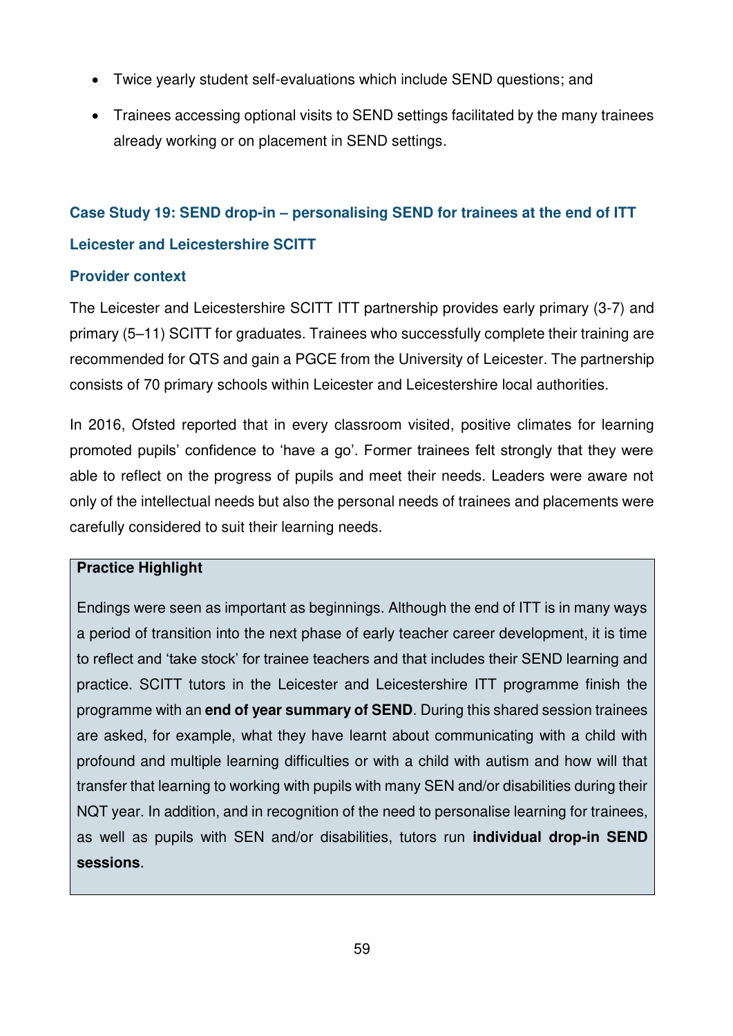- Twice yearly student self-evaluations which include SEND questions; and
- Trainees accessing optional visits to SEND settings facilitated by the many trainees already working or on placement in SEND settings.

### Case Study 19: SEND drop-in – personalising SEND for trainees at the end of ITT

### Leicester and Leicestershire SCITT

### Provider context

The Leicester and Leicestershire SCITT ITT partnership provides early primary (3-7) and primary (5–11) SCITT for graduates. Trainees who successfully complete their training are recommended for QTS and gain a PGCE from the University of Leicester. The partnership consists of 70 primary schools within Leicester and Leicestershire local authorities.

In 2016, Ofsted reported that in every classroom visited, positive climates for learning promoted pupils' confidence to 'have a go'. Former trainees felt strongly that they were able to reflect on the progress of pupils and meet their needs. Leaders were aware not only of the intellectual needs but also the personal needs of trainees and placements were carefully considered to suit their learning needs.

> **Practice Highlight**
>
> Endings were seen as important as beginnings. Although the end of ITT is in many ways a period of transition into the next phase of early teacher career development, it is time to reflect and 'take stock' for trainee teachers and that includes their SEND learning and practice. SCITT tutors in the Leicester and Leicestershire ITT programme finish the programme with an **end of year summary of SEND**. During this shared session trainees are asked, for example, what they have learnt about communicating with a child with profound and multiple learning difficulties or with a child with autism and how will that transfer that learning to working with pupils with many SEN and/or disabilities during their NQT year. In addition, and in recognition of the need to personalise learning for trainees, as well as pupils with SEN and/or disabilities, tutors run **individual drop-in SEND sessions**.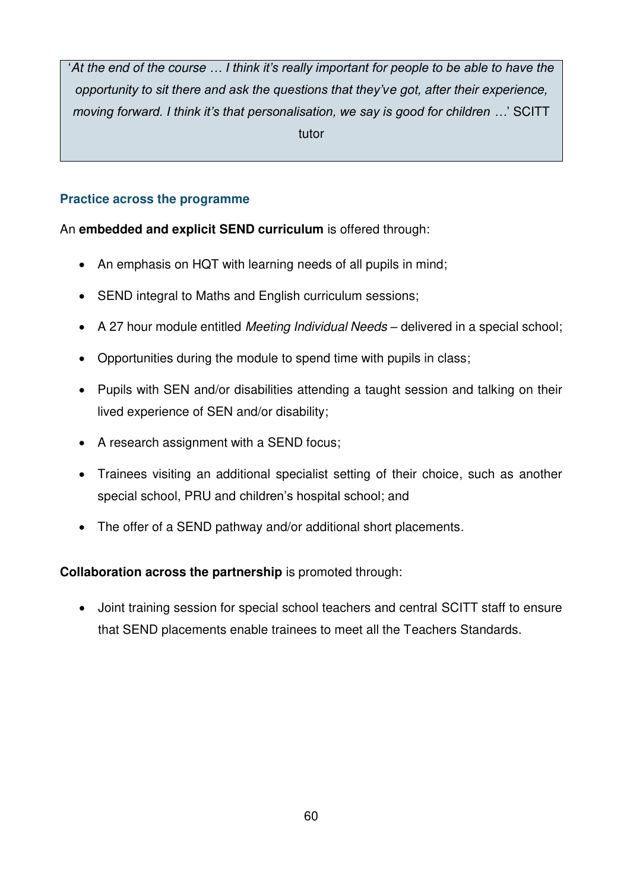> '*At the end of the course … I think it's really important for people to be able to have the opportunity to sit there and ask the questions that they've got, after their experience, moving forward. I think it's that personalisation, we say is good for children …*' SCITT tutor

### Practice across the programme

An **embedded and explicit SEND curriculum** is offered through:

- An emphasis on HQT with learning needs of all pupils in mind;
- SEND integral to Maths and English curriculum sessions;
- A 27 hour module entitled *Meeting Individual Needs* – delivered in a special school;
- Opportunities during the module to spend time with pupils in class;
- Pupils with SEN and/or disabilities attending a taught session and talking on their lived experience of SEN and/or disability;
- A research assignment with a SEND focus;
- Trainees visiting an additional specialist setting of their choice, such as another special school, PRU and children's hospital school; and
- The offer of a SEND pathway and/or additional short placements.

**Collaboration across the partnership** is promoted through:

- Joint training session for special school teachers and central SCITT staff to ensure that SEND placements enable trainees to meet all the Teachers Standards.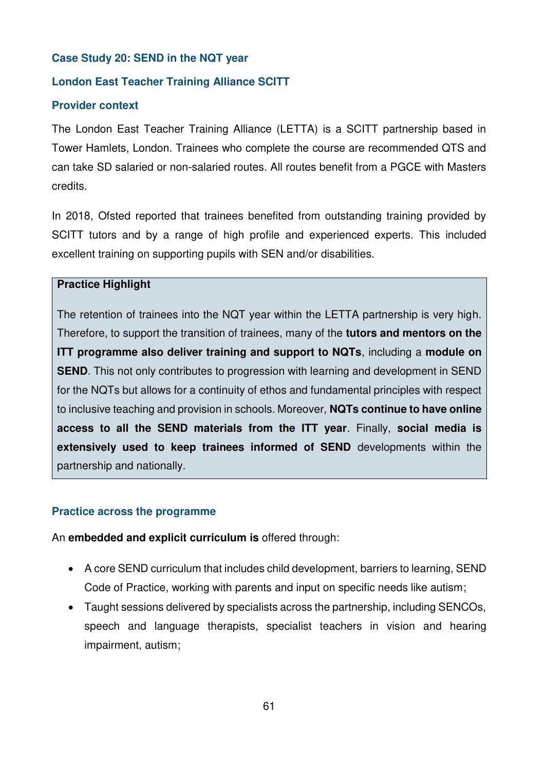### Case Study 20: SEND in the NQT year

### London East Teacher Training Alliance SCITT

### Provider context

The London East Teacher Training Alliance (LETTA) is a SCITT partnership based in Tower Hamlets, London. Trainees who complete the course are recommended QTS and can take SD salaried or non-salaried routes. All routes benefit from a PGCE with Masters credits.

In 2018, Ofsted reported that trainees benefited from outstanding training provided by SCITT tutors and by a range of high profile and experienced experts. This included excellent training on supporting pupils with SEN and/or disabilities.

> **Practice Highlight**
>
> The retention of trainees into the NQT year within the LETTA partnership is very high. Therefore, to support the transition of trainees, many of the **tutors and mentors on the ITT programme also deliver training and support to NQTs**, including a **module on SEND**. This not only contributes to progression with learning and development in SEND for the NQTs but allows for a continuity of ethos and fundamental principles with respect to inclusive teaching and provision in schools. Moreover, **NQTs continue to have online access to all the SEND materials from the ITT year**. Finally, **social media is extensively used to keep trainees informed of SEND** developments within the partnership and nationally.

### Practice across the programme

An **embedded and explicit curriculum is** offered through:

- A core SEND curriculum that includes child development, barriers to learning, SEND Code of Practice, working with parents and input on specific needs like autism;
- Taught sessions delivered by specialists across the partnership, including SENCOs, speech and language therapists, specialist teachers in vision and hearing impairment, autism;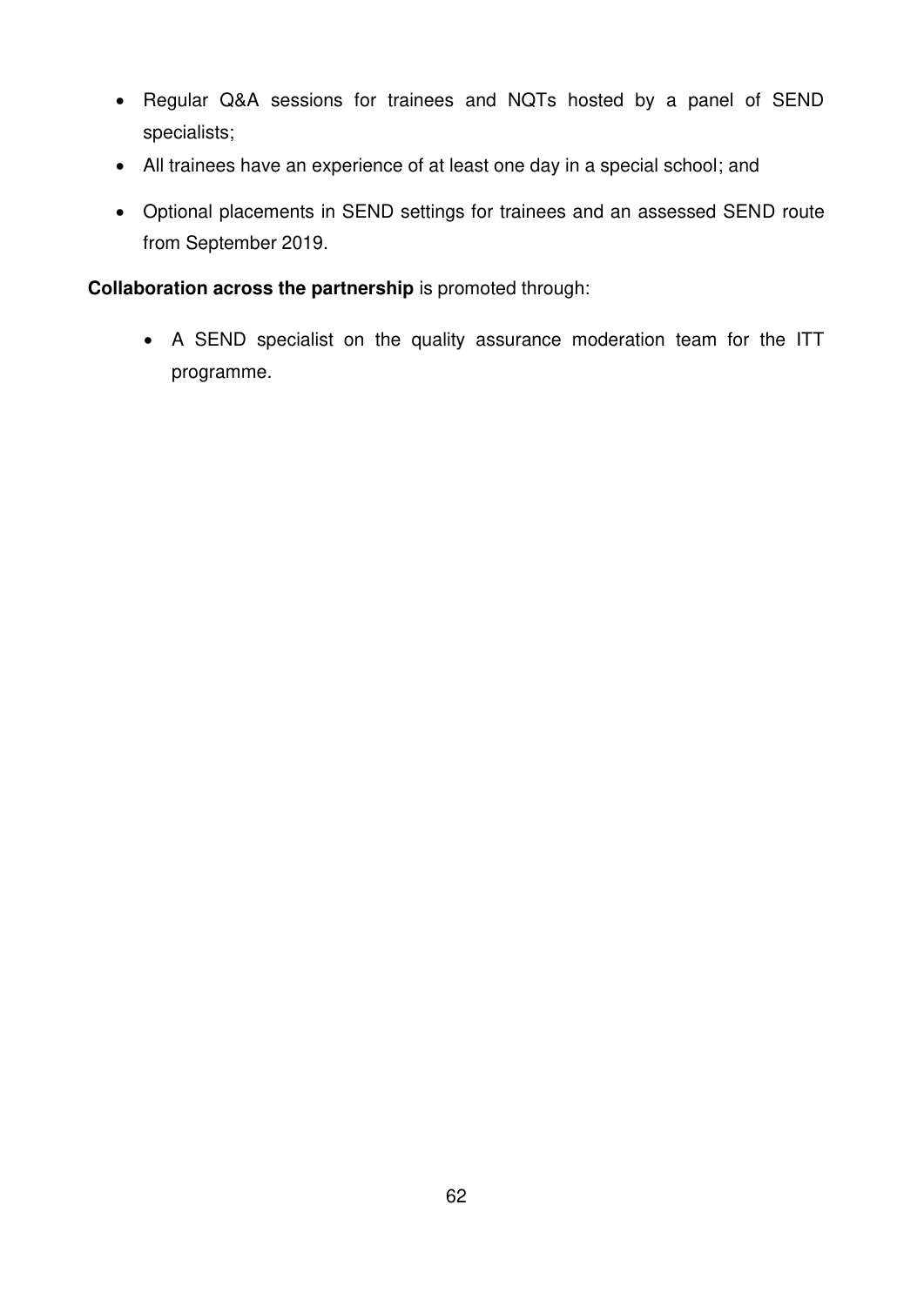- Regular Q&A sessions for trainees and NQTs hosted by a panel of SEND specialists;
- All trainees have an experience of at least one day in a special school; and
- Optional placements in SEND settings for trainees and an assessed SEND route from September 2019.

**Collaboration across the partnership** is promoted through:

- A SEND specialist on the quality assurance moderation team for the ITT programme.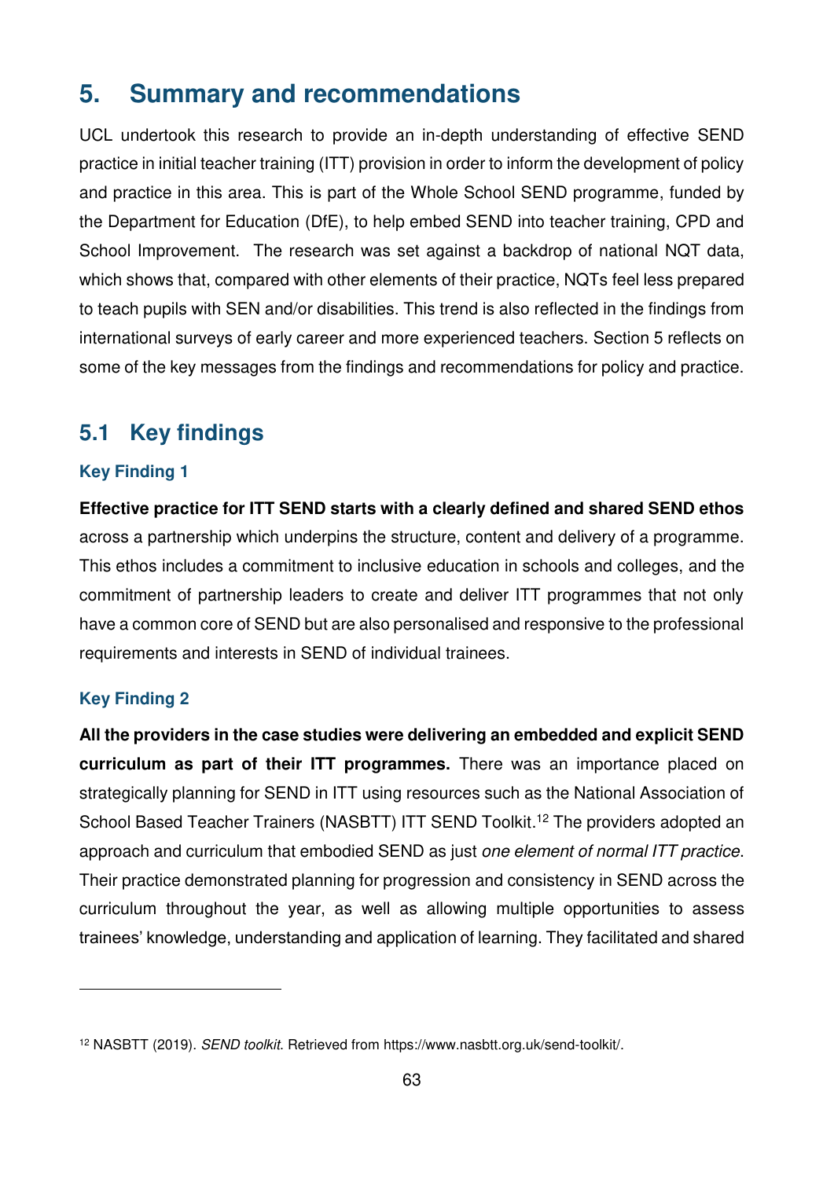# 5. Summary and recommendations

UCL undertook this research to provide an in-depth understanding of effective SEND practice in initial teacher training (ITT) provision in order to inform the development of policy and practice in this area. This is part of the Whole School SEND programme, funded by the Department for Education (DfE), to help embed SEND into teacher training, CPD and School Improvement. The research was set against a backdrop of national NQT data, which shows that, compared with other elements of their practice, NQTs feel less prepared to teach pupils with SEN and/or disabilities. This trend is also reflected in the findings from international surveys of early career and more experienced teachers. Section 5 reflects on some of the key messages from the findings and recommendations for policy and practice.

## 5.1 Key findings

### Key Finding 1

**Effective practice for ITT SEND starts with a clearly defined and shared SEND ethos** across a partnership which underpins the structure, content and delivery of a programme. This ethos includes a commitment to inclusive education in schools and colleges, and the commitment of partnership leaders to create and deliver ITT programmes that not only have a common core of SEND but are also personalised and responsive to the professional requirements and interests in SEND of individual trainees.

### Key Finding 2

**All the providers in the case studies were delivering an embedded and explicit SEND curriculum as part of their ITT programmes.** There was an importance placed on strategically planning for SEND in ITT using resources such as the National Association of School Based Teacher Trainers (NASBTT) ITT SEND Toolkit.[12] The providers adopted an approach and curriculum that embodied SEND as just *one element of normal ITT practice*. Their practice demonstrated planning for progression and consistency in SEND across the curriculum throughout the year, as well as allowing multiple opportunities to assess trainees' knowledge, understanding and application of learning. They facilitated and shared

[12] NASBTT (2019). *SEND toolkit*. Retrieved from https://www.nasbtt.org.uk/send-toolkit/.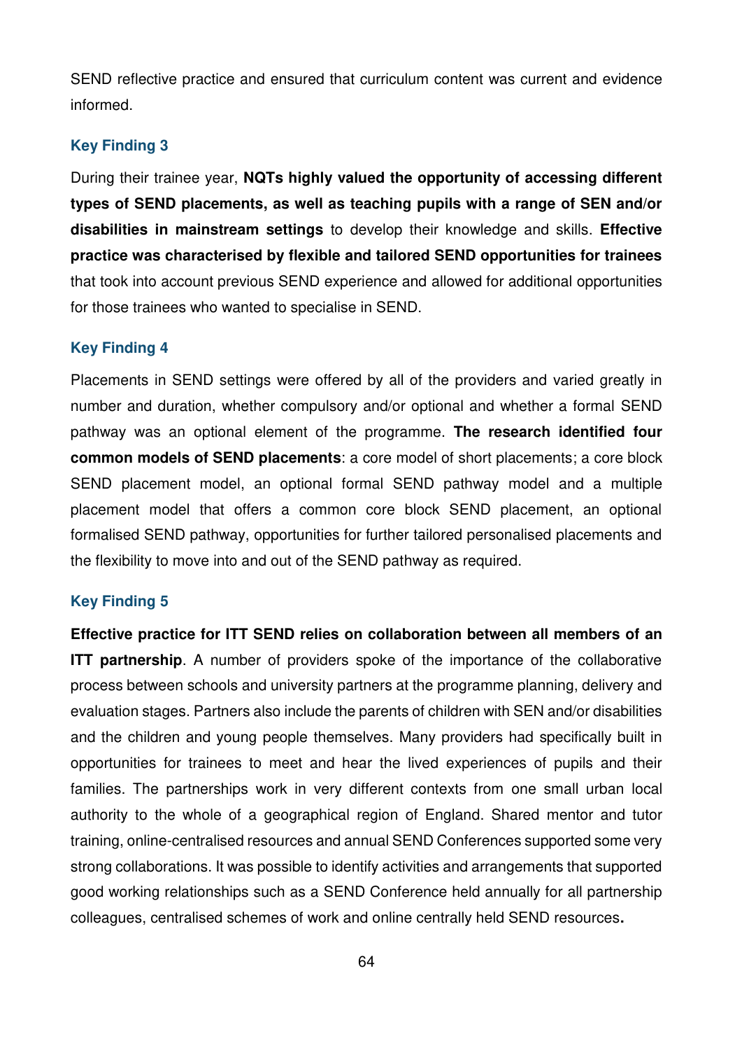SEND reflective practice and ensured that curriculum content was current and evidence informed.

### Key Finding 3

During their trainee year, **NQTs highly valued the opportunity of accessing different types of SEND placements, as well as teaching pupils with a range of SEN and/or disabilities in mainstream settings** to develop their knowledge and skills. **Effective practice was characterised by flexible and tailored SEND opportunities for trainees** that took into account previous SEND experience and allowed for additional opportunities for those trainees who wanted to specialise in SEND.

### Key Finding 4

Placements in SEND settings were offered by all of the providers and varied greatly in number and duration, whether compulsory and/or optional and whether a formal SEND pathway was an optional element of the programme. **The research identified four common models of SEND placements**: a core model of short placements; a core block SEND placement model, an optional formal SEND pathway model and a multiple placement model that offers a common core block SEND placement, an optional formalised SEND pathway, opportunities for further tailored personalised placements and the flexibility to move into and out of the SEND pathway as required.

### Key Finding 5

**Effective practice for ITT SEND relies on collaboration between all members of an ITT partnership**. A number of providers spoke of the importance of the collaborative process between schools and university partners at the programme planning, delivery and evaluation stages. Partners also include the parents of children with SEN and/or disabilities and the children and young people themselves. Many providers had specifically built in opportunities for trainees to meet and hear the lived experiences of pupils and their families. The partnerships work in very different contexts from one small urban local authority to the whole of a geographical region of England. Shared mentor and tutor training, online-centralised resources and annual SEND Conferences supported some very strong collaborations. It was possible to identify activities and arrangements that supported good working relationships such as a SEND Conference held annually for all partnership colleagues, centralised schemes of work and online centrally held SEND resources**.**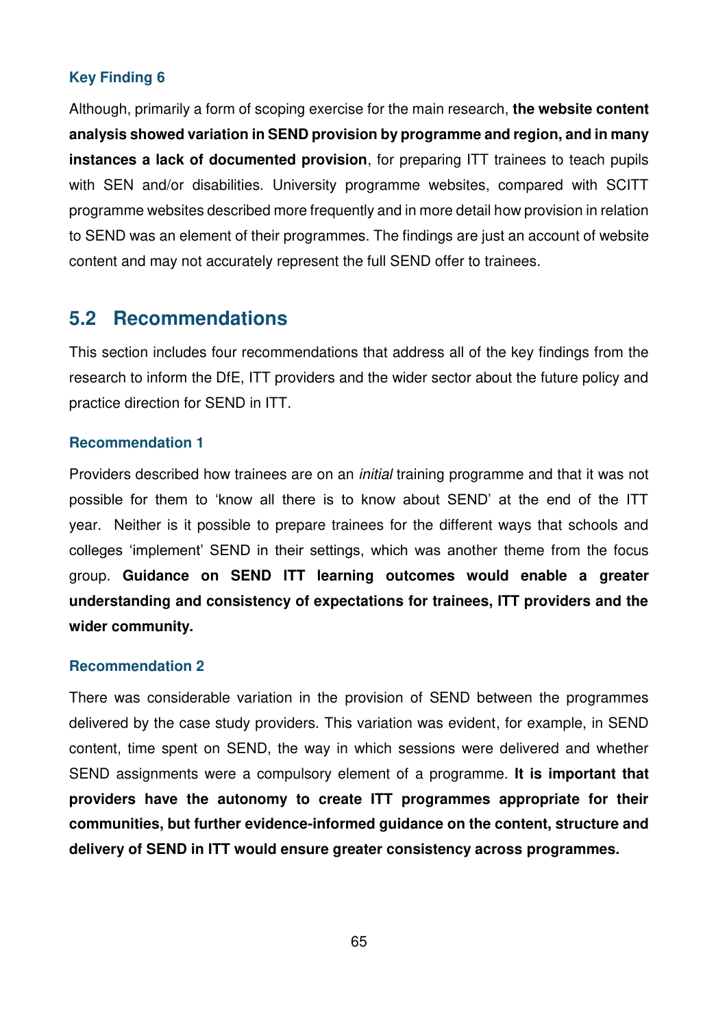### Key Finding 6

Although, primarily a form of scoping exercise for the main research, **the website content analysis showed variation in SEND provision by programme and region, and in many instances a lack of documented provision**, for preparing ITT trainees to teach pupils with SEN and/or disabilities. University programme websites, compared with SCITT programme websites described more frequently and in more detail how provision in relation to SEND was an element of their programmes. The findings are just an account of website content and may not accurately represent the full SEND offer to trainees.

## 5.2 Recommendations

This section includes four recommendations that address all of the key findings from the research to inform the DfE, ITT providers and the wider sector about the future policy and practice direction for SEND in ITT.

### Recommendation 1

Providers described how trainees are on an *initial* training programme and that it was not possible for them to 'know all there is to know about SEND' at the end of the ITT year. Neither is it possible to prepare trainees for the different ways that schools and colleges 'implement' SEND in their settings, which was another theme from the focus group. **Guidance on SEND ITT learning outcomes would enable a greater understanding and consistency of expectations for trainees, ITT providers and the wider community.**

### Recommendation 2

There was considerable variation in the provision of SEND between the programmes delivered by the case study providers. This variation was evident, for example, in SEND content, time spent on SEND, the way in which sessions were delivered and whether SEND assignments were a compulsory element of a programme. **It is important that providers have the autonomy to create ITT programmes appropriate for their communities, but further evidence-informed guidance on the content, structure and delivery of SEND in ITT would ensure greater consistency across programmes.**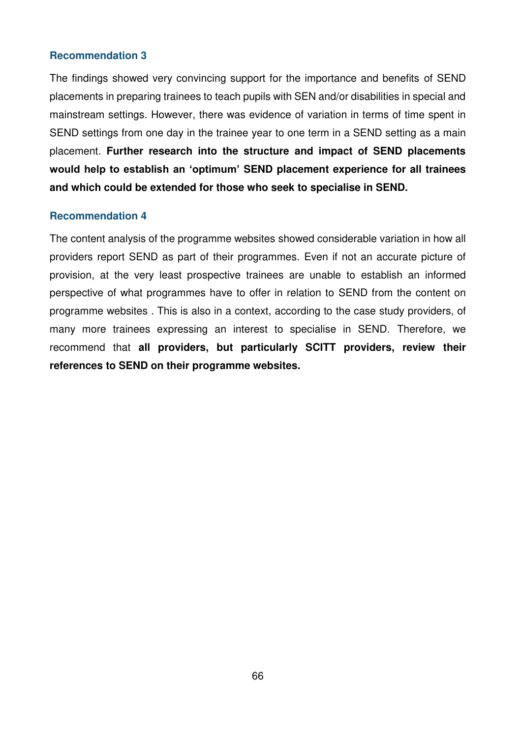### Recommendation 3

The findings showed very convincing support for the importance and benefits of SEND placements in preparing trainees to teach pupils with SEN and/or disabilities in special and mainstream settings. However, there was evidence of variation in terms of time spent in SEND settings from one day in the trainee year to one term in a SEND setting as a main placement. **Further research into the structure and impact of SEND placements would help to establish an 'optimum' SEND placement experience for all trainees and which could be extended for those who seek to specialise in SEND.**

### Recommendation 4

The content analysis of the programme websites showed considerable variation in how all providers report SEND as part of their programmes. Even if not an accurate picture of provision, at the very least prospective trainees are unable to establish an informed perspective of what programmes have to offer in relation to SEND from the content on programme websites . This is also in a context, according to the case study providers, of many more trainees expressing an interest to specialise in SEND. Therefore, we recommend that **all providers, but particularly SCITT providers, review their references to SEND on their programme websites.**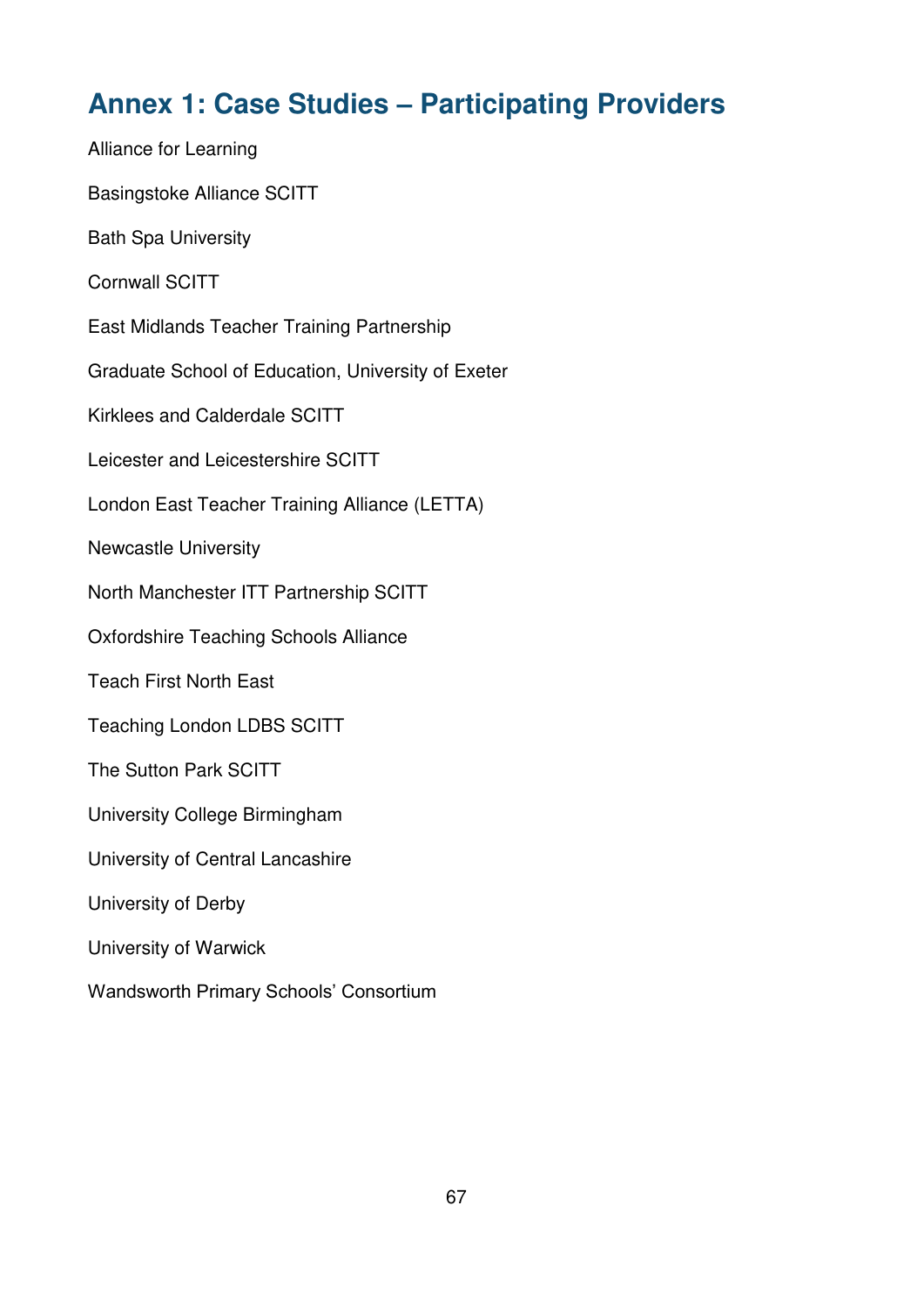# Annex 1: Case Studies – Participating Providers

Alliance for Learning

Basingstoke Alliance SCITT

Bath Spa University

Cornwall SCITT

East Midlands Teacher Training Partnership

Graduate School of Education, University of Exeter

Kirklees and Calderdale SCITT

Leicester and Leicestershire SCITT

London East Teacher Training Alliance (LETTA)

Newcastle University

North Manchester ITT Partnership SCITT

Oxfordshire Teaching Schools Alliance

Teach First North East

Teaching London LDBS SCITT

The Sutton Park SCITT

University College Birmingham

University of Central Lancashire

University of Derby

University of Warwick

Wandsworth Primary Schools' Consortium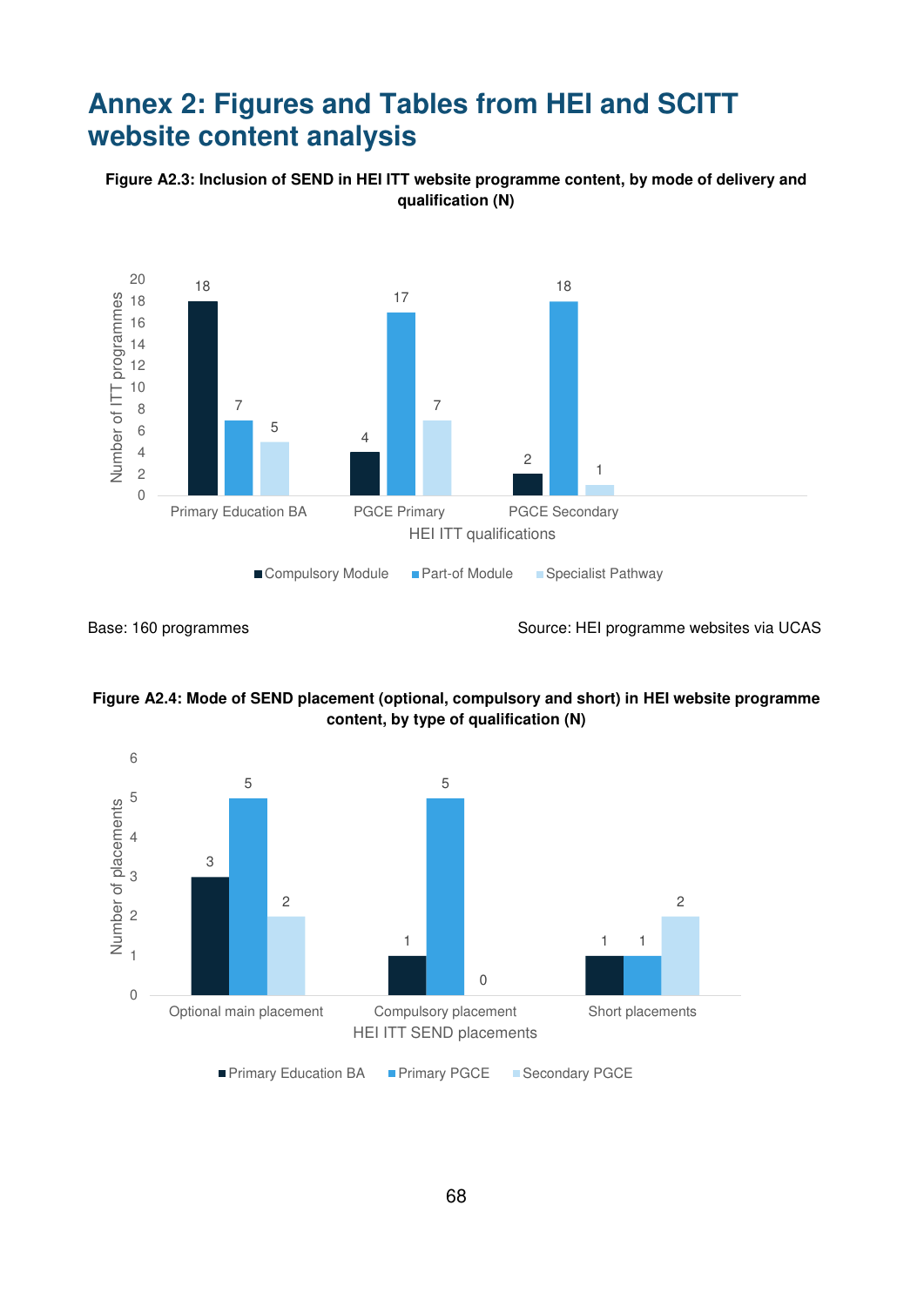# Annex 2: Figures and Tables from HEI and SCITT website content analysis

**Figure A2.3: Inclusion of SEND in HEI ITT website programme content, by mode of delivery and qualification (N)**

| HEI ITT qualifications | Compulsory Module | Part-of Module | Specialist Pathway |
|---|---|---|---|
| Primary Education BA | 18 | 7 | 5 |
| PGCE Primary | 4 | 17 | 7 |
| PGCE Secondary | 2 | 18 | 1 |

Base: 160 programmes

Source: HEI programme websites via UCAS

**Figure A2.4: Mode of SEND placement (optional, compulsory and short) in HEI website programme content, by type of qualification (N)**

| HEI ITT SEND placements | Primary Education BA | Primary PGCE | Secondary PGCE |
|---|---|---|---|
| Optional main placement | 3 | 5 | 2 |
| Compulsory placement | 1 | 5 | 0 |
| Short placements | 1 | 1 | 2 |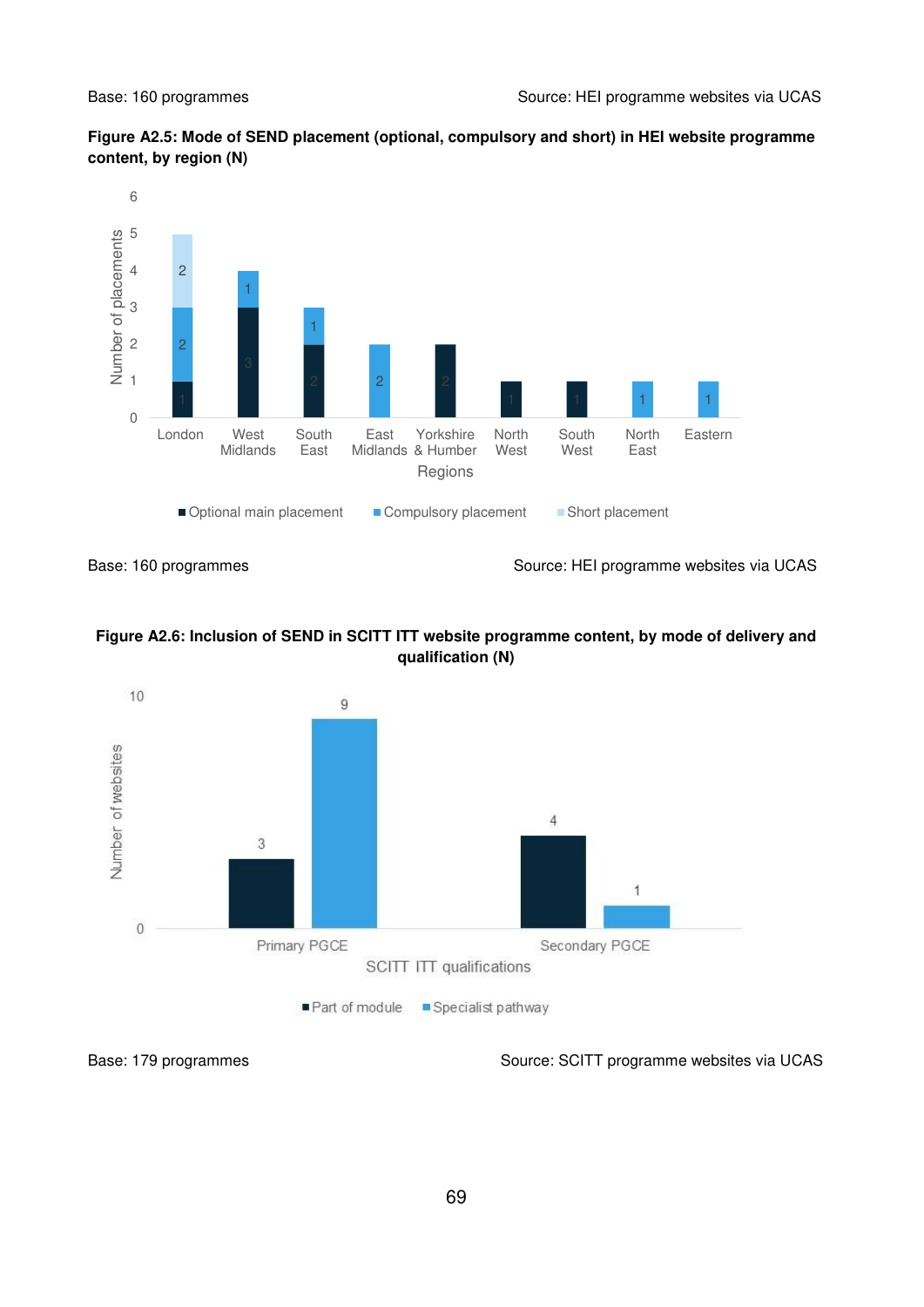Base: 160 programmes

Source: HEI programme websites via UCAS

**Figure A2.5: Mode of SEND placement (optional, compulsory and short) in HEI website programme content, by region (N)**

| Regions | Optional main placement | Compulsory placement | Short placement |
|---|---|---|---|
| London | 1 | 2 | 2 |
| West Midlands | 3 | 1 | |
| South East | 2 | 1 | |
| East Midlands | | 2 | |
| Yorkshire & Humber | 2 | | |
| North West | 1 | | |
| South West | 1 | | |
| North East | | 1 | |
| Eastern | | 1 | |

Base: 160 programmes

Source: HEI programme websites via UCAS

**Figure A2.6: Inclusion of SEND in SCITT ITT website programme content, by mode of delivery and qualification (N)**

| SCITT ITT qualifications | Part of module | Specialist pathway |
|---|---|---|
| Primary PGCE | 3 | 9 |
| Secondary PGCE | 4 | 1 |

Base: 179 programmes

Source: SCITT programme websites via UCAS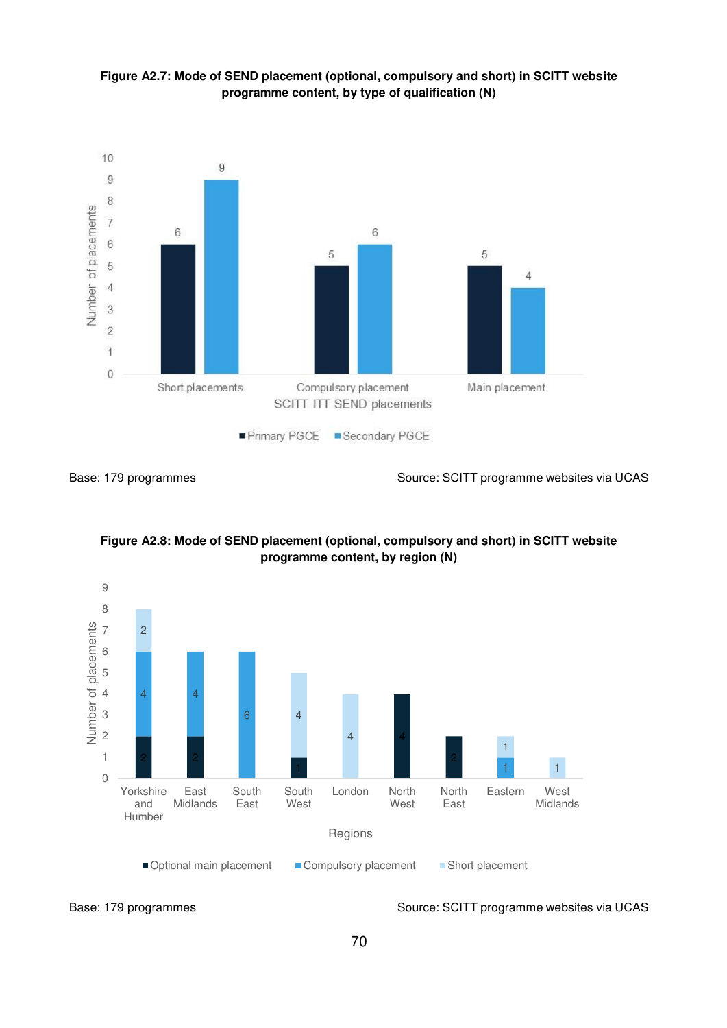**Figure A2.7: Mode of SEND placement (optional, compulsory and short) in SCITT website programme content, by type of qualification (N)**

| SCITT ITT SEND placements | Primary PGCE | Secondary PGCE |
|---|---|---|
| Short placements | 6 | 9 |
| Compulsory placement | 5 | 6 |
| Main placement | 5 | 4 |

Base: 179 programmes

Source: SCITT programme websites via UCAS

**Figure A2.8: Mode of SEND placement (optional, compulsory and short) in SCITT website programme content, by region (N)**

| Regions | Optional main placement | Compulsory placement | Short placement |
|---|---|---|---|
| Yorkshire and Humber | 2 | 4 | 2 |
| East Midlands | 2 | 4 | |
| South East | | 6 | |
| South West | 1 | | 4 |
| London | | | 4 |
| North West | 4 | | |
| North East | 2 | | |
| Eastern | | 1 | 1 |
| West Midlands | | | 1 |

Base: 179 programmes

Source: SCITT programme websites via UCAS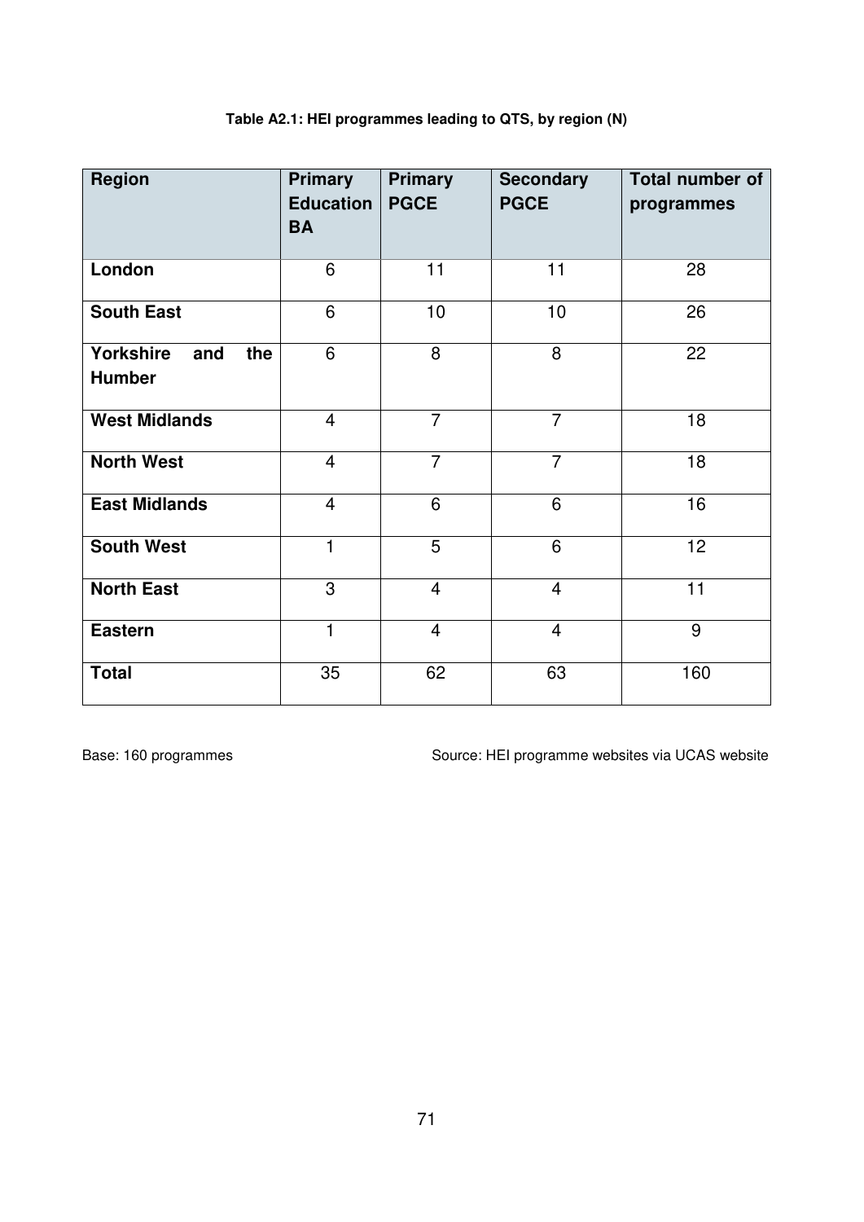**Table A2.1: HEI programmes leading to QTS, by region (N)**

| Region | Primary Education BA | Primary PGCE | Secondary PGCE | Total number of programmes |
|---|---|---|---|---|
| **London** | 6 | 11 | 11 | 28 |
| **South East** | 6 | 10 | 10 | 26 |
| **Yorkshire and the Humber** | 6 | 8 | 8 | 22 |
| **West Midlands** | 4 | 7 | 7 | 18 |
| **North West** | 4 | 7 | 7 | 18 |
| **East Midlands** | 4 | 6 | 6 | 16 |
| **South West** | 1 | 5 | 6 | 12 |
| **North East** | 3 | 4 | 4 | 11 |
| **Eastern** | 1 | 4 | 4 | 9 |
| **Total** | 35 | 62 | 63 | 160 |

Base: 160 programmes

Source: HEI programme websites via UCAS website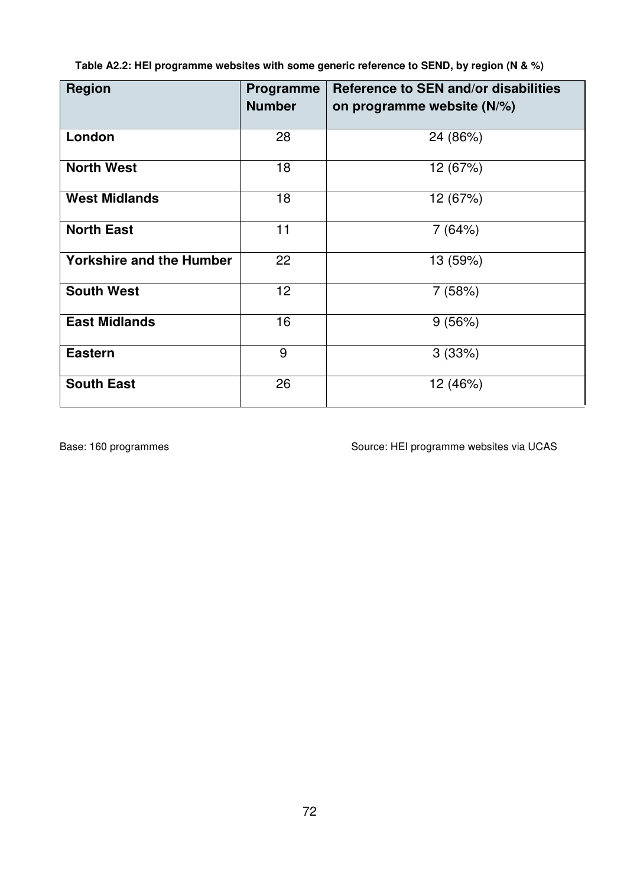**Table A2.2: HEI programme websites with some generic reference to SEND, by region (N & %)**

| Region | Programme Number | Reference to SEN and/or disabilities on programme website (N/%) |
|---|---|---|
| **London** | 28 | 24 (86%) |
| **North West** | 18 | 12 (67%) |
| **West Midlands** | 18 | 12 (67%) |
| **North East** | 11 | 7 (64%) |
| **Yorkshire and the Humber** | 22 | 13 (59%) |
| **South West** | 12 | 7 (58%) |
| **East Midlands** | 16 | 9 (56%) |
| **Eastern** | 9 | 3 (33%) |
| **South East** | 26 | 12 (46%) |

Base: 160 programmes

Source: HEI programme websites via UCAS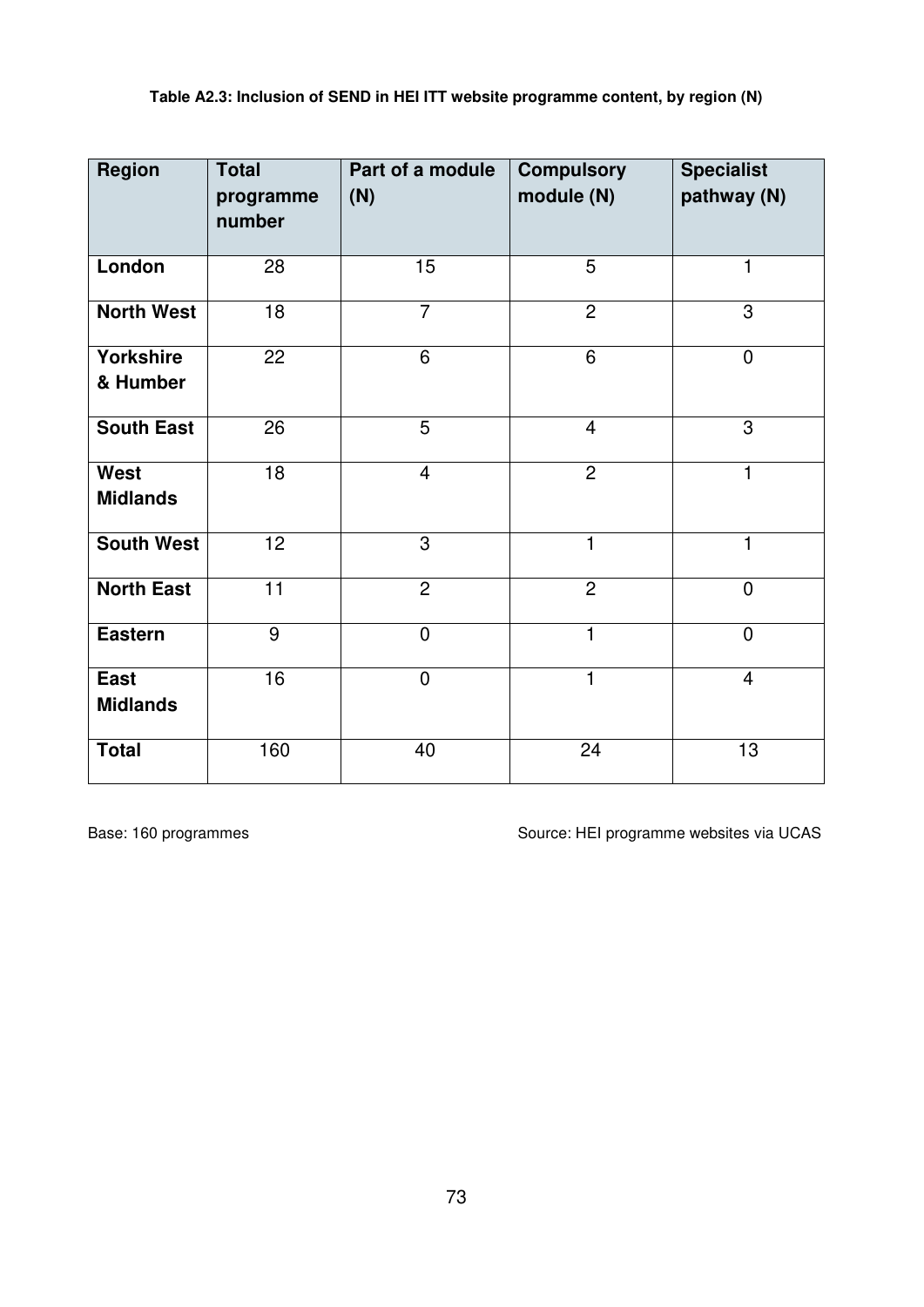**Table A2.3: Inclusion of SEND in HEI ITT website programme content, by region (N)**

| Region | Total programme number | Part of a module (N) | Compulsory module (N) | Specialist pathway (N) |
|---|---|---|---|---|
| **London** | 28 | 15 | 5 | 1 |
| **North West** | 18 | 7 | 2 | 3 |
| **Yorkshire & Humber** | 22 | 6 | 6 | 0 |
| **South East** | 26 | 5 | 4 | 3 |
| **West Midlands** | 18 | 4 | 2 | 1 |
| **South West** | 12 | 3 | 1 | 1 |
| **North East** | 11 | 2 | 2 | 0 |
| **Eastern** | 9 | 0 | 1 | 0 |
| **East Midlands** | 16 | 0 | 1 | 4 |
| **Total** | 160 | 40 | 24 | 13 |

Base: 160 programmes

Source: HEI programme websites via UCAS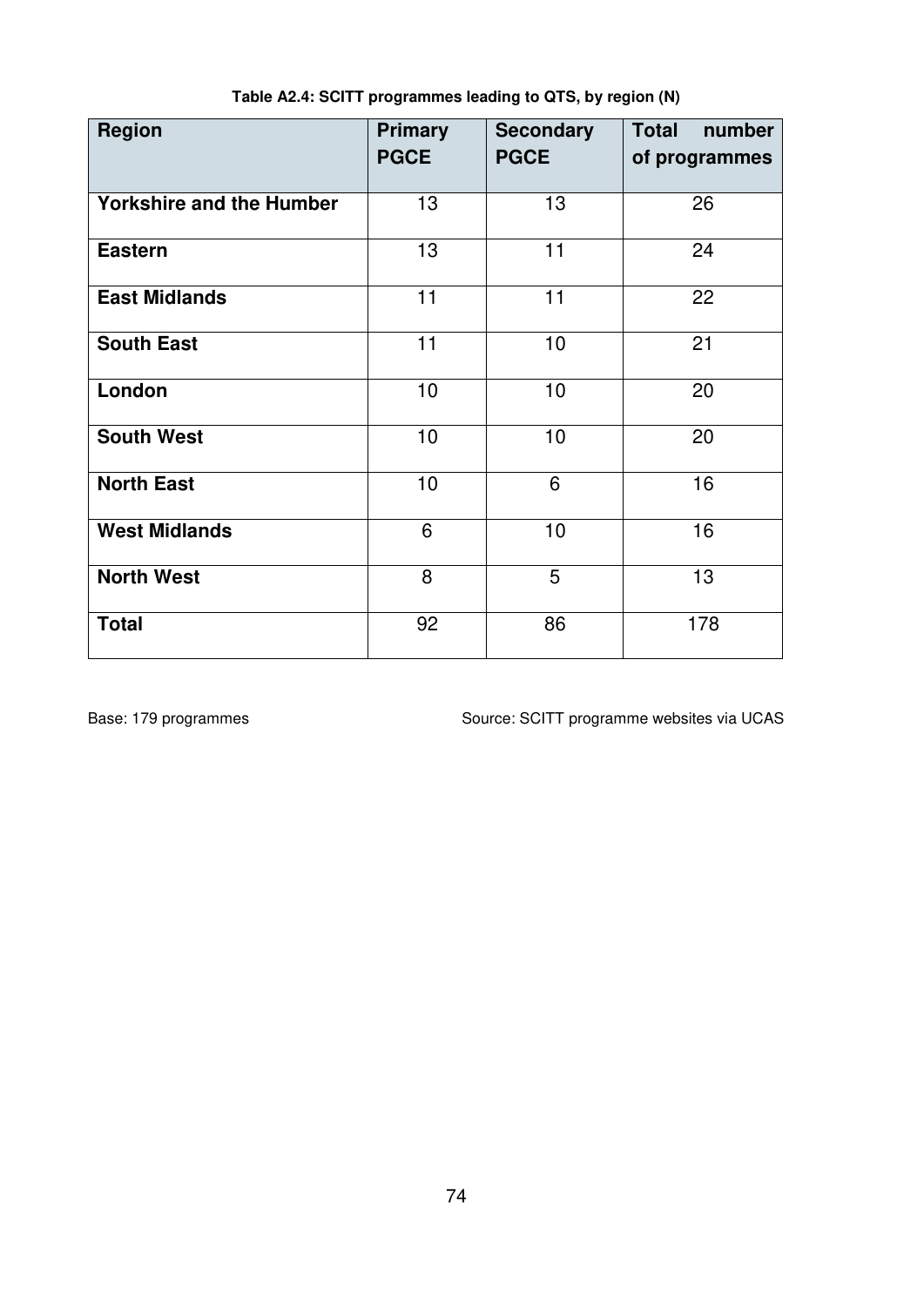**Table A2.4: SCITT programmes leading to QTS, by region (N)**

| Region | Primary PGCE | Secondary PGCE | Total number of programmes |
|---|---|---|---|
| **Yorkshire and the Humber** | 13 | 13 | 26 |
| **Eastern** | 13 | 11 | 24 |
| **East Midlands** | 11 | 11 | 22 |
| **South East** | 11 | 10 | 21 |
| **London** | 10 | 10 | 20 |
| **South West** | 10 | 10 | 20 |
| **North East** | 10 | 6 | 16 |
| **West Midlands** | 6 | 10 | 16 |
| **North West** | 8 | 5 | 13 |
| **Total** | 92 | 86 | 178 |

Base: 179 programmes

Source: SCITT programme websites via UCAS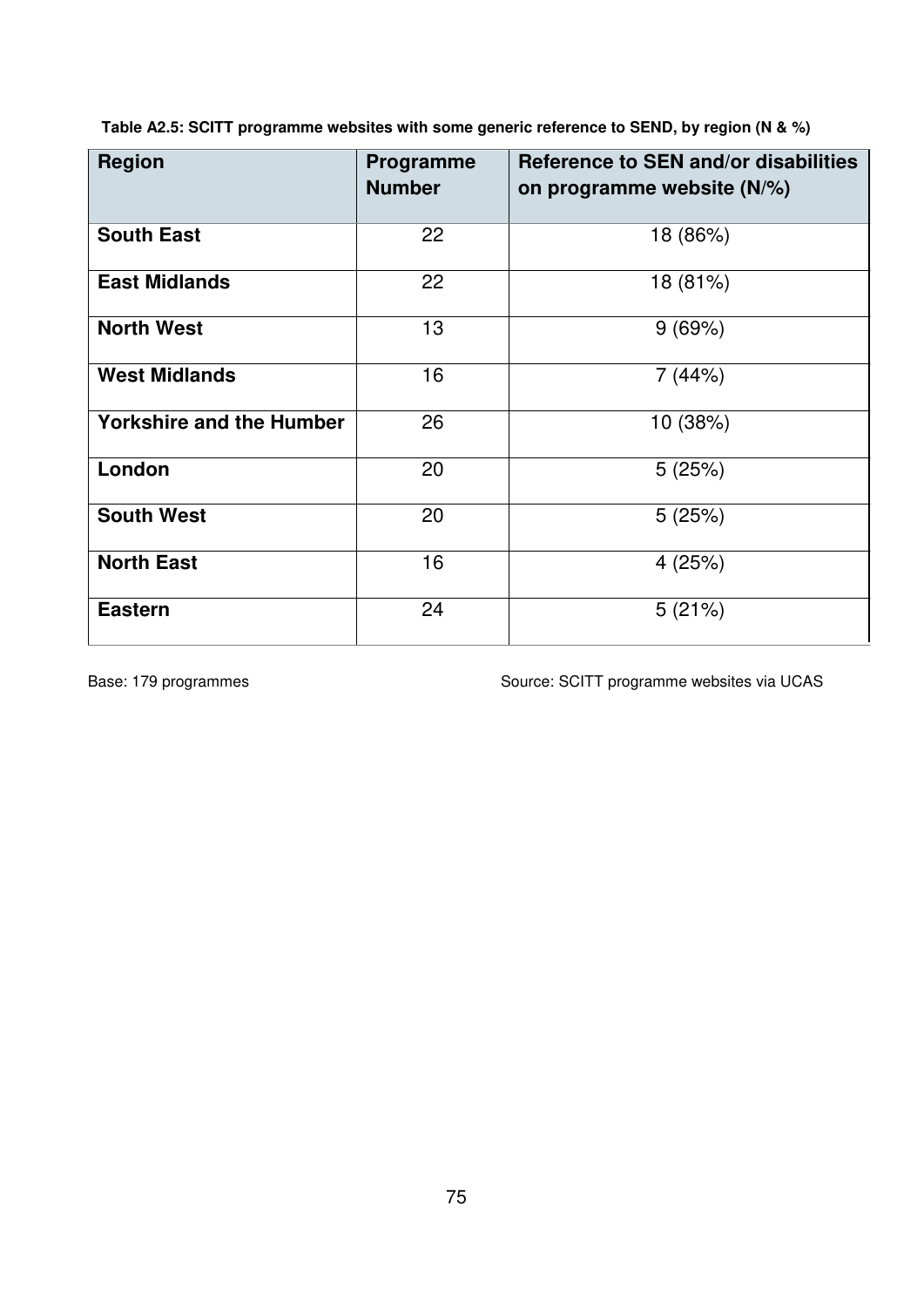**Table A2.5: SCITT programme websites with some generic reference to SEND, by region (N & %)**

| Region | Programme Number | Reference to SEN and/or disabilities on programme website (N/%) |
|---|---|---|
| **South East** | 22 | 18 (86%) |
| **East Midlands** | 22 | 18 (81%) |
| **North West** | 13 | 9 (69%) |
| **West Midlands** | 16 | 7 (44%) |
| **Yorkshire and the Humber** | 26 | 10 (38%) |
| **London** | 20 | 5 (25%) |
| **South West** | 20 | 5 (25%) |
| **North East** | 16 | 4 (25%) |
| **Eastern** | 24 | 5 (21%) |

Base: 179 programmes

Source: SCITT programme websites via UCAS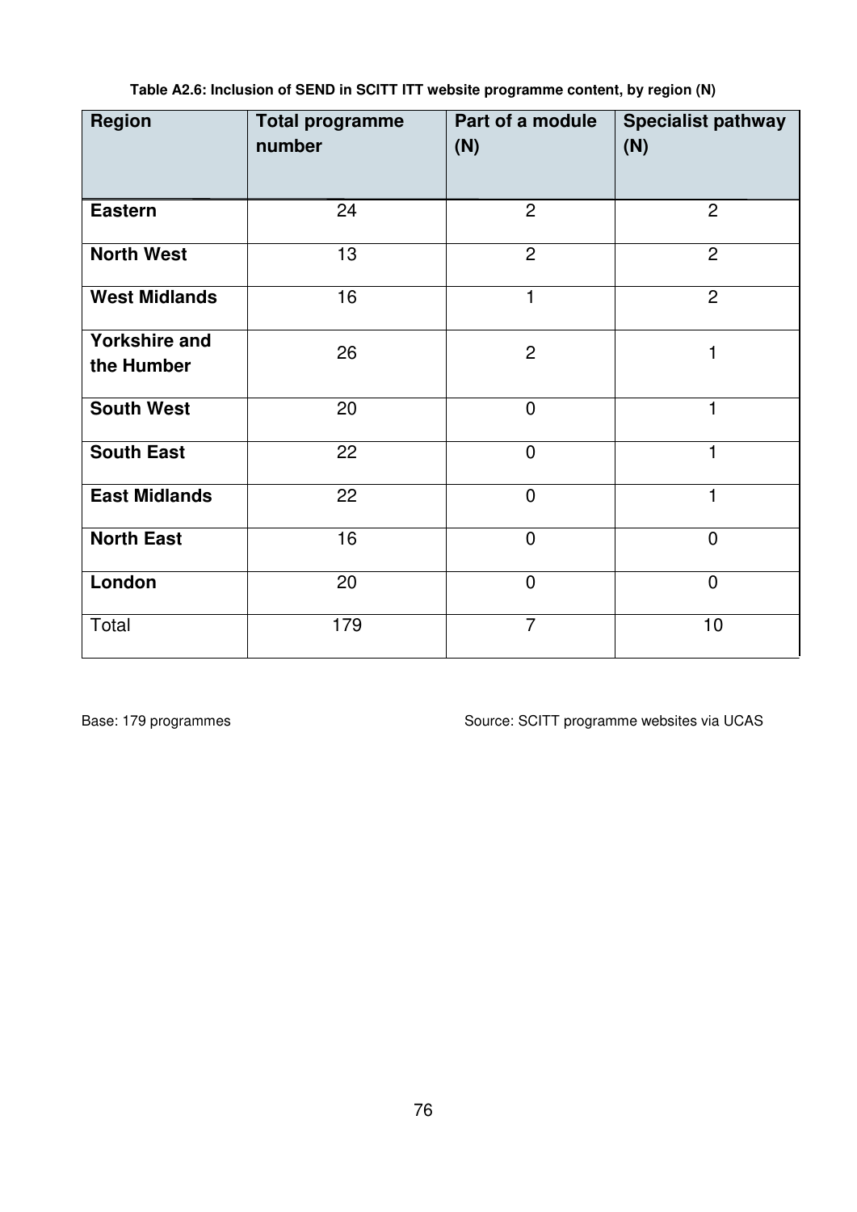**Table A2.6: Inclusion of SEND in SCITT ITT website programme content, by region (N)**

| Region | Total programme number | Part of a module (N) | Specialist pathway (N) |
|---|---|---|---|
| **Eastern** | 24 | 2 | 2 |
| **North West** | 13 | 2 | 2 |
| **West Midlands** | 16 | 1 | 2 |
| **Yorkshire and the Humber** | 26 | 2 | 1 |
| **South West** | 20 | 0 | 1 |
| **South East** | 22 | 0 | 1 |
| **East Midlands** | 22 | 0 | 1 |
| **North East** | 16 | 0 | 0 |
| **London** | 20 | 0 | 0 |
| Total | 179 | 7 | 10 |

Base: 179 programmes

Source: SCITT programme websites via UCAS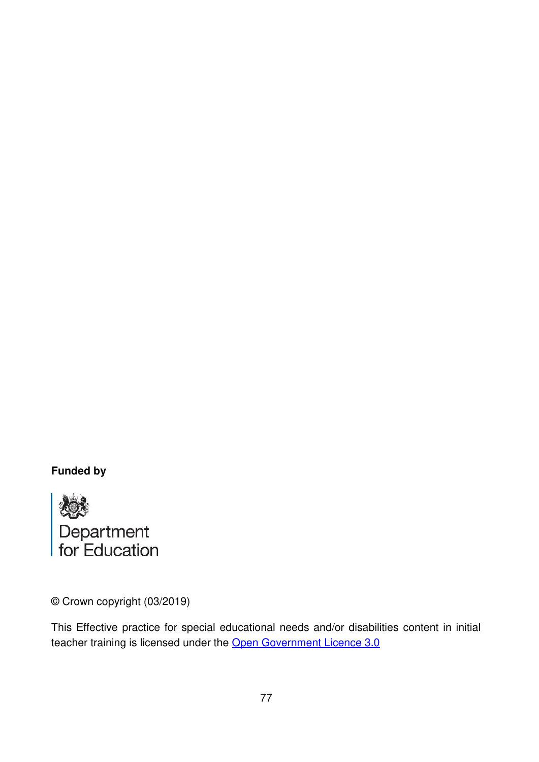**Funded by**

Department
for Education

© Crown copyright (03/2019)

This Effective practice for special educational needs and/or disabilities content in initial teacher training is licensed under the [Open Government Licence 3.0](https://www.nationalarchives.gov.uk/doc/open-government-licence/version/3/)